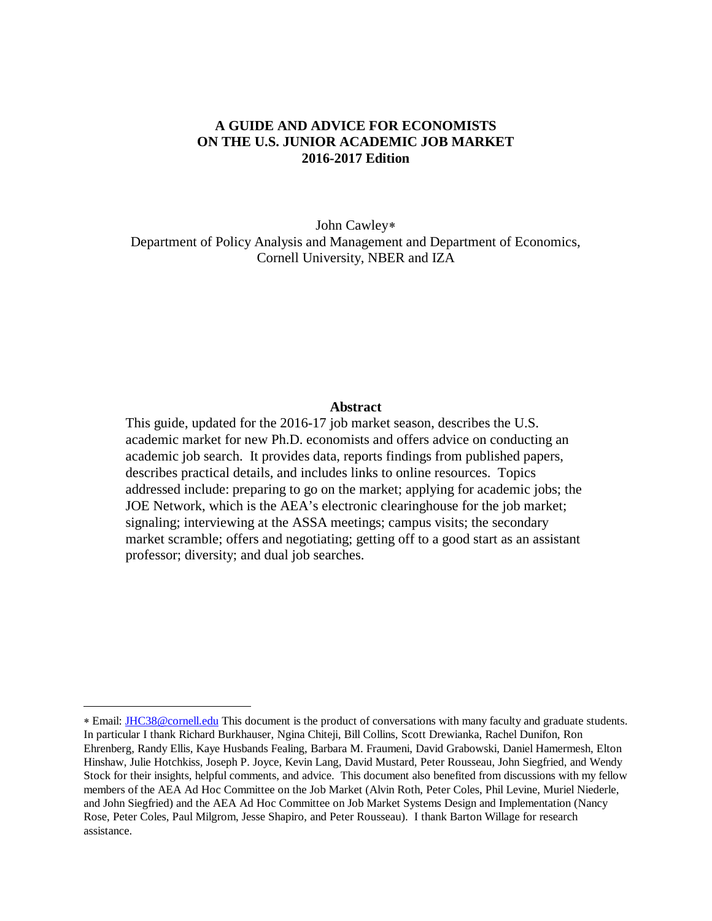# A GUIDE AND ADVICE FOR ECONOMISTS ON THE U.S. JUNIOR ACADEMIC JOB MARKET
## 2016-2017 Edition

John Cawley∗
Department of Policy Analysis and Management and Department of Economics, Cornell University, NBER and IZA

**Abstract**

This guide, updated for the 2016-17 job market season, describes the U.S. academic market for new Ph.D. economists and offers advice on conducting an academic job search. It provides data, reports findings from published papers, describes practical details, and includes links to online resources. Topics addressed include: preparing to go on the market; applying for academic jobs; the JOE Network, which is the AEA's electronic clearinghouse for the job market; signaling; interviewing at the ASSA meetings; campus visits; the secondary market scramble; offers and negotiating; getting off to a good start as an assistant professor; diversity; and dual job searches.

---

∗ Email: JHC38@cornell.edu This document is the product of conversations with many faculty and graduate students. In particular I thank Richard Burkhauser, Ngina Chiteji, Bill Collins, Scott Drewianka, Rachel Dunifon, Ron Ehrenberg, Randy Ellis, Kaye Husbands Fealing, Barbara M. Fraumeni, David Grabowski, Daniel Hamermesh, Elton Hinshaw, Julie Hotchkiss, Joseph P. Joyce, Kevin Lang, David Mustard, Peter Rousseau, John Siegfried, and Wendy Stock for their insights, helpful comments, and advice. This document also benefited from discussions with my fellow members of the AEA Ad Hoc Committee on the Job Market (Alvin Roth, Peter Coles, Phil Levine, Muriel Niederle, and John Siegfried) and the AEA Ad Hoc Committee on Job Market Systems Design and Implementation (Nancy Rose, Peter Coles, Paul Milgrom, Jesse Shapiro, and Peter Rousseau). I thank Barton Willage for research assistance.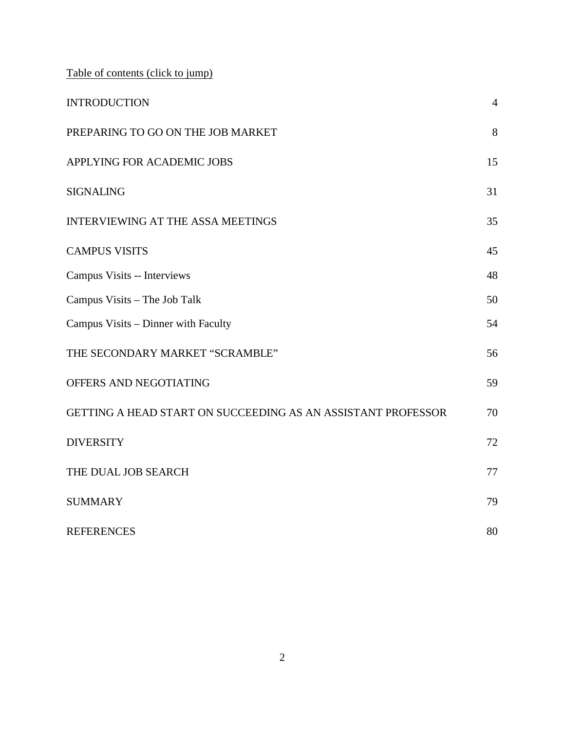Table of contents (click to jump)

| | |
|---|---|
| INTRODUCTION | 4 |
| PREPARING TO GO ON THE JOB MARKET | 8 |
| APPLYING FOR ACADEMIC JOBS | 15 |
| SIGNALING | 31 |
| INTERVIEWING AT THE ASSA MEETINGS | 35 |
| CAMPUS VISITS | 45 |
| Campus Visits -- Interviews | 48 |
| Campus Visits – The Job Talk | 50 |
| Campus Visits – Dinner with Faculty | 54 |
| THE SECONDARY MARKET “SCRAMBLE” | 56 |
| OFFERS AND NEGOTIATING | 59 |
| GETTING A HEAD START ON SUCCEEDING AS AN ASSISTANT PROFESSOR | 70 |
| DIVERSITY | 72 |
| THE DUAL JOB SEARCH | 77 |
| SUMMARY | 79 |
| REFERENCES | 80 |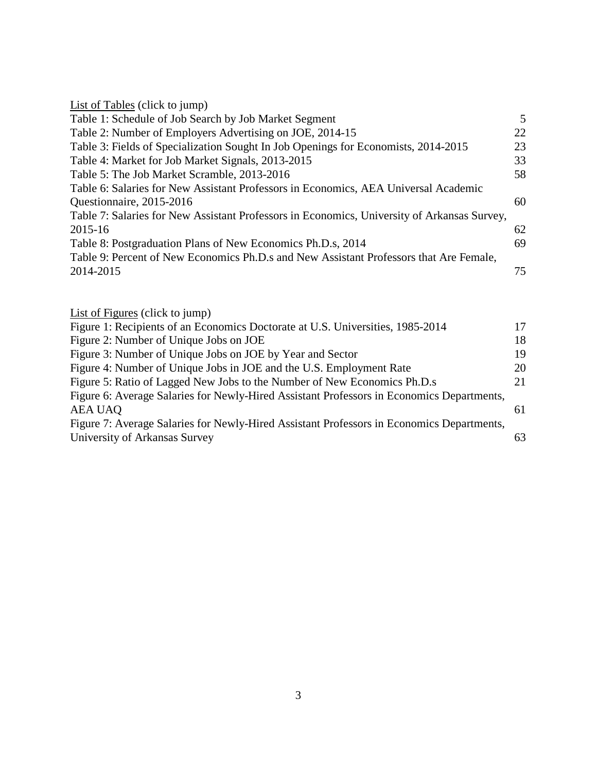<u>List of Tables</u> (click to jump)

| | |
|---|---|
| Table 1: Schedule of Job Search by Job Market Segment | 5 |
| Table 2: Number of Employers Advertising on JOE, 2014-15 | 22 |
| Table 3: Fields of Specialization Sought In Job Openings for Economists, 2014-2015 | 23 |
| Table 4: Market for Job Market Signals, 2013-2015 | 33 |
| Table 5: The Job Market Scramble, 2013-2016 | 58 |
| Table 6: Salaries for New Assistant Professors in Economics, AEA Universal Academic Questionnaire, 2015-2016 | 60 |
| Table 7: Salaries for New Assistant Professors in Economics, University of Arkansas Survey, 2015-16 | 62 |
| Table 8: Postgraduation Plans of New Economics Ph.D.s, 2014 | 69 |
| Table 9: Percent of New Economics Ph.D.s and New Assistant Professors that Are Female, 2014-2015 | 75 |

<u>List of Figures</u> (click to jump)

| | |
|---|---|
| Figure 1: Recipients of an Economics Doctorate at U.S. Universities, 1985-2014 | 17 |
| Figure 2: Number of Unique Jobs on JOE | 18 |
| Figure 3: Number of Unique Jobs on JOE by Year and Sector | 19 |
| Figure 4: Number of Unique Jobs in JOE and the U.S. Employment Rate | 20 |
| Figure 5: Ratio of Lagged New Jobs to the Number of New Economics Ph.D.s | 21 |
| Figure 6: Average Salaries for Newly-Hired Assistant Professors in Economics Departments, AEA UAQ | 61 |
| Figure 7: Average Salaries for Newly-Hired Assistant Professors in Economics Departments, University of Arkansas Survey | 63 |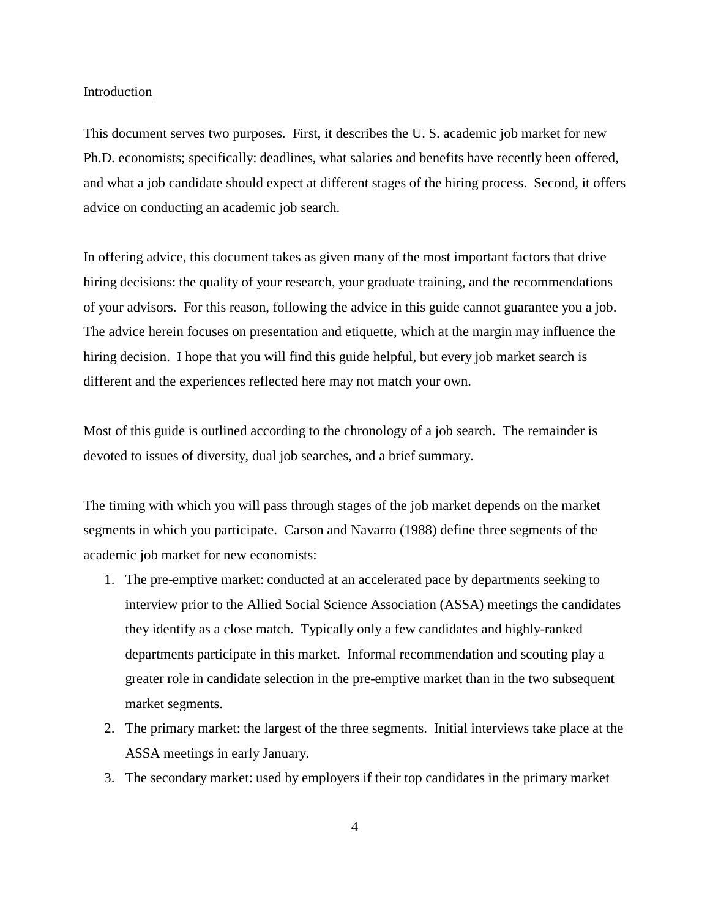## Introduction

This document serves two purposes. First, it describes the U. S. academic job market for new Ph.D. economists; specifically: deadlines, what salaries and benefits have recently been offered, and what a job candidate should expect at different stages of the hiring process. Second, it offers advice on conducting an academic job search.

In offering advice, this document takes as given many of the most important factors that drive hiring decisions: the quality of your research, your graduate training, and the recommendations of your advisors. For this reason, following the advice in this guide cannot guarantee you a job. The advice herein focuses on presentation and etiquette, which at the margin may influence the hiring decision. I hope that you will find this guide helpful, but every job market search is different and the experiences reflected here may not match your own.

Most of this guide is outlined according to the chronology of a job search. The remainder is devoted to issues of diversity, dual job searches, and a brief summary.

The timing with which you will pass through stages of the job market depends on the market segments in which you participate. Carson and Navarro (1988) define three segments of the academic job market for new economists:

1. The pre-emptive market: conducted at an accelerated pace by departments seeking to interview prior to the Allied Social Science Association (ASSA) meetings the candidates they identify as a close match. Typically only a few candidates and highly-ranked departments participate in this market. Informal recommendation and scouting play a greater role in candidate selection in the pre-emptive market than in the two subsequent market segments.
2. The primary market: the largest of the three segments. Initial interviews take place at the ASSA meetings in early January.
3. The secondary market: used by employers if their top candidates in the primary market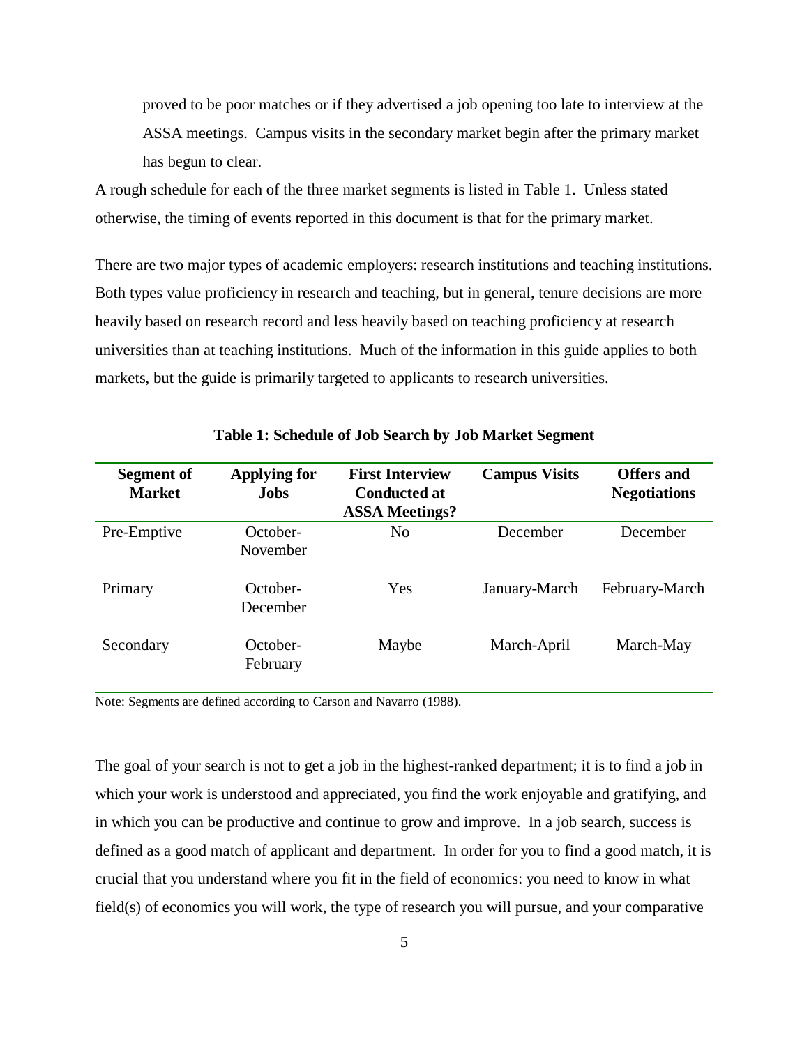proved to be poor matches or if they advertised a job opening too late to interview at the ASSA meetings. Campus visits in the secondary market begin after the primary market has begun to clear.

A rough schedule for each of the three market segments is listed in Table 1. Unless stated otherwise, the timing of events reported in this document is that for the primary market.

There are two major types of academic employers: research institutions and teaching institutions. Both types value proficiency in research and teaching, but in general, tenure decisions are more heavily based on research record and less heavily based on teaching proficiency at research universities than at teaching institutions. Much of the information in this guide applies to both markets, but the guide is primarily targeted to applicants to research universities.

**Table 1: Schedule of Job Search by Job Market Segment**

| Segment of Market | Applying for Jobs | First Interview Conducted at ASSA Meetings? | Campus Visits | Offers and Negotiations |
|---|---|---|---|---|
| Pre-Emptive | October-November | No | December | December |
| Primary | October-December | Yes | January-March | February-March |
| Secondary | October-February | Maybe | March-April | March-May |

Note: Segments are defined according to Carson and Navarro (1988).

The goal of your search is not to get a job in the highest-ranked department; it is to find a job in which your work is understood and appreciated, you find the work enjoyable and gratifying, and in which you can be productive and continue to grow and improve. In a job search, success is defined as a good match of applicant and department. In order for you to find a good match, it is crucial that you understand where you fit in the field of economics: you need to know in what field(s) of economics you will work, the type of research you will pursue, and your comparative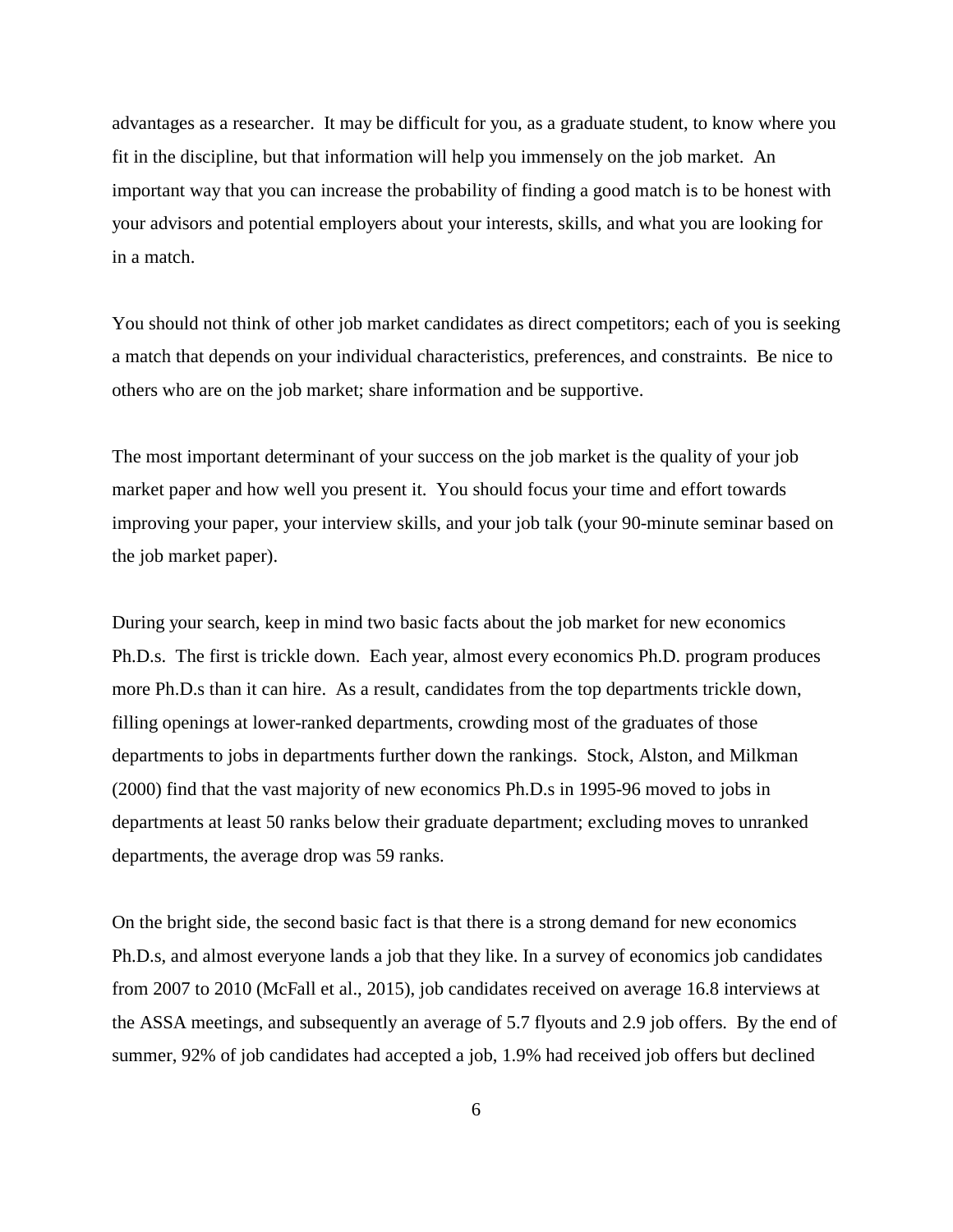advantages as a researcher. It may be difficult for you, as a graduate student, to know where you fit in the discipline, but that information will help you immensely on the job market. An important way that you can increase the probability of finding a good match is to be honest with your advisors and potential employers about your interests, skills, and what you are looking for in a match.

You should not think of other job market candidates as direct competitors; each of you is seeking a match that depends on your individual characteristics, preferences, and constraints. Be nice to others who are on the job market; share information and be supportive.

The most important determinant of your success on the job market is the quality of your job market paper and how well you present it. You should focus your time and effort towards improving your paper, your interview skills, and your job talk (your 90-minute seminar based on the job market paper).

During your search, keep in mind two basic facts about the job market for new economics Ph.D.s. The first is trickle down. Each year, almost every economics Ph.D. program produces more Ph.D.s than it can hire. As a result, candidates from the top departments trickle down, filling openings at lower-ranked departments, crowding most of the graduates of those departments to jobs in departments further down the rankings. Stock, Alston, and Milkman (2000) find that the vast majority of new economics Ph.D.s in 1995-96 moved to jobs in departments at least 50 ranks below their graduate department; excluding moves to unranked departments, the average drop was 59 ranks.

On the bright side, the second basic fact is that there is a strong demand for new economics Ph.D.s, and almost everyone lands a job that they like. In a survey of economics job candidates from 2007 to 2010 (McFall et al., 2015), job candidates received on average 16.8 interviews at the ASSA meetings, and subsequently an average of 5.7 flyouts and 2.9 job offers. By the end of summer, 92% of job candidates had accepted a job, 1.9% had received job offers but declined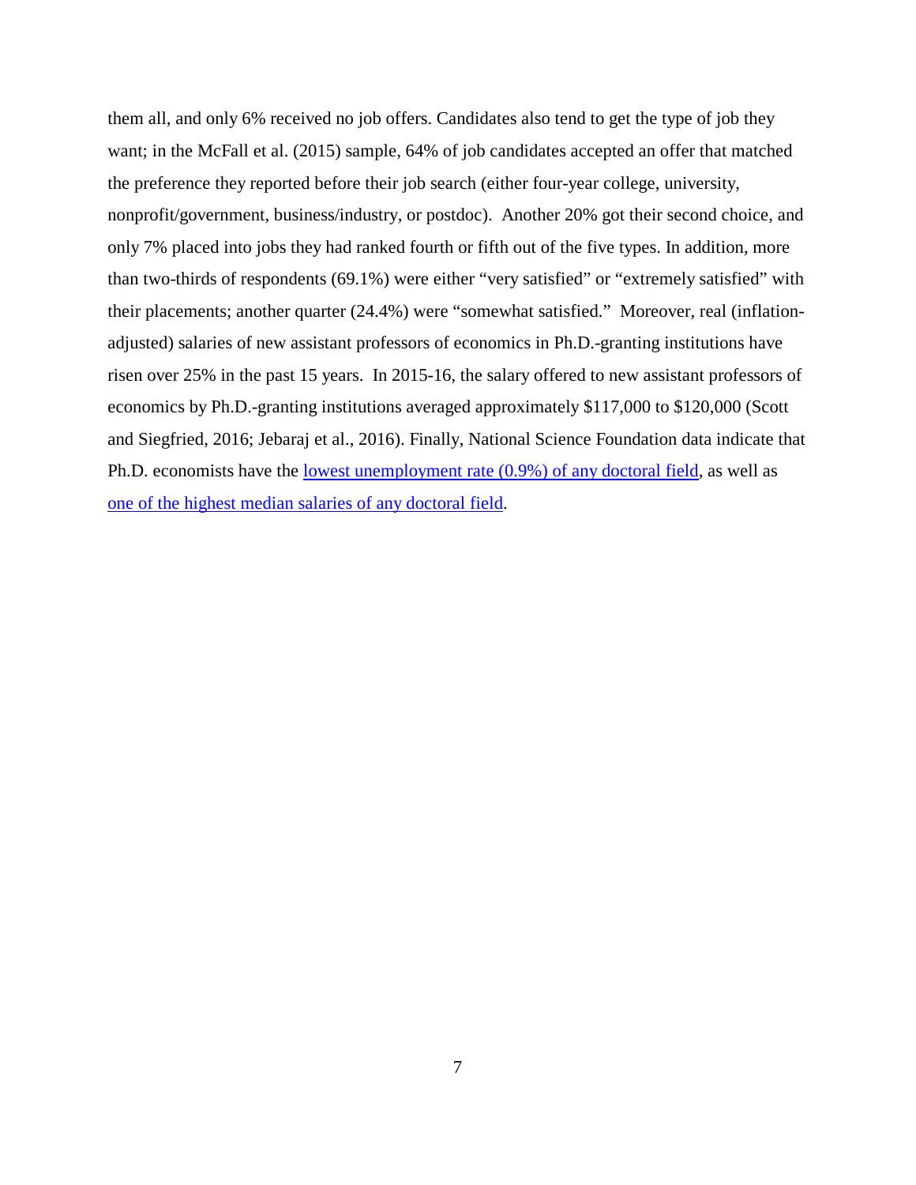them all, and only 6% received no job offers. Candidates also tend to get the type of job they want; in the McFall et al. (2015) sample, 64% of job candidates accepted an offer that matched the preference they reported before their job search (either four-year college, university, nonprofit/government, business/industry, or postdoc). Another 20% got their second choice, and only 7% placed into jobs they had ranked fourth or fifth out of the five types. In addition, more than two-thirds of respondents (69.1%) were either "very satisfied" or "extremely satisfied" with their placements; another quarter (24.4%) were "somewhat satisfied." Moreover, real (inflation-adjusted) salaries of new assistant professors of economics in Ph.D.-granting institutions have risen over 25% in the past 15 years. In 2015-16, the salary offered to new assistant professors of economics by Ph.D.-granting institutions averaged approximately $117,000 to $120,000 (Scott and Siegfried, 2016; Jebaraj et al., 2016). Finally, National Science Foundation data indicate that Ph.D. economists have the lowest unemployment rate (0.9%) of any doctoral field, as well as one of the highest median salaries of any doctoral field.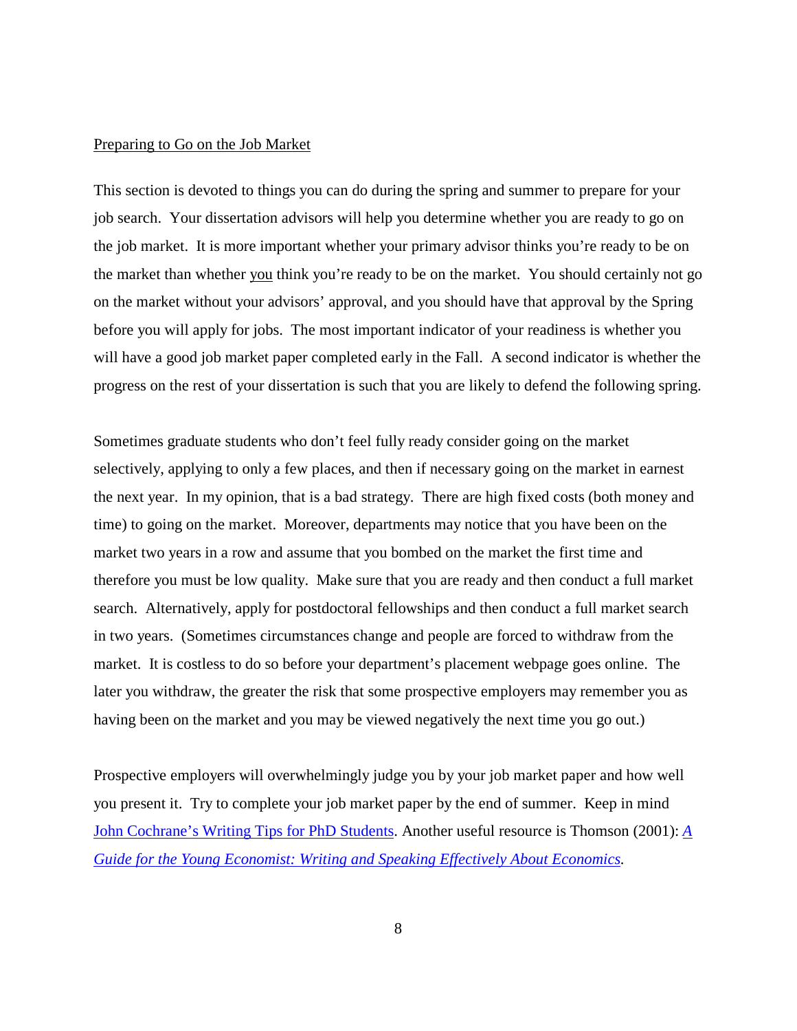Preparing to Go on the Job Market

This section is devoted to things you can do during the spring and summer to prepare for your job search. Your dissertation advisors will help you determine whether you are ready to go on the job market. It is more important whether your primary advisor thinks you're ready to be on the market than whether you think you're ready to be on the market. You should certainly not go on the market without your advisors' approval, and you should have that approval by the Spring before you will apply for jobs. The most important indicator of your readiness is whether you will have a good job market paper completed early in the Fall. A second indicator is whether the progress on the rest of your dissertation is such that you are likely to defend the following spring.

Sometimes graduate students who don't feel fully ready consider going on the market selectively, applying to only a few places, and then if necessary going on the market in earnest the next year. In my opinion, that is a bad strategy. There are high fixed costs (both money and time) to going on the market. Moreover, departments may notice that you have been on the market two years in a row and assume that you bombed on the market the first time and therefore you must be low quality. Make sure that you are ready and then conduct a full market search. Alternatively, apply for postdoctoral fellowships and then conduct a full market search in two years. (Sometimes circumstances change and people are forced to withdraw from the market. It is costless to do so before your department's placement webpage goes online. The later you withdraw, the greater the risk that some prospective employers may remember you as having been on the market and you may be viewed negatively the next time you go out.)

Prospective employers will overwhelmingly judge you by your job market paper and how well you present it. Try to complete your job market paper by the end of summer. Keep in mind John Cochrane's Writing Tips for PhD Students. Another useful resource is Thomson (2001): *A Guide for the Young Economist: Writing and Speaking Effectively About Economics*.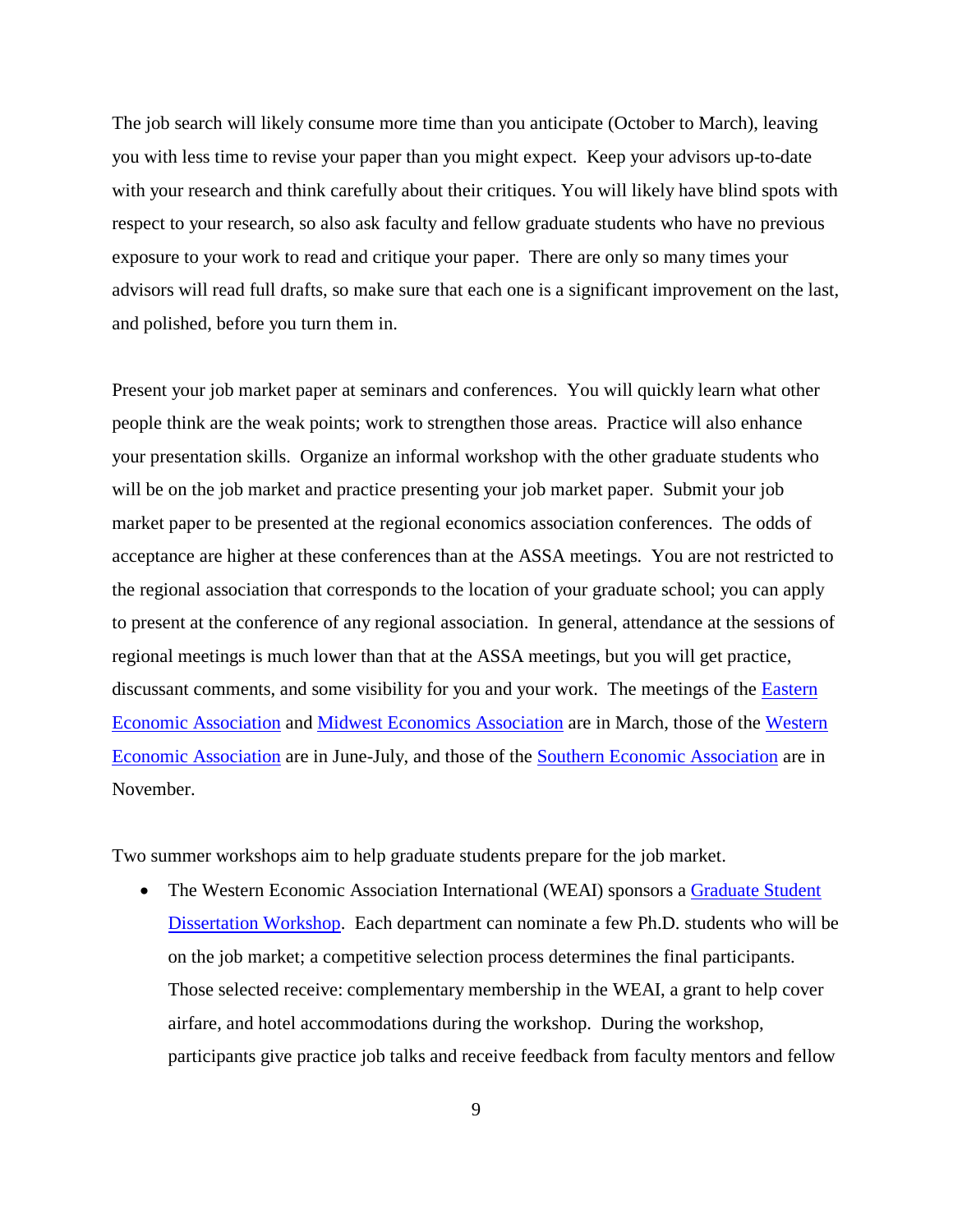The job search will likely consume more time than you anticipate (October to March), leaving you with less time to revise your paper than you might expect. Keep your advisors up-to-date with your research and think carefully about their critiques. You will likely have blind spots with respect to your research, so also ask faculty and fellow graduate students who have no previous exposure to your work to read and critique your paper. There are only so many times your advisors will read full drafts, so make sure that each one is a significant improvement on the last, and polished, before you turn them in.

Present your job market paper at seminars and conferences. You will quickly learn what other people think are the weak points; work to strengthen those areas. Practice will also enhance your presentation skills. Organize an informal workshop with the other graduate students who will be on the job market and practice presenting your job market paper. Submit your job market paper to be presented at the regional economics association conferences. The odds of acceptance are higher at these conferences than at the ASSA meetings. You are not restricted to the regional association that corresponds to the location of your graduate school; you can apply to present at the conference of any regional association. In general, attendance at the sessions of regional meetings is much lower than that at the ASSA meetings, but you will get practice, discussant comments, and some visibility for you and your work. The meetings of the Eastern Economic Association and Midwest Economics Association are in March, those of the Western Economic Association are in June-July, and those of the Southern Economic Association are in November.

Two summer workshops aim to help graduate students prepare for the job market.

- The Western Economic Association International (WEAI) sponsors a Graduate Student Dissertation Workshop. Each department can nominate a few Ph.D. students who will be on the job market; a competitive selection process determines the final participants. Those selected receive: complementary membership in the WEAI, a grant to help cover airfare, and hotel accommodations during the workshop. During the workshop, participants give practice job talks and receive feedback from faculty mentors and fellow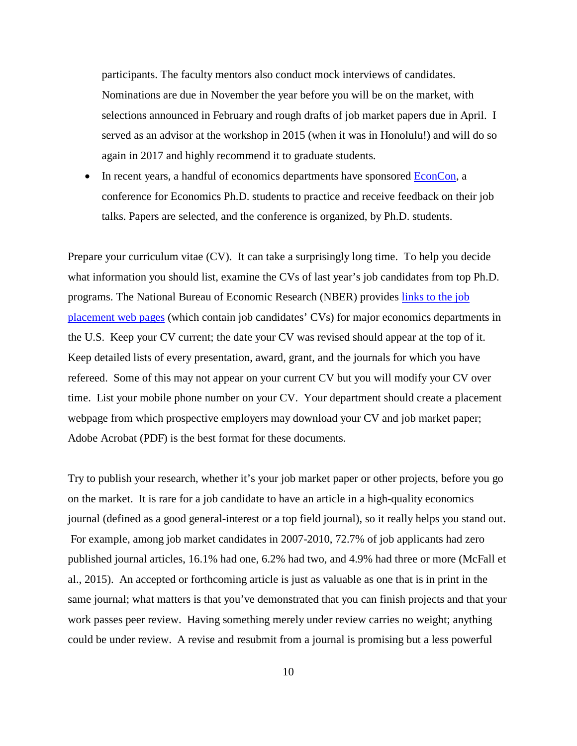participants. The faculty mentors also conduct mock interviews of candidates. Nominations are due in November the year before you will be on the market, with selections announced in February and rough drafts of job market papers due in April. I served as an advisor at the workshop in 2015 (when it was in Honolulu!) and will do so again in 2017 and highly recommend it to graduate students.

- In recent years, a handful of economics departments have sponsored EconCon, a conference for Economics Ph.D. students to practice and receive feedback on their job talks. Papers are selected, and the conference is organized, by Ph.D. students.

Prepare your curriculum vitae (CV). It can take a surprisingly long time. To help you decide what information you should list, examine the CVs of last year's job candidates from top Ph.D. programs. The National Bureau of Economic Research (NBER) provides links to the job placement web pages (which contain job candidates' CVs) for major economics departments in the U.S. Keep your CV current; the date your CV was revised should appear at the top of it. Keep detailed lists of every presentation, award, grant, and the journals for which you have refereed. Some of this may not appear on your current CV but you will modify your CV over time. List your mobile phone number on your CV. Your department should create a placement webpage from which prospective employers may download your CV and job market paper; Adobe Acrobat (PDF) is the best format for these documents.

Try to publish your research, whether it's your job market paper or other projects, before you go on the market. It is rare for a job candidate to have an article in a high-quality economics journal (defined as a good general-interest or a top field journal), so it really helps you stand out. For example, among job market candidates in 2007-2010, 72.7% of job applicants had zero published journal articles, 16.1% had one, 6.2% had two, and 4.9% had three or more (McFall et al., 2015). An accepted or forthcoming article is just as valuable as one that is in print in the same journal; what matters is that you've demonstrated that you can finish projects and that your work passes peer review. Having something merely under review carries no weight; anything could be under review. A revise and resubmit from a journal is promising but a less powerful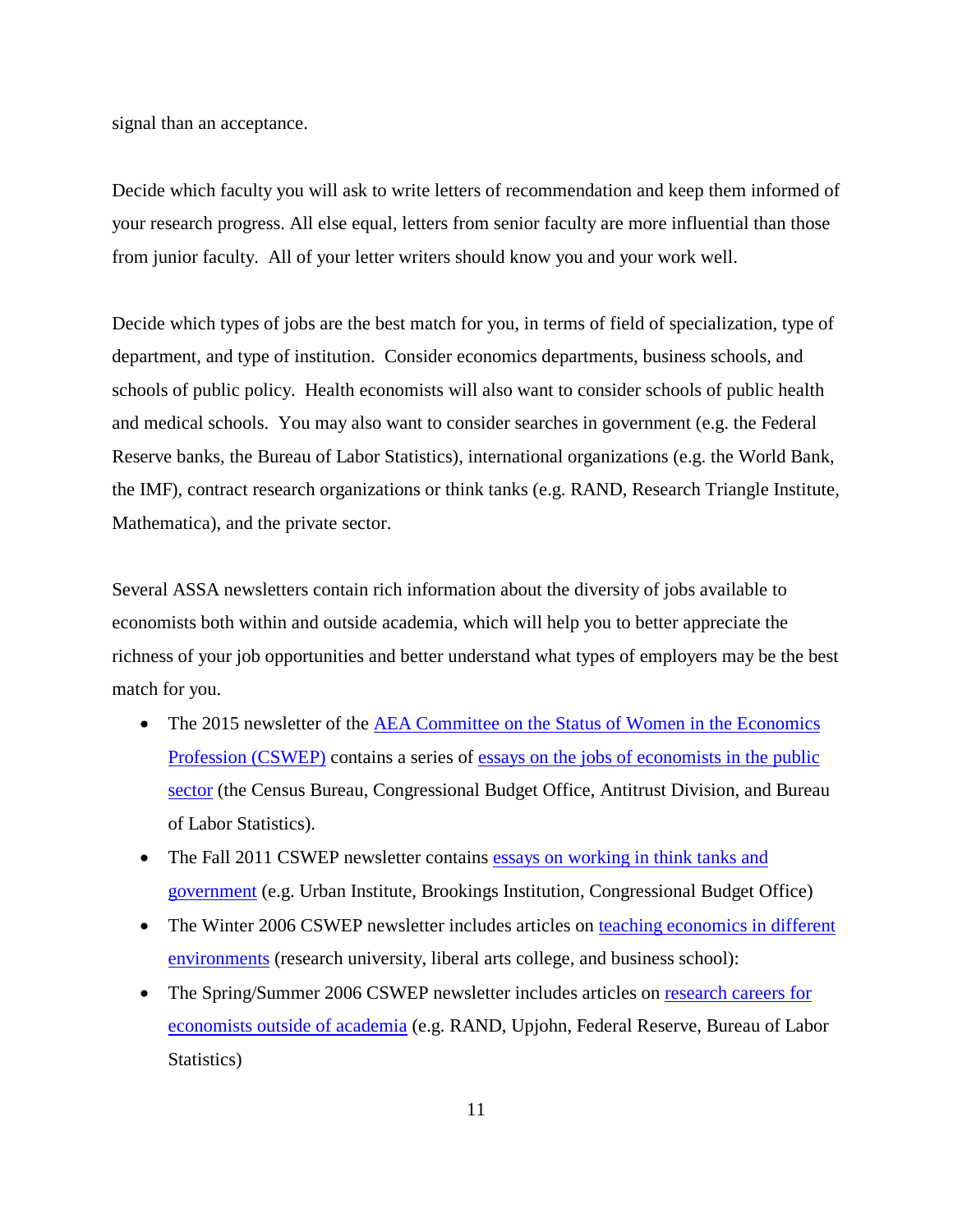signal than an acceptance.

Decide which faculty you will ask to write letters of recommendation and keep them informed of your research progress. All else equal, letters from senior faculty are more influential than those from junior faculty. All of your letter writers should know you and your work well.

Decide which types of jobs are the best match for you, in terms of field of specialization, type of department, and type of institution. Consider economics departments, business schools, and schools of public policy. Health economists will also want to consider schools of public health and medical schools. You may also want to consider searches in government (e.g. the Federal Reserve banks, the Bureau of Labor Statistics), international organizations (e.g. the World Bank, the IMF), contract research organizations or think tanks (e.g. RAND, Research Triangle Institute, Mathematica), and the private sector.

Several ASSA newsletters contain rich information about the diversity of jobs available to economists both within and outside academia, which will help you to better appreciate the richness of your job opportunities and better understand what types of employers may be the best match for you.

- The 2015 newsletter of the AEA Committee on the Status of Women in the Economics Profession (CSWEP) contains a series of essays on the jobs of economists in the public sector (the Census Bureau, Congressional Budget Office, Antitrust Division, and Bureau of Labor Statistics).
- The Fall 2011 CSWEP newsletter contains essays on working in think tanks and government (e.g. Urban Institute, Brookings Institution, Congressional Budget Office)
- The Winter 2006 CSWEP newsletter includes articles on teaching economics in different environments (research university, liberal arts college, and business school):
- The Spring/Summer 2006 CSWEP newsletter includes articles on research careers for economists outside of academia (e.g. RAND, Upjohn, Federal Reserve, Bureau of Labor Statistics)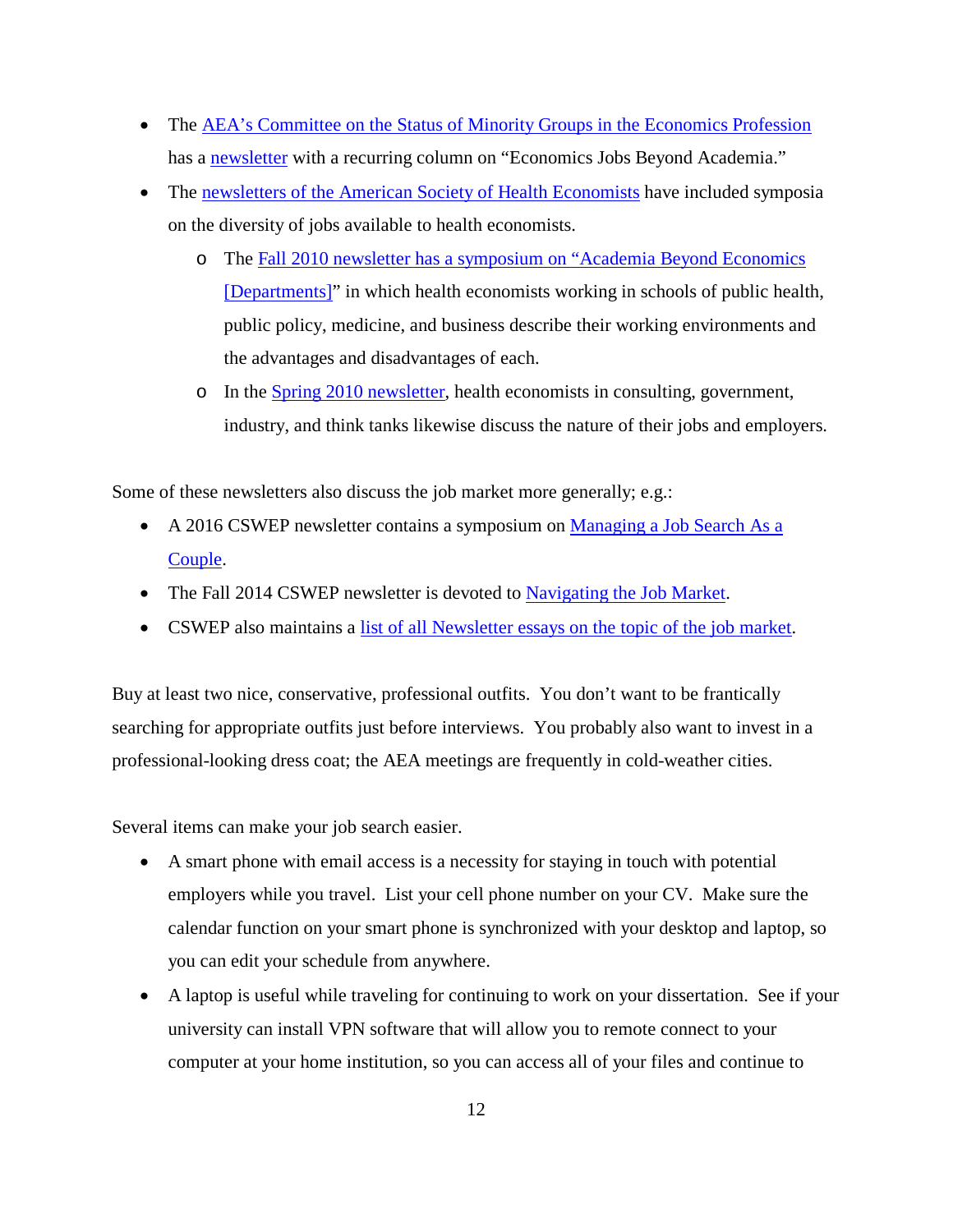- The AEA's Committee on the Status of Minority Groups in the Economics Profession has a newsletter with a recurring column on "Economics Jobs Beyond Academia."
- The newsletters of the American Society of Health Economists have included symposia on the diversity of jobs available to health economists.
    - The Fall 2010 newsletter has a symposium on "Academia Beyond Economics [Departments]" in which health economists working in schools of public health, public policy, medicine, and business describe their working environments and the advantages and disadvantages of each.
    - In the Spring 2010 newsletter, health economists in consulting, government, industry, and think tanks likewise discuss the nature of their jobs and employers.

Some of these newsletters also discuss the job market more generally; e.g.:

- A 2016 CSWEP newsletter contains a symposium on Managing a Job Search As a Couple.
- The Fall 2014 CSWEP newsletter is devoted to Navigating the Job Market.
- CSWEP also maintains a list of all Newsletter essays on the topic of the job market.

Buy at least two nice, conservative, professional outfits. You don't want to be frantically searching for appropriate outfits just before interviews. You probably also want to invest in a professional-looking dress coat; the AEA meetings are frequently in cold-weather cities.

Several items can make your job search easier.

- A smart phone with email access is a necessity for staying in touch with potential employers while you travel. List your cell phone number on your CV. Make sure the calendar function on your smart phone is synchronized with your desktop and laptop, so you can edit your schedule from anywhere.
- A laptop is useful while traveling for continuing to work on your dissertation. See if your university can install VPN software that will allow you to remote connect to your computer at your home institution, so you can access all of your files and continue to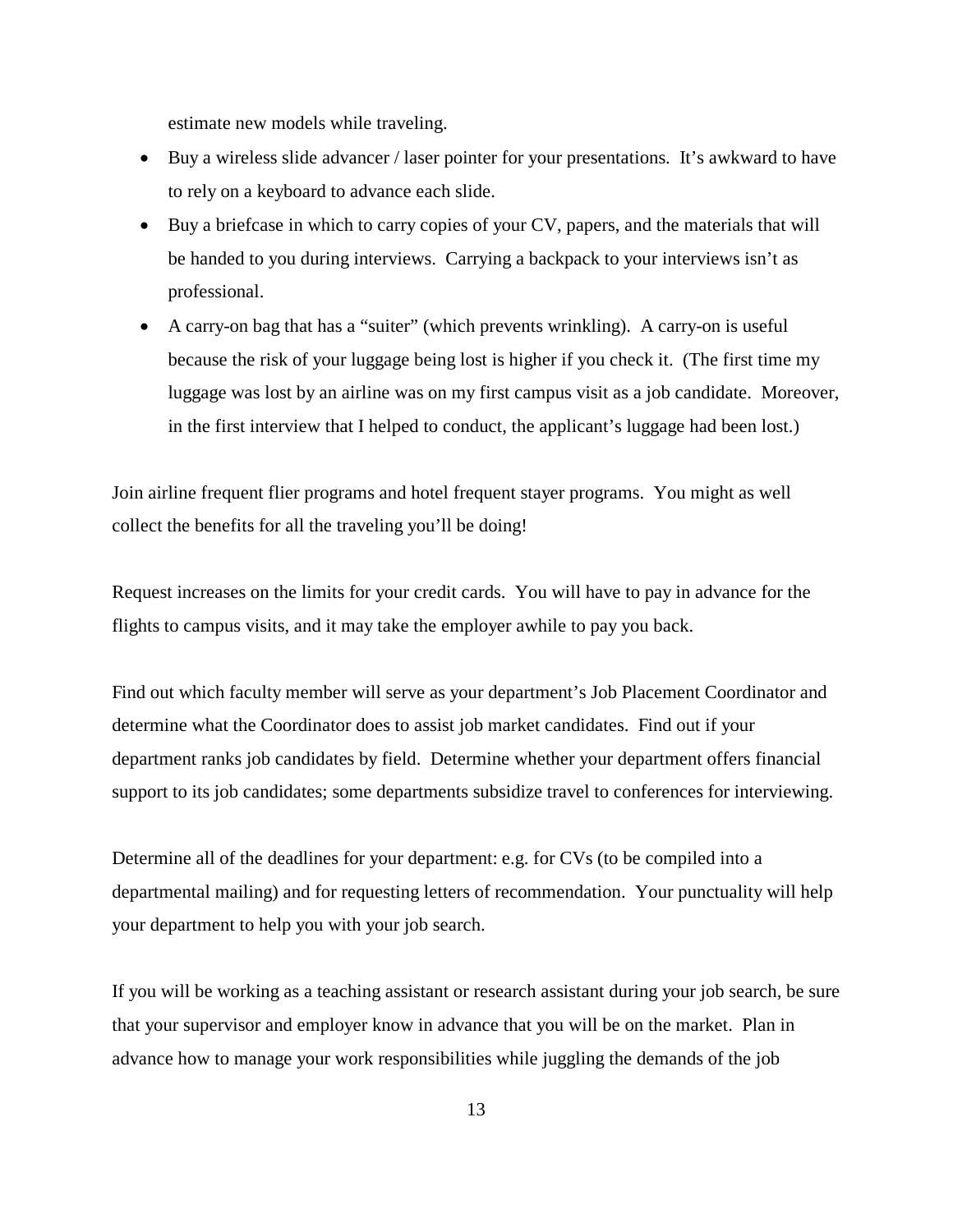estimate new models while traveling.

- Buy a wireless slide advancer / laser pointer for your presentations. It's awkward to have to rely on a keyboard to advance each slide.
- Buy a briefcase in which to carry copies of your CV, papers, and the materials that will be handed to you during interviews. Carrying a backpack to your interviews isn't as professional.
- A carry-on bag that has a "suiter" (which prevents wrinkling). A carry-on is useful because the risk of your luggage being lost is higher if you check it. (The first time my luggage was lost by an airline was on my first campus visit as a job candidate. Moreover, in the first interview that I helped to conduct, the applicant's luggage had been lost.)

Join airline frequent flier programs and hotel frequent stayer programs. You might as well collect the benefits for all the traveling you'll be doing!

Request increases on the limits for your credit cards. You will have to pay in advance for the flights to campus visits, and it may take the employer awhile to pay you back.

Find out which faculty member will serve as your department's Job Placement Coordinator and determine what the Coordinator does to assist job market candidates. Find out if your department ranks job candidates by field. Determine whether your department offers financial support to its job candidates; some departments subsidize travel to conferences for interviewing.

Determine all of the deadlines for your department: e.g. for CVs (to be compiled into a departmental mailing) and for requesting letters of recommendation. Your punctuality will help your department to help you with your job search.

If you will be working as a teaching assistant or research assistant during your job search, be sure that your supervisor and employer know in advance that you will be on the market. Plan in advance how to manage your work responsibilities while juggling the demands of the job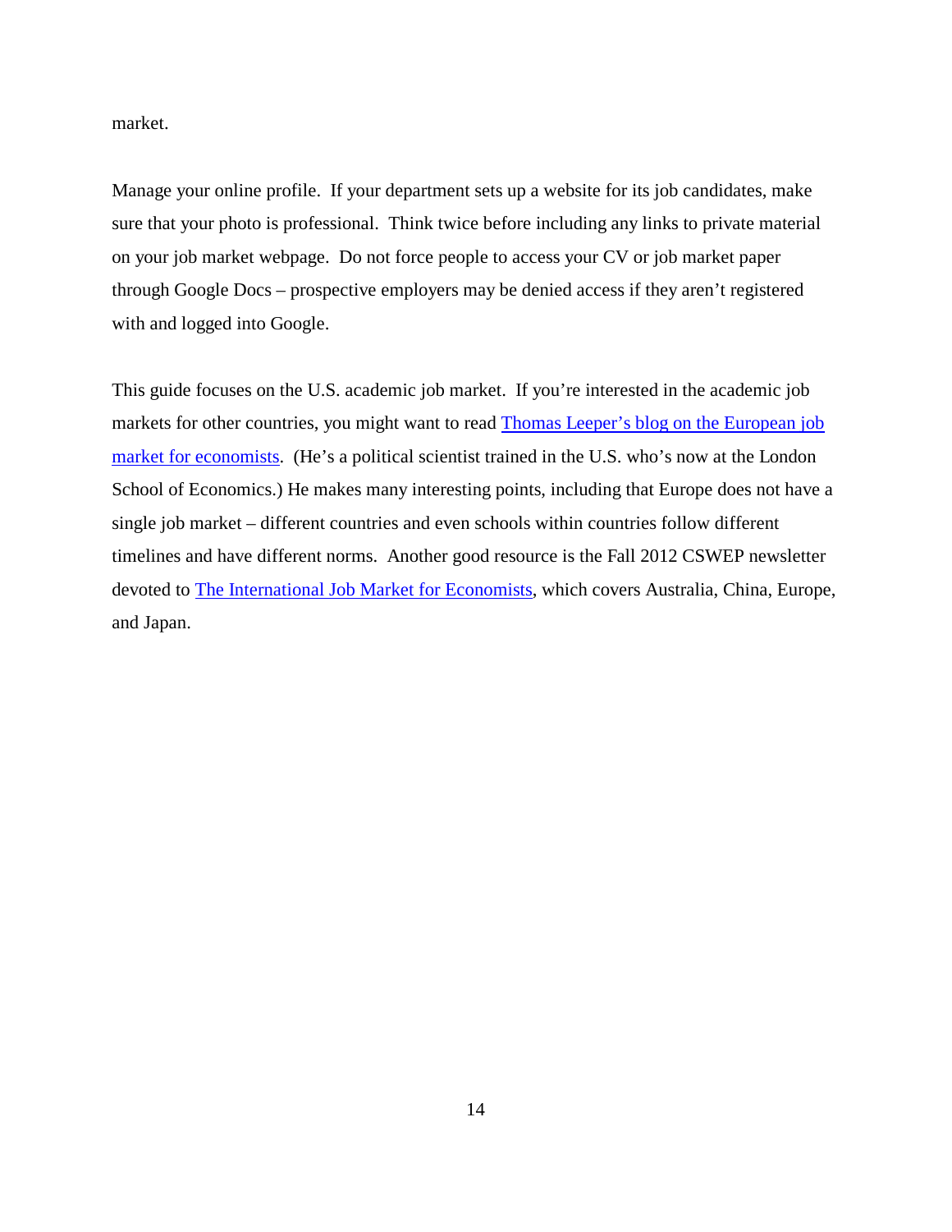market.

Manage your online profile. If your department sets up a website for its job candidates, make sure that your photo is professional. Think twice before including any links to private material on your job market webpage. Do not force people to access your CV or job market paper through Google Docs – prospective employers may be denied access if they aren't registered with and logged into Google.

This guide focuses on the U.S. academic job market. If you're interested in the academic job markets for other countries, you might want to read Thomas Leeper's blog on the European job market for economists. (He's a political scientist trained in the U.S. who's now at the London School of Economics.) He makes many interesting points, including that Europe does not have a single job market – different countries and even schools within countries follow different timelines and have different norms. Another good resource is the Fall 2012 CSWEP newsletter devoted to The International Job Market for Economists, which covers Australia, China, Europe, and Japan.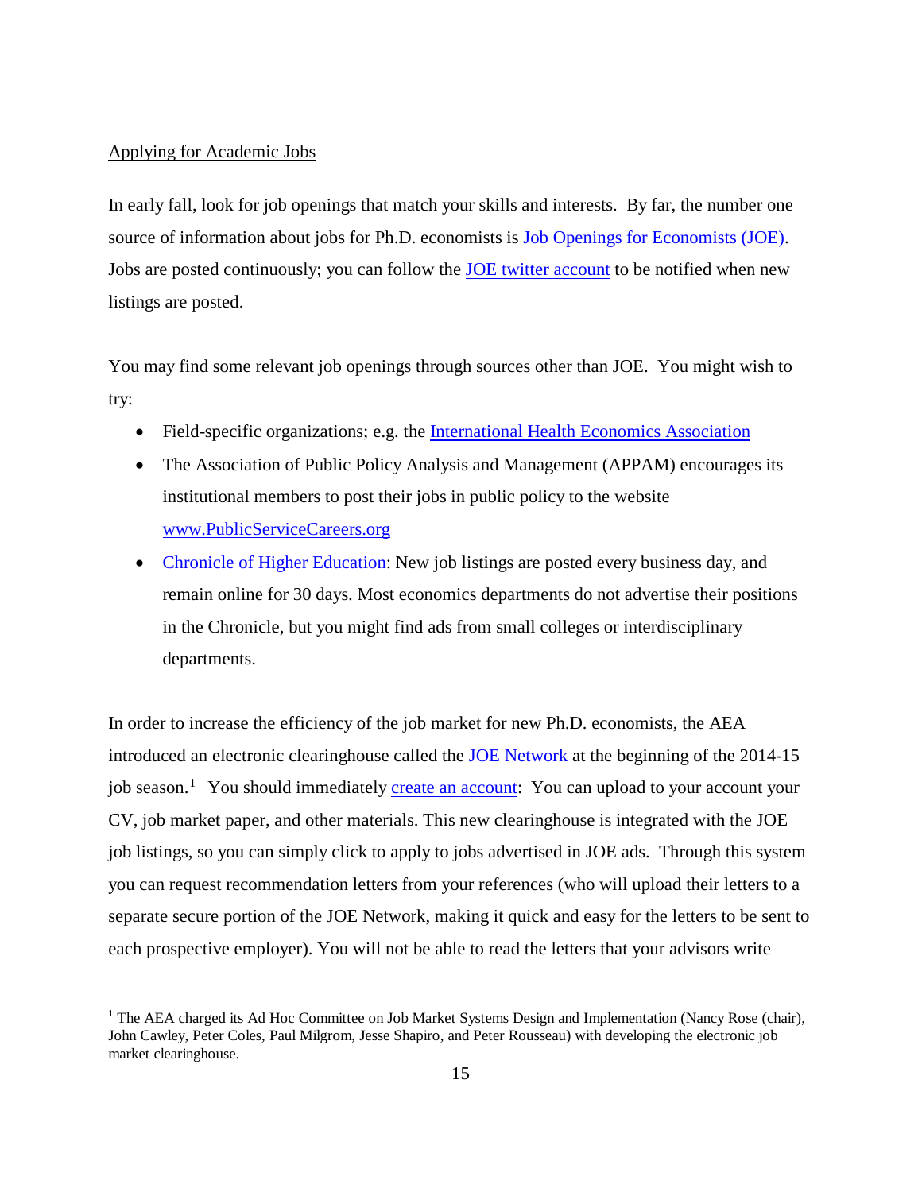## Applying for Academic Jobs

In early fall, look for job openings that match your skills and interests. By far, the number one source of information about jobs for Ph.D. economists is Job Openings for Economists (JOE). Jobs are posted continuously; you can follow the JOE twitter account to be notified when new listings are posted.

You may find some relevant job openings through sources other than JOE. You might wish to try:

- Field-specific organizations; e.g. the International Health Economics Association
- The Association of Public Policy Analysis and Management (APPAM) encourages its institutional members to post their jobs in public policy to the website www.PublicServiceCareers.org
- Chronicle of Higher Education: New job listings are posted every business day, and remain online for 30 days. Most economics departments do not advertise their positions in the Chronicle, but you might find ads from small colleges or interdisciplinary departments.

In order to increase the efficiency of the job market for new Ph.D. economists, the AEA introduced an electronic clearinghouse called the JOE Network at the beginning of the 2014-15 job season.[1] You should immediately create an account: You can upload to your account your CV, job market paper, and other materials. This new clearinghouse is integrated with the JOE job listings, so you can simply click to apply to jobs advertised in JOE ads. Through this system you can request recommendation letters from your references (who will upload their letters to a separate secure portion of the JOE Network, making it quick and easy for the letters to be sent to each prospective employer). You will not be able to read the letters that your advisors write

[1] The AEA charged its Ad Hoc Committee on Job Market Systems Design and Implementation (Nancy Rose (chair), John Cawley, Peter Coles, Paul Milgrom, Jesse Shapiro, and Peter Rousseau) with developing the electronic job market clearinghouse.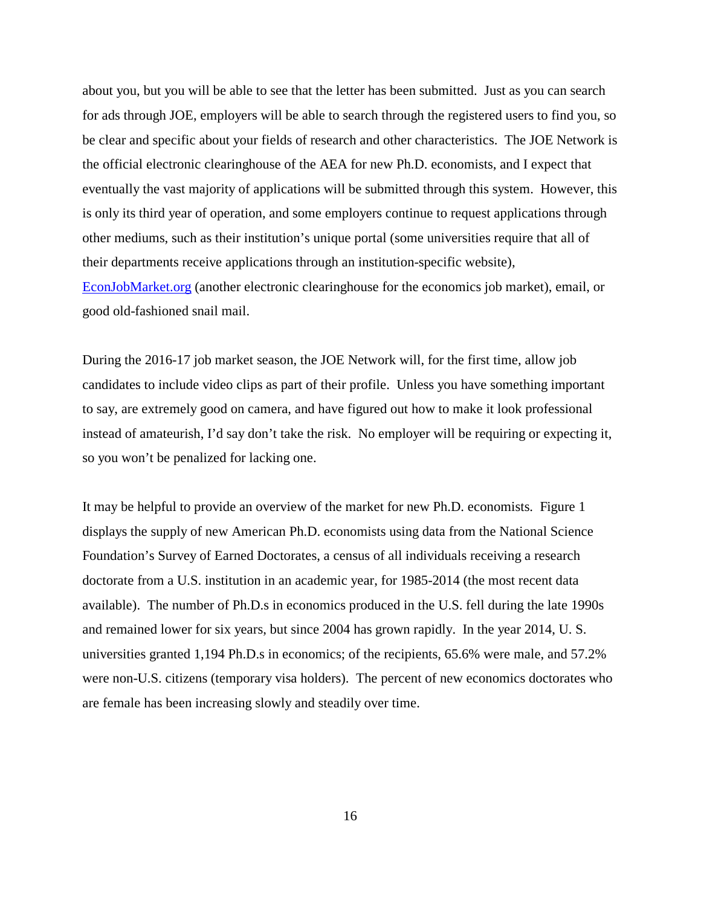about you, but you will be able to see that the letter has been submitted. Just as you can search for ads through JOE, employers will be able to search through the registered users to find you, so be clear and specific about your fields of research and other characteristics. The JOE Network is the official electronic clearinghouse of the AEA for new Ph.D. economists, and I expect that eventually the vast majority of applications will be submitted through this system. However, this is only its third year of operation, and some employers continue to request applications through other mediums, such as their institution's unique portal (some universities require that all of their departments receive applications through an institution-specific website), [EconJobMarket.org](EconJobMarket.org) (another electronic clearinghouse for the economics job market), email, or good old-fashioned snail mail.

During the 2016-17 job market season, the JOE Network will, for the first time, allow job candidates to include video clips as part of their profile. Unless you have something important to say, are extremely good on camera, and have figured out how to make it look professional instead of amateurish, I'd say don't take the risk. No employer will be requiring or expecting it, so you won't be penalized for lacking one.

It may be helpful to provide an overview of the market for new Ph.D. economists. Figure 1 displays the supply of new American Ph.D. economists using data from the National Science Foundation's Survey of Earned Doctorates, a census of all individuals receiving a research doctorate from a U.S. institution in an academic year, for 1985-2014 (the most recent data available). The number of Ph.D.s in economics produced in the U.S. fell during the late 1990s and remained lower for six years, but since 2004 has grown rapidly. In the year 2014, U. S. universities granted 1,194 Ph.D.s in economics; of the recipients, 65.6% were male, and 57.2% were non-U.S. citizens (temporary visa holders). The percent of new economics doctorates who are female has been increasing slowly and steadily over time.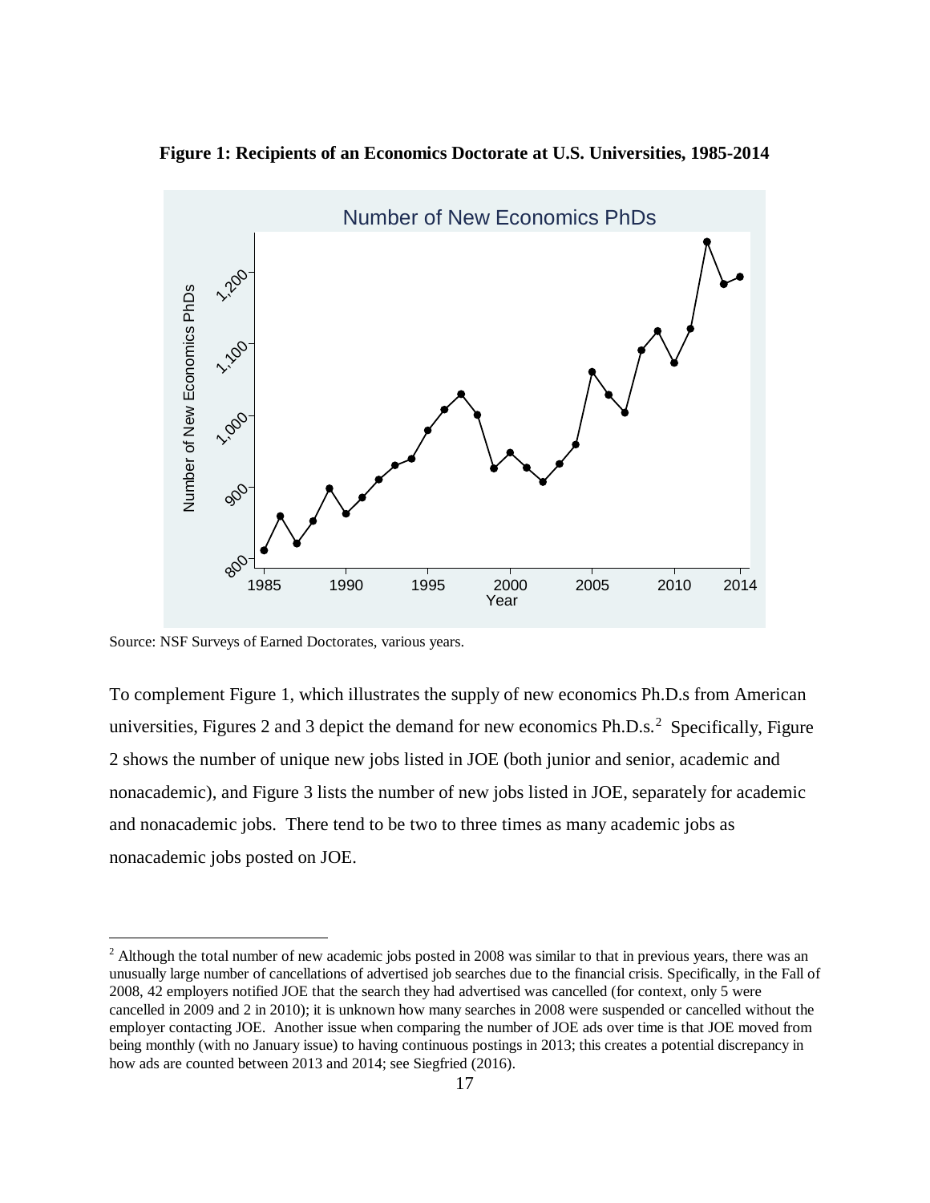**Figure 1: Recipients of an Economics Doctorate at U.S. Universities, 1985-2014**

Source: NSF Surveys of Earned Doctorates, various years.

To complement Figure 1, which illustrates the supply of new economics Ph.D.s from American universities, Figures 2 and 3 depict the demand for new economics Ph.D.s.[2] Specifically, Figure 2 shows the number of unique new jobs listed in JOE (both junior and senior, academic and nonacademic), and Figure 3 lists the number of new jobs listed in JOE, separately for academic and nonacademic jobs. There tend to be two to three times as many academic jobs as nonacademic jobs posted on JOE.

[2] Although the total number of new academic jobs posted in 2008 was similar to that in previous years, there was an unusually large number of cancellations of advertised job searches due to the financial crisis. Specifically, in the Fall of 2008, 42 employers notified JOE that the search they had advertised was cancelled (for context, only 5 were cancelled in 2009 and 2 in 2010); it is unknown how many searches in 2008 were suspended or cancelled without the employer contacting JOE. Another issue when comparing the number of JOE ads over time is that JOE moved from being monthly (with no January issue) to having continuous postings in 2013; this creates a potential discrepancy in how ads are counted between 2013 and 2014; see Siegfried (2016).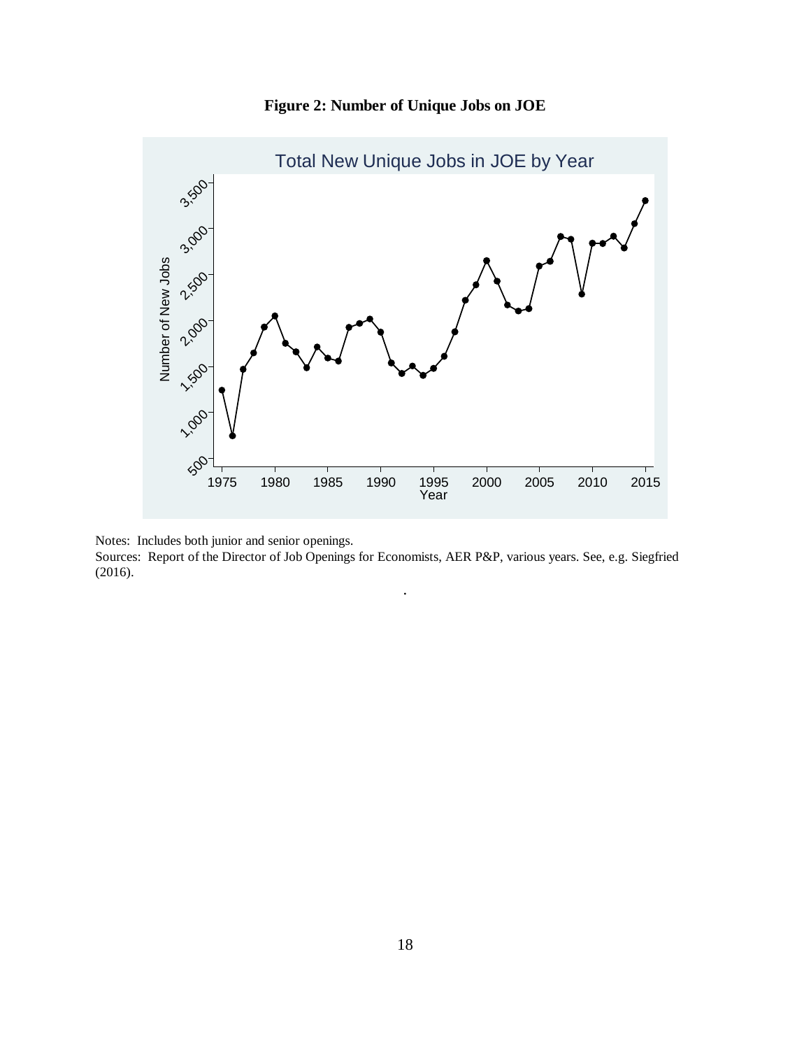**Figure 2: Number of Unique Jobs on JOE**

Total New Unique Jobs in JOE by Year

Number of New Jobs

500
1,000
1,500
2,000
2,500
3,000
3,500

1975 1980 1985 1990 1995 2000 2005 2010 2015

Year

Notes: Includes both junior and senior openings.

Sources: Report of the Director of Job Openings for Economists, AER P&P, various years. See, e.g. Siegfried (2016).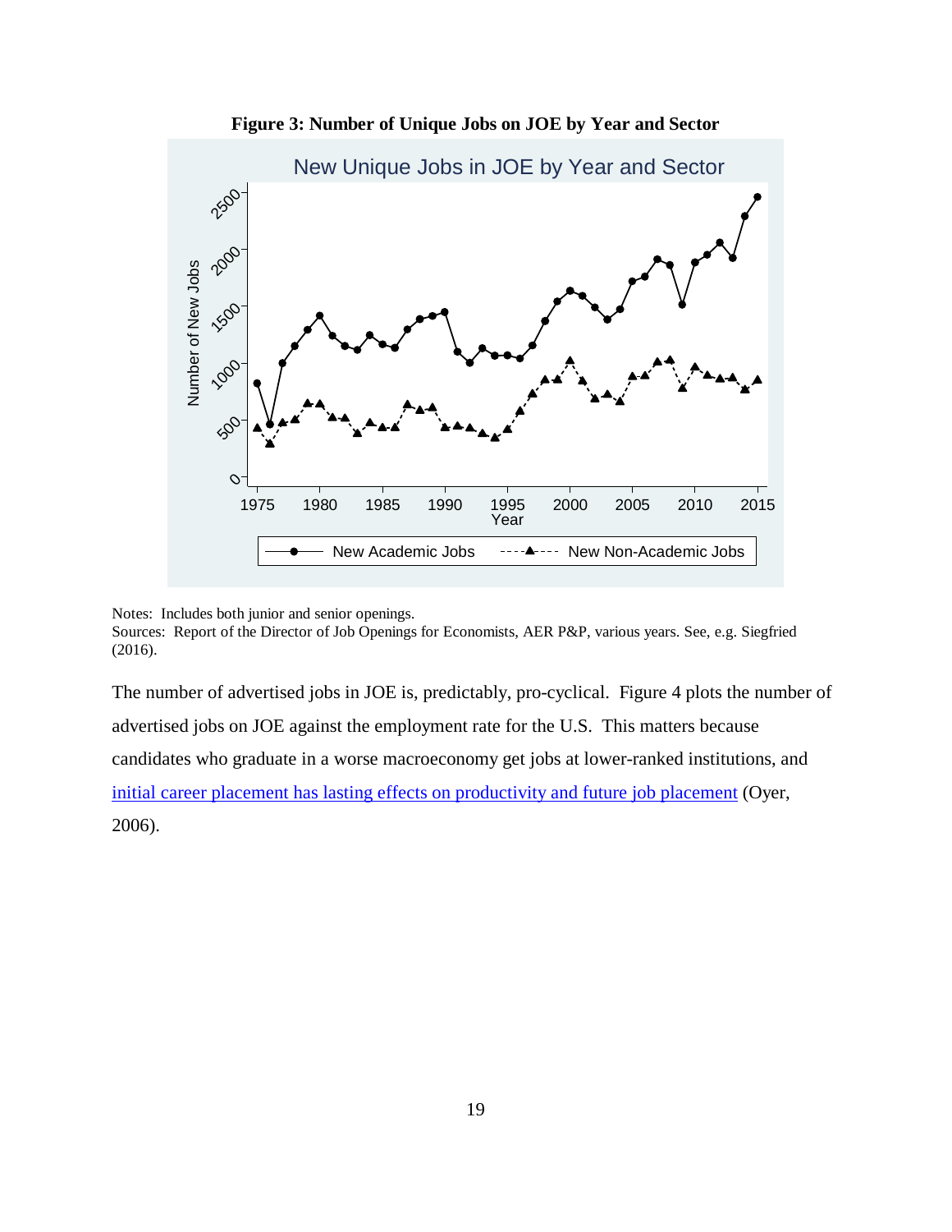**Figure 3: Number of Unique Jobs on JOE by Year and Sector**

New Unique Jobs in JOE by Year and Sector

Number of New Jobs

0
500
1000
1500
2000
2500

1975
1980
1985
1990
1995
2000
2005
2010
2015

Year

New Academic Jobs
New Non-Academic Jobs

Notes: Includes both junior and senior openings.
Sources: Report of the Director of Job Openings for Economists, AER P&P, various years. See, e.g. Siegfried (2016).

The number of advertised jobs in JOE is, predictably, pro-cyclical. Figure 4 plots the number of advertised jobs on JOE against the employment rate for the U.S. This matters because candidates who graduate in a worse macroeconomy get jobs at lower-ranked institutions, and initial career placement has lasting effects on productivity and future job placement (Oyer, 2006).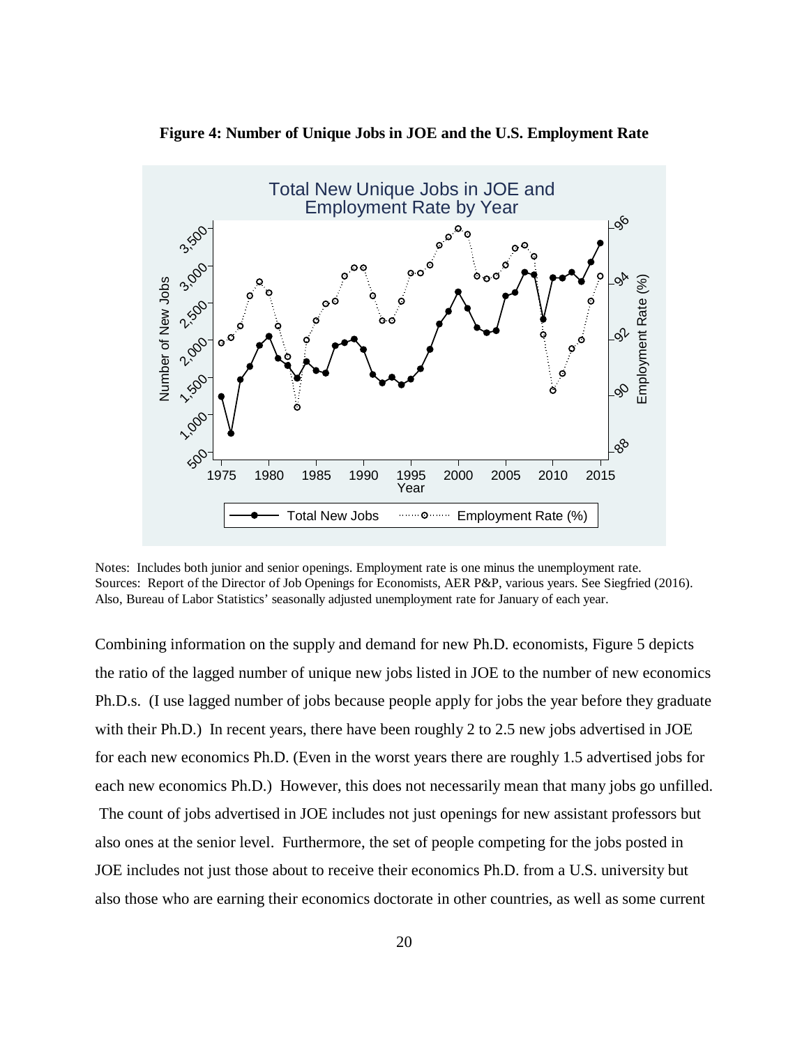**Figure 4: Number of Unique Jobs in JOE and the U.S. Employment Rate**

Total New Unique Jobs in JOE and
Employment Rate by Year

Number of New Jobs

3,500
3,000
2,500
2,000
1,500
1,000
500

Employment Rate (%)

96
94
92
90
88

1975 1980 1985 1990 1995 2000 2005 2010 2015
Year

Total New Jobs
Employment Rate (%)

Notes: Includes both junior and senior openings. Employment rate is one minus the unemployment rate.
Sources: Report of the Director of Job Openings for Economists, AER P&P, various years. See Siegfried (2016). Also, Bureau of Labor Statistics' seasonally adjusted unemployment rate for January of each year.

Combining information on the supply and demand for new Ph.D. economists, Figure 5 depicts the ratio of the lagged number of unique new jobs listed in JOE to the number of new economics Ph.D.s. (I use lagged number of jobs because people apply for jobs the year before they graduate with their Ph.D.) In recent years, there have been roughly 2 to 2.5 new jobs advertised in JOE for each new economics Ph.D. (Even in the worst years there are roughly 1.5 advertised jobs for each new economics Ph.D.) However, this does not necessarily mean that many jobs go unfilled. The count of jobs advertised in JOE includes not just openings for new assistant professors but also ones at the senior level. Furthermore, the set of people competing for the jobs posted in JOE includes not just those about to receive their economics Ph.D. from a U.S. university but also those who are earning their economics doctorate in other countries, as well as some current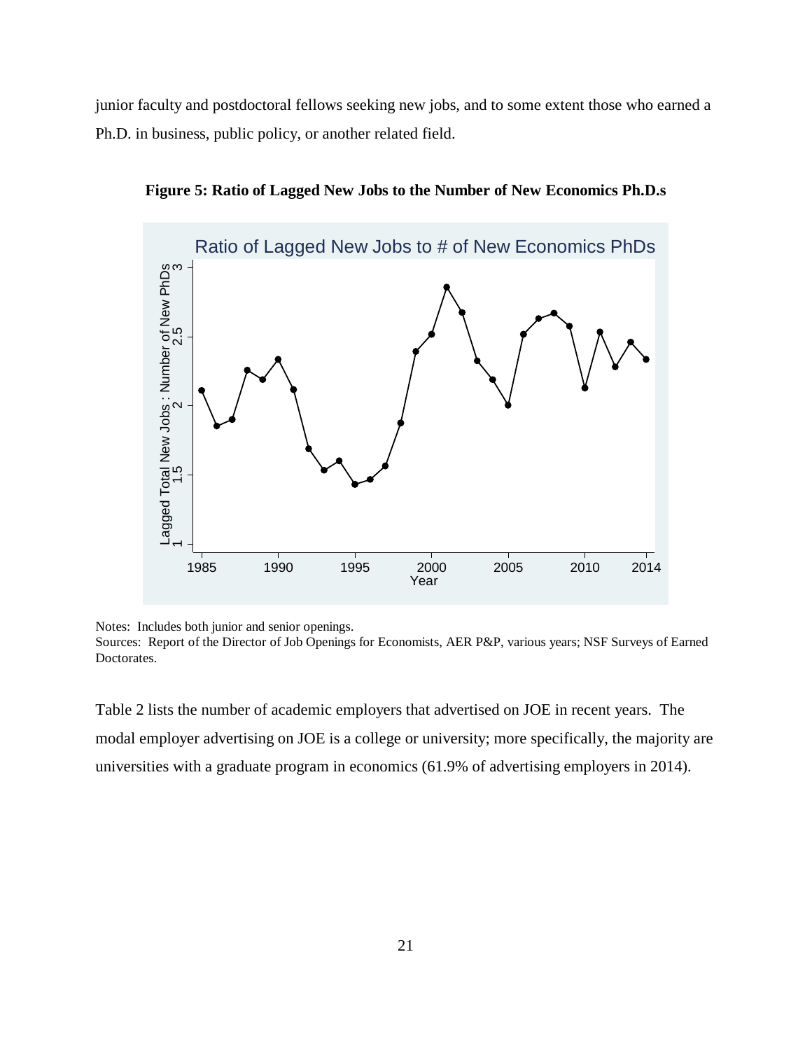junior faculty and postdoctoral fellows seeking new jobs, and to some extent those who earned a Ph.D. in business, public policy, or another related field.

**Figure 5: Ratio of Lagged New Jobs to the Number of New Economics Ph.D.s**

Ratio of Lagged New Jobs to # of New Economics PhDs

Lagged Total New Jobs : Number of New PhDs

1
1.5
2
2.5
3

1985 1990 1995 2000 2005 2010 2014

Year

Notes: Includes both junior and senior openings.
Sources: Report of the Director of Job Openings for Economists, AER P&P, various years; NSF Surveys of Earned Doctorates.

Table 2 lists the number of academic employers that advertised on JOE in recent years. The modal employer advertising on JOE is a college or university; more specifically, the majority are universities with a graduate program in economics (61.9% of advertising employers in 2014).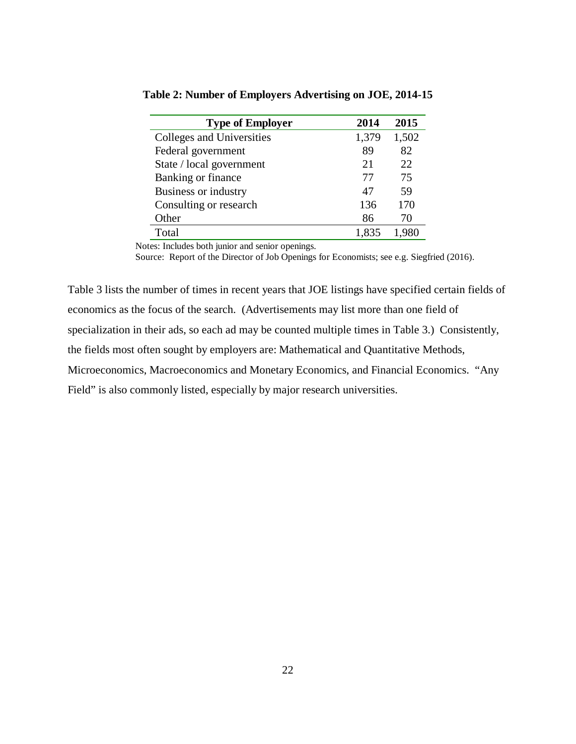**Table 2: Number of Employers Advertising on JOE, 2014-15**

| Type of Employer | 2014 | 2015 |
|---|---|---|
| Colleges and Universities | 1,379 | 1,502 |
| Federal government | 89 | 82 |
| State / local government | 21 | 22 |
| Banking or finance | 77 | 75 |
| Business or industry | 47 | 59 |
| Consulting or research | 136 | 170 |
| Other | 86 | 70 |
| Total | 1,835 | 1,980 |

Notes: Includes both junior and senior openings.
Source: Report of the Director of Job Openings for Economists; see e.g. Siegfried (2016).

Table 3 lists the number of times in recent years that JOE listings have specified certain fields of economics as the focus of the search. (Advertisements may list more than one field of specialization in their ads, so each ad may be counted multiple times in Table 3.) Consistently, the fields most often sought by employers are: Mathematical and Quantitative Methods, Microeconomics, Macroeconomics and Monetary Economics, and Financial Economics. "Any Field" is also commonly listed, especially by major research universities.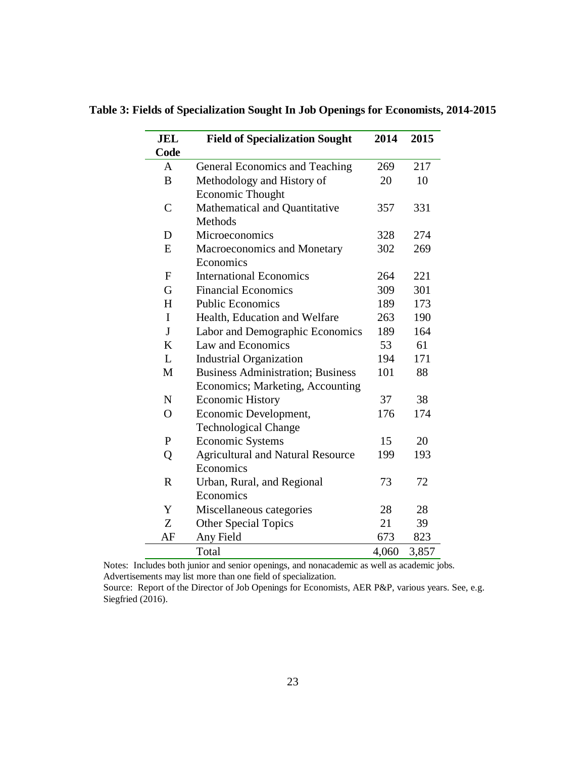**Table 3: Fields of Specialization Sought In Job Openings for Economists, 2014-2015**

| JEL Code | Field of Specialization Sought | 2014 | 2015 |
|---|---|---|---|
| A | General Economics and Teaching | 269 | 217 |
| B | Methodology and History of Economic Thought | 20 | 10 |
| C | Mathematical and Quantitative Methods | 357 | 331 |
| D | Microeconomics | 328 | 274 |
| E | Macroeconomics and Monetary Economics | 302 | 269 |
| F | International Economics | 264 | 221 |
| G | Financial Economics | 309 | 301 |
| H | Public Economics | 189 | 173 |
| I | Health, Education and Welfare | 263 | 190 |
| J | Labor and Demographic Economics | 189 | 164 |
| K | Law and Economics | 53 | 61 |
| L | Industrial Organization | 194 | 171 |
| M | Business Administration; Business Economics; Marketing, Accounting | 101 | 88 |
| N | Economic History | 37 | 38 |
| O | Economic Development, Technological Change | 176 | 174 |
| P | Economic Systems | 15 | 20 |
| Q | Agricultural and Natural Resource Economics | 199 | 193 |
| R | Urban, Rural, and Regional Economics | 73 | 72 |
| Y | Miscellaneous categories | 28 | 28 |
| Z | Other Special Topics | 21 | 39 |
| AF | Any Field | 673 | 823 |
| | Total | 4,060 | 3,857 |

Notes: Includes both junior and senior openings, and nonacademic as well as academic jobs. Advertisements may list more than one field of specialization.

Source: Report of the Director of Job Openings for Economists, AER P&P, various years. See, e.g. Siegfried (2016).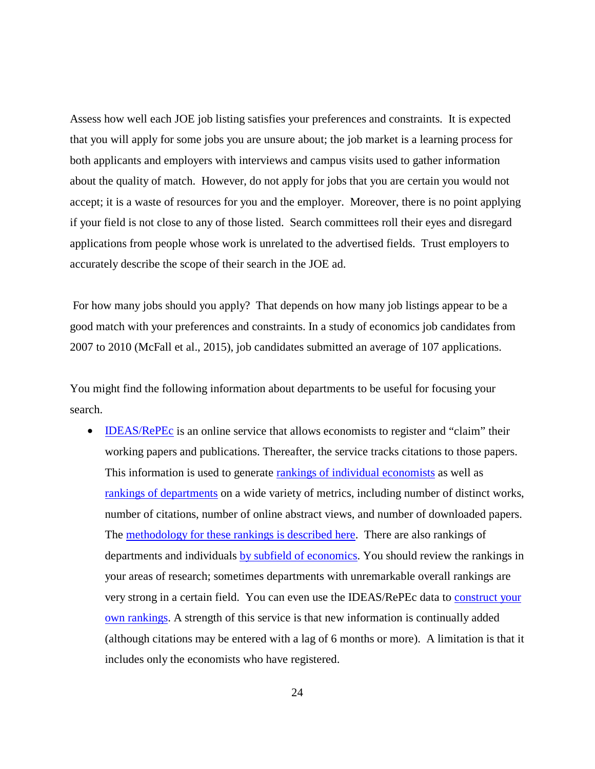Assess how well each JOE job listing satisfies your preferences and constraints. It is expected that you will apply for some jobs you are unsure about; the job market is a learning process for both applicants and employers with interviews and campus visits used to gather information about the quality of match. However, do not apply for jobs that you are certain you would not accept; it is a waste of resources for you and the employer. Moreover, there is no point applying if your field is not close to any of those listed. Search committees roll their eyes and disregard applications from people whose work is unrelated to the advertised fields. Trust employers to accurately describe the scope of their search in the JOE ad.

For how many jobs should you apply? That depends on how many job listings appear to be a good match with your preferences and constraints. In a study of economics job candidates from 2007 to 2010 (McFall et al., 2015), job candidates submitted an average of 107 applications.

You might find the following information about departments to be useful for focusing your search.

- IDEAS/RePEc is an online service that allows economists to register and "claim" their working papers and publications. Thereafter, the service tracks citations to those papers. This information is used to generate rankings of individual economists as well as rankings of departments on a wide variety of metrics, including number of distinct works, number of citations, number of online abstract views, and number of downloaded papers. The methodology for these rankings is described here. There are also rankings of departments and individuals by subfield of economics. You should review the rankings in your areas of research; sometimes departments with unremarkable overall rankings are very strong in a certain field. You can even use the IDEAS/RePEc data to construct your own rankings. A strength of this service is that new information is continually added (although citations may be entered with a lag of 6 months or more). A limitation is that it includes only the economists who have registered.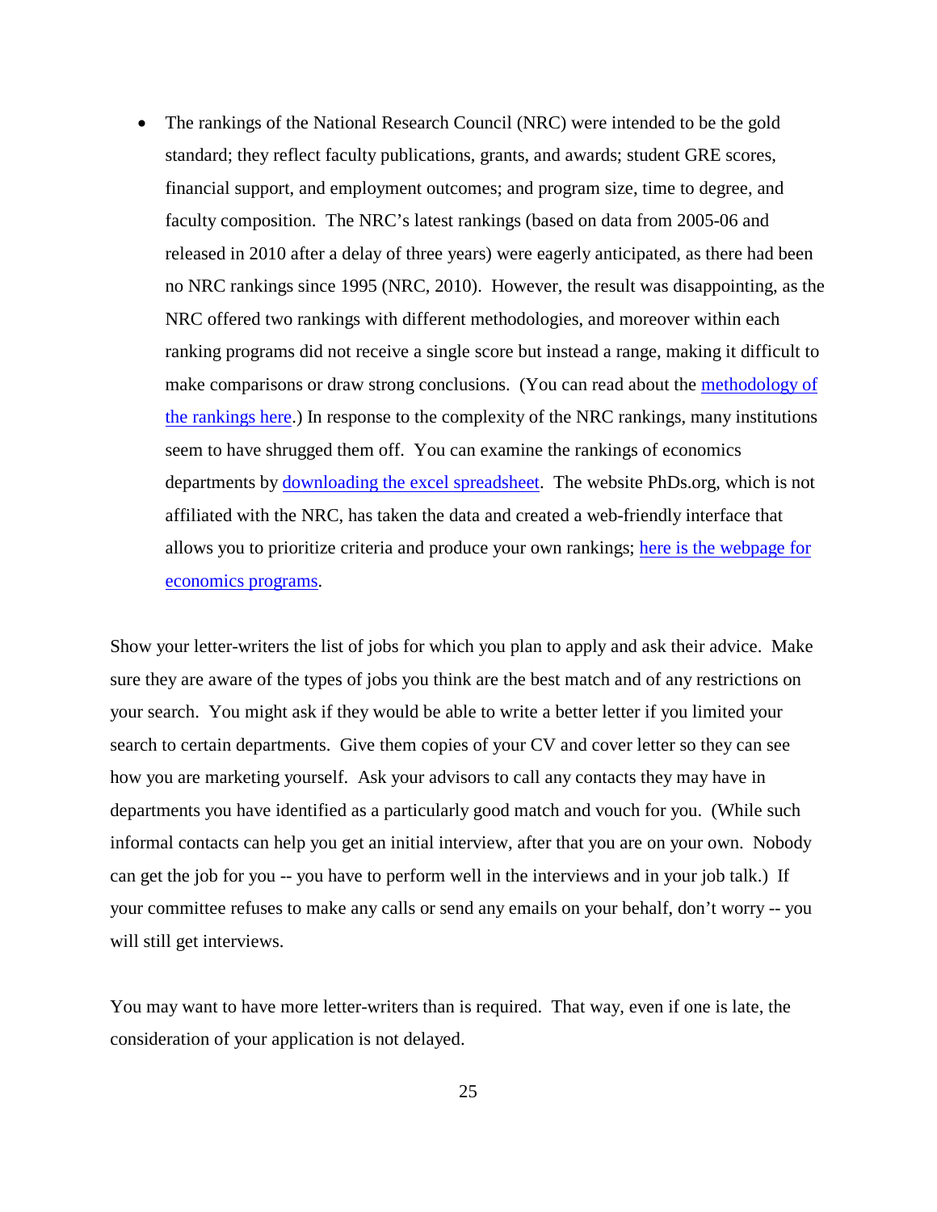- The rankings of the National Research Council (NRC) were intended to be the gold standard; they reflect faculty publications, grants, and awards; student GRE scores, financial support, and employment outcomes; and program size, time to degree, and faculty composition. The NRC's latest rankings (based on data from 2005-06 and released in 2010 after a delay of three years) were eagerly anticipated, as there had been no NRC rankings since 1995 (NRC, 2010). However, the result was disappointing, as the NRC offered two rankings with different methodologies, and moreover within each ranking programs did not receive a single score but instead a range, making it difficult to make comparisons or draw strong conclusions. (You can read about the methodology of the rankings here.) In response to the complexity of the NRC rankings, many institutions seem to have shrugged them off. You can examine the rankings of economics departments by downloading the excel spreadsheet. The website PhDs.org, which is not affiliated with the NRC, has taken the data and created a web-friendly interface that allows you to prioritize criteria and produce your own rankings; here is the webpage for economics programs.

Show your letter-writers the list of jobs for which you plan to apply and ask their advice. Make sure they are aware of the types of jobs you think are the best match and of any restrictions on your search. You might ask if they would be able to write a better letter if you limited your search to certain departments. Give them copies of your CV and cover letter so they can see how you are marketing yourself. Ask your advisors to call any contacts they may have in departments you have identified as a particularly good match and vouch for you. (While such informal contacts can help you get an initial interview, after that you are on your own. Nobody can get the job for you -- you have to perform well in the interviews and in your job talk.) If your committee refuses to make any calls or send any emails on your behalf, don't worry -- you will still get interviews.

You may want to have more letter-writers than is required. That way, even if one is late, the consideration of your application is not delayed.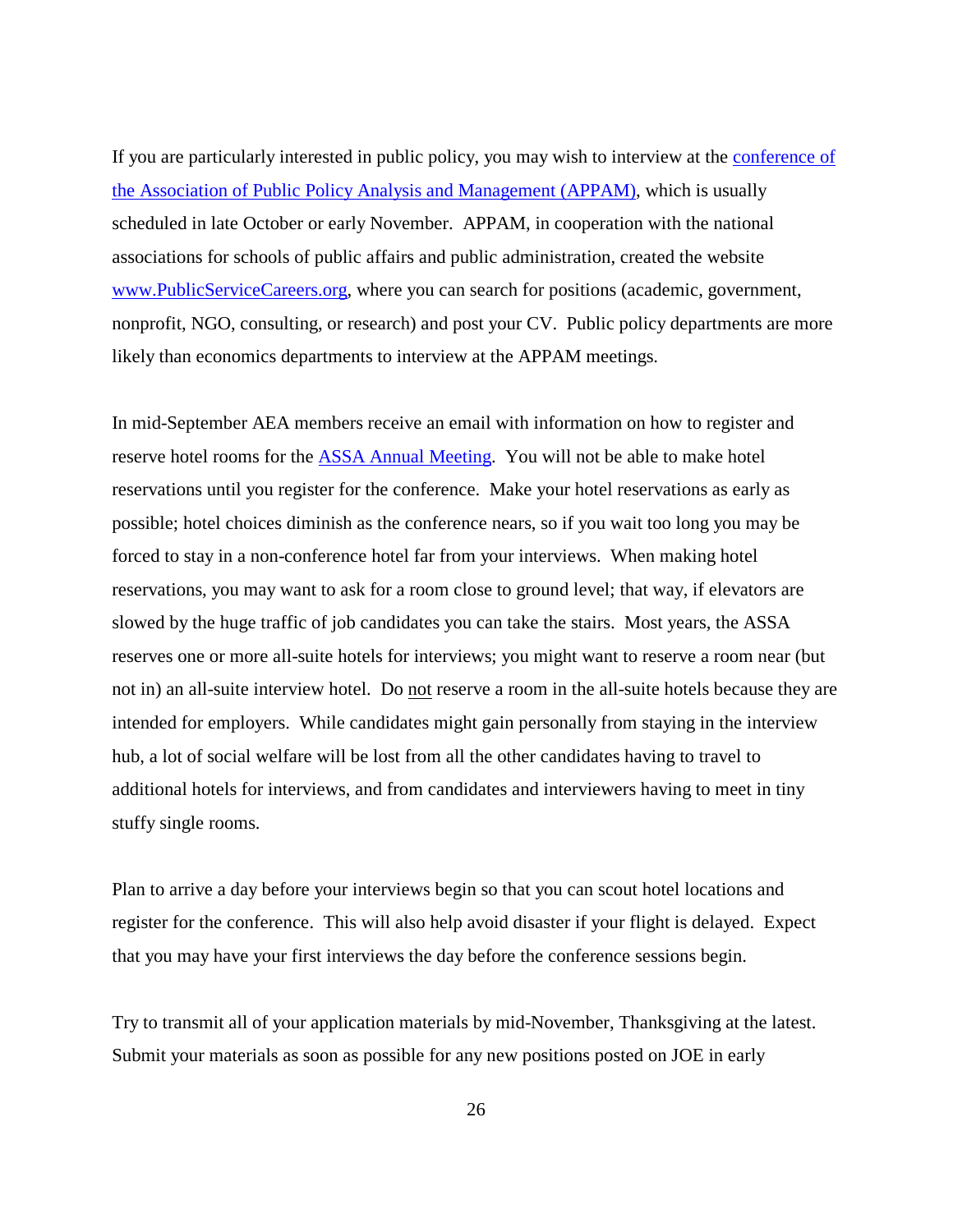If you are particularly interested in public policy, you may wish to interview at the [conference of the Association of Public Policy Analysis and Management (APPAM)](), which is usually scheduled in late October or early November. APPAM, in cooperation with the national associations for schools of public affairs and public administration, created the website [www.PublicServiceCareers.org](), where you can search for positions (academic, government, nonprofit, NGO, consulting, or research) and post your CV. Public policy departments are more likely than economics departments to interview at the APPAM meetings.

In mid-September AEA members receive an email with information on how to register and reserve hotel rooms for the [ASSA Annual Meeting](). You will not be able to make hotel reservations until you register for the conference. Make your hotel reservations as early as possible; hotel choices diminish as the conference nears, so if you wait too long you may be forced to stay in a non-conference hotel far from your interviews. When making hotel reservations, you may want to ask for a room close to ground level; that way, if elevators are slowed by the huge traffic of job candidates you can take the stairs. Most years, the ASSA reserves one or more all-suite hotels for interviews; you might want to reserve a room near (but not in) an all-suite interview hotel. Do not reserve a room in the all-suite hotels because they are intended for employers. While candidates might gain personally from staying in the interview hub, a lot of social welfare will be lost from all the other candidates having to travel to additional hotels for interviews, and from candidates and interviewers having to meet in tiny stuffy single rooms.

Plan to arrive a day before your interviews begin so that you can scout hotel locations and register for the conference. This will also help avoid disaster if your flight is delayed. Expect that you may have your first interviews the day before the conference sessions begin.

Try to transmit all of your application materials by mid-November, Thanksgiving at the latest. Submit your materials as soon as possible for any new positions posted on JOE in early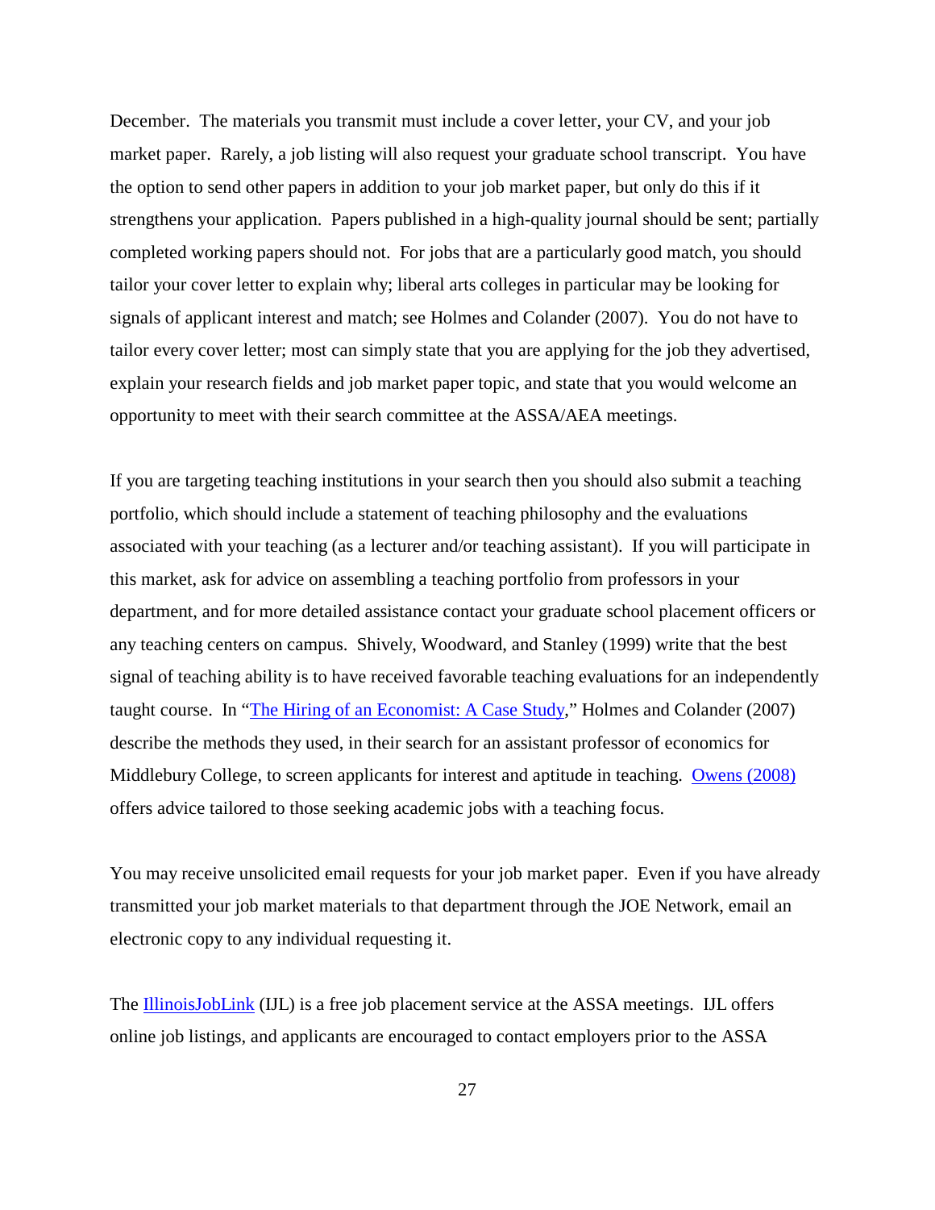December. The materials you transmit must include a cover letter, your CV, and your job market paper. Rarely, a job listing will also request your graduate school transcript. You have the option to send other papers in addition to your job market paper, but only do this if it strengthens your application. Papers published in a high-quality journal should be sent; partially completed working papers should not. For jobs that are a particularly good match, you should tailor your cover letter to explain why; liberal arts colleges in particular may be looking for signals of applicant interest and match; see Holmes and Colander (2007). You do not have to tailor every cover letter; most can simply state that you are applying for the job they advertised, explain your research fields and job market paper topic, and state that you would welcome an opportunity to meet with their search committee at the ASSA/AEA meetings.

If you are targeting teaching institutions in your search then you should also submit a teaching portfolio, which should include a statement of teaching philosophy and the evaluations associated with your teaching (as a lecturer and/or teaching assistant). If you will participate in this market, ask for advice on assembling a teaching portfolio from professors in your department, and for more detailed assistance contact your graduate school placement officers or any teaching centers on campus. Shively, Woodward, and Stanley (1999) write that the best signal of teaching ability is to have received favorable teaching evaluations for an independently taught course. In "The Hiring of an Economist: A Case Study," Holmes and Colander (2007) describe the methods they used, in their search for an assistant professor of economics for Middlebury College, to screen applicants for interest and aptitude in teaching. Owens (2008) offers advice tailored to those seeking academic jobs with a teaching focus.

You may receive unsolicited email requests for your job market paper. Even if you have already transmitted your job market materials to that department through the JOE Network, email an electronic copy to any individual requesting it.

The IllinoisJobLink (IJL) is a free job placement service at the ASSA meetings. IJL offers online job listings, and applicants are encouraged to contact employers prior to the ASSA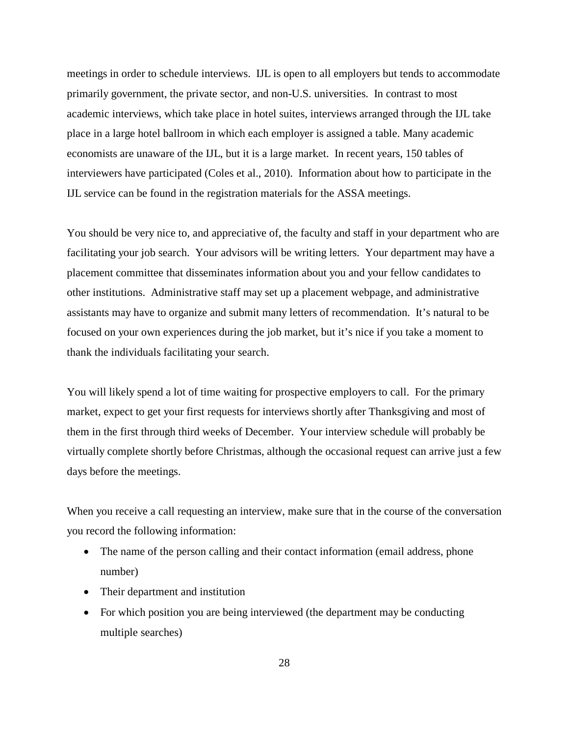meetings in order to schedule interviews. IJL is open to all employers but tends to accommodate primarily government, the private sector, and non-U.S. universities. In contrast to most academic interviews, which take place in hotel suites, interviews arranged through the IJL take place in a large hotel ballroom in which each employer is assigned a table. Many academic economists are unaware of the IJL, but it is a large market. In recent years, 150 tables of interviewers have participated (Coles et al., 2010). Information about how to participate in the IJL service can be found in the registration materials for the ASSA meetings.

You should be very nice to, and appreciative of, the faculty and staff in your department who are facilitating your job search. Your advisors will be writing letters. Your department may have a placement committee that disseminates information about you and your fellow candidates to other institutions. Administrative staff may set up a placement webpage, and administrative assistants may have to organize and submit many letters of recommendation. It's natural to be focused on your own experiences during the job market, but it's nice if you take a moment to thank the individuals facilitating your search.

You will likely spend a lot of time waiting for prospective employers to call. For the primary market, expect to get your first requests for interviews shortly after Thanksgiving and most of them in the first through third weeks of December. Your interview schedule will probably be virtually complete shortly before Christmas, although the occasional request can arrive just a few days before the meetings.

When you receive a call requesting an interview, make sure that in the course of the conversation you record the following information:

- The name of the person calling and their contact information (email address, phone number)
- Their department and institution
- For which position you are being interviewed (the department may be conducting multiple searches)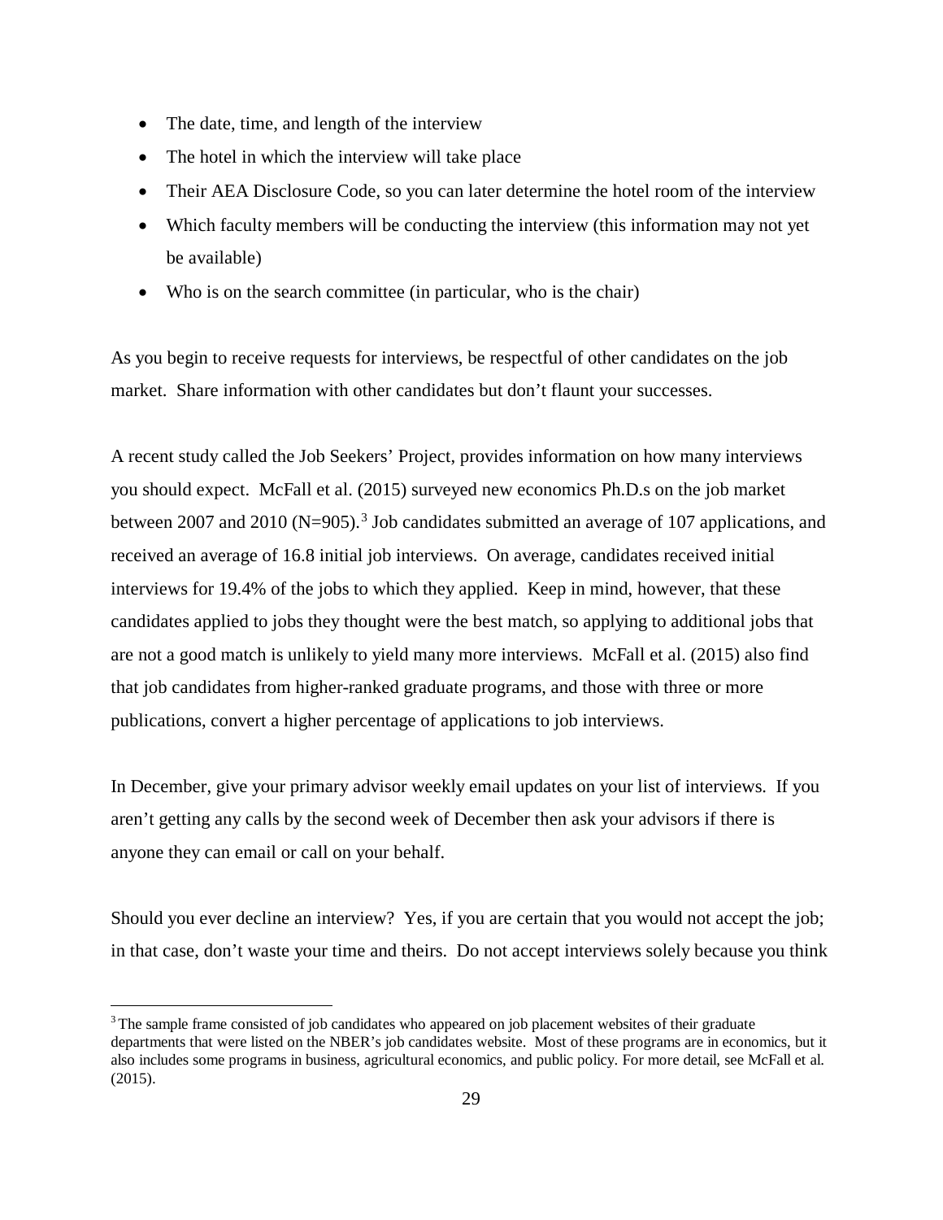- The date, time, and length of the interview
- The hotel in which the interview will take place
- Their AEA Disclosure Code, so you can later determine the hotel room of the interview
- Which faculty members will be conducting the interview (this information may not yet be available)
- Who is on the search committee (in particular, who is the chair)

As you begin to receive requests for interviews, be respectful of other candidates on the job market. Share information with other candidates but don't flaunt your successes.

A recent study called the Job Seekers' Project, provides information on how many interviews you should expect. McFall et al. (2015) surveyed new economics Ph.D.s on the job market between 2007 and 2010 (N=905).[3] Job candidates submitted an average of 107 applications, and received an average of 16.8 initial job interviews. On average, candidates received initial interviews for 19.4% of the jobs to which they applied. Keep in mind, however, that these candidates applied to jobs they thought were the best match, so applying to additional jobs that are not a good match is unlikely to yield many more interviews. McFall et al. (2015) also find that job candidates from higher-ranked graduate programs, and those with three or more publications, convert a higher percentage of applications to job interviews.

In December, give your primary advisor weekly email updates on your list of interviews. If you aren't getting any calls by the second week of December then ask your advisors if there is anyone they can email or call on your behalf.

Should you ever decline an interview? Yes, if you are certain that you would not accept the job; in that case, don't waste your time and theirs. Do not accept interviews solely because you think

[3] The sample frame consisted of job candidates who appeared on job placement websites of their graduate departments that were listed on the NBER's job candidates website. Most of these programs are in economics, but it also includes some programs in business, agricultural economics, and public policy. For more detail, see McFall et al. (2015).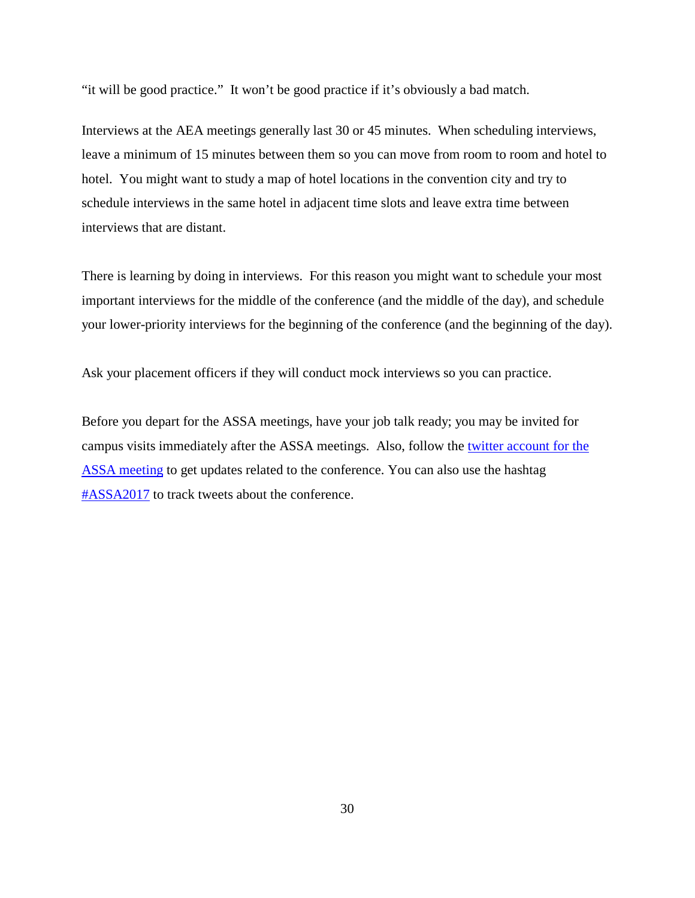"it will be good practice." It won't be good practice if it's obviously a bad match.

Interviews at the AEA meetings generally last 30 or 45 minutes. When scheduling interviews, leave a minimum of 15 minutes between them so you can move from room to room and hotel to hotel. You might want to study a map of hotel locations in the convention city and try to schedule interviews in the same hotel in adjacent time slots and leave extra time between interviews that are distant.

There is learning by doing in interviews. For this reason you might want to schedule your most important interviews for the middle of the conference (and the middle of the day), and schedule your lower-priority interviews for the beginning of the conference (and the beginning of the day).

Ask your placement officers if they will conduct mock interviews so you can practice.

Before you depart for the ASSA meetings, have your job talk ready; you may be invited for campus visits immediately after the ASSA meetings. Also, follow the twitter account for the ASSA meeting to get updates related to the conference. You can also use the hashtag #ASSA2017 to track tweets about the conference.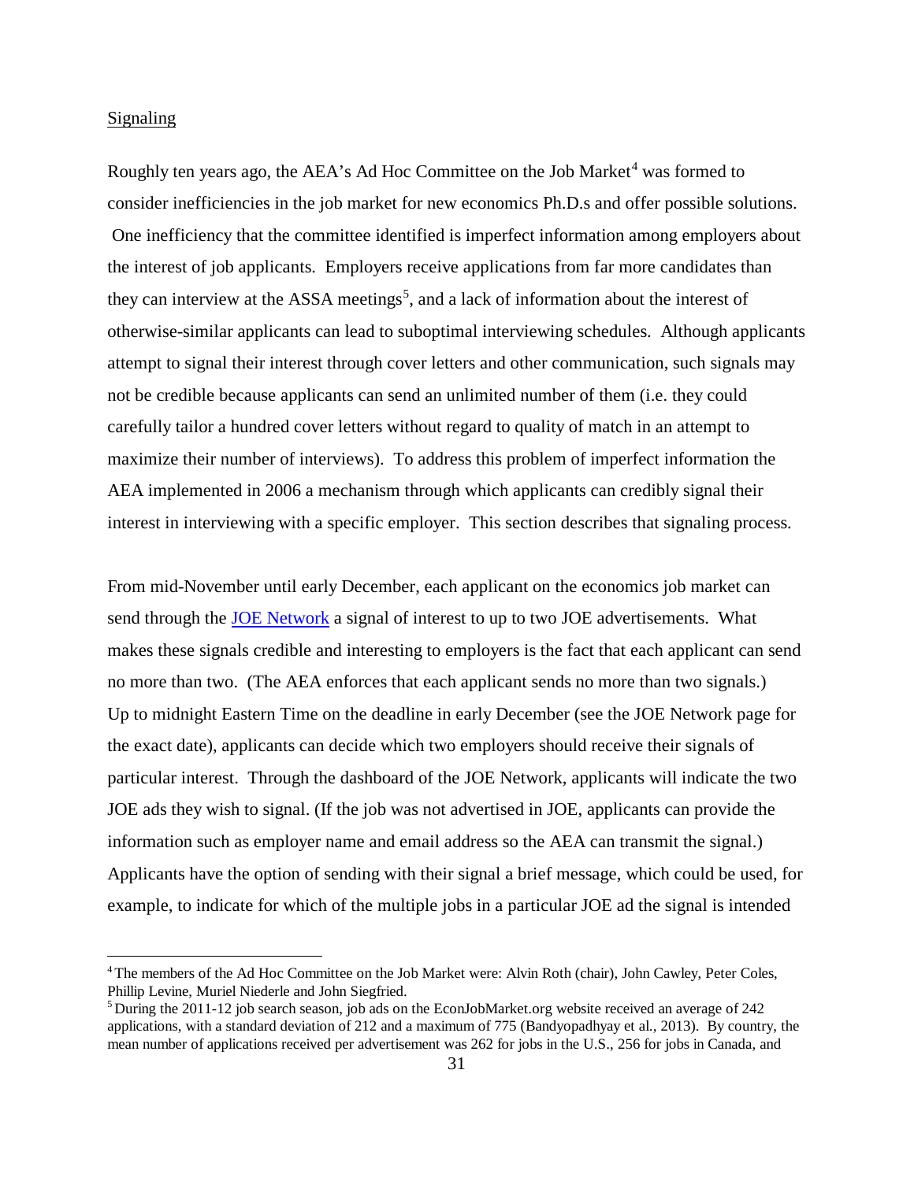## Signaling

Roughly ten years ago, the AEA's Ad Hoc Committee on the Job Market[4] was formed to consider inefficiencies in the job market for new economics Ph.D.s and offer possible solutions. One inefficiency that the committee identified is imperfect information among employers about the interest of job applicants. Employers receive applications from far more candidates than they can interview at the ASSA meetings[5], and a lack of information about the interest of otherwise-similar applicants can lead to suboptimal interviewing schedules. Although applicants attempt to signal their interest through cover letters and other communication, such signals may not be credible because applicants can send an unlimited number of them (i.e. they could carefully tailor a hundred cover letters without regard to quality of match in an attempt to maximize their number of interviews). To address this problem of imperfect information the AEA implemented in 2006 a mechanism through which applicants can credibly signal their interest in interviewing with a specific employer. This section describes that signaling process.

From mid-November until early December, each applicant on the economics job market can send through the [JOE Network] a signal of interest to up to two JOE advertisements. What makes these signals credible and interesting to employers is the fact that each applicant can send no more than two. (The AEA enforces that each applicant sends no more than two signals.) Up to midnight Eastern Time on the deadline in early December (see the JOE Network page for the exact date), applicants can decide which two employers should receive their signals of particular interest. Through the dashboard of the JOE Network, applicants will indicate the two JOE ads they wish to signal. (If the job was not advertised in JOE, applicants can provide the information such as employer name and email address so the AEA can transmit the signal.) Applicants have the option of sending with their signal a brief message, which could be used, for example, to indicate for which of the multiple jobs in a particular JOE ad the signal is intended

---

[4] The members of the Ad Hoc Committee on the Job Market were: Alvin Roth (chair), John Cawley, Peter Coles, Phillip Levine, Muriel Niederle and John Siegfried.

[5] During the 2011-12 job search season, job ads on the EconJobMarket.org website received an average of 242 applications, with a standard deviation of 212 and a maximum of 775 (Bandyopadhyay et al., 2013). By country, the mean number of applications received per advertisement was 262 for jobs in the U.S., 256 for jobs in Canada, and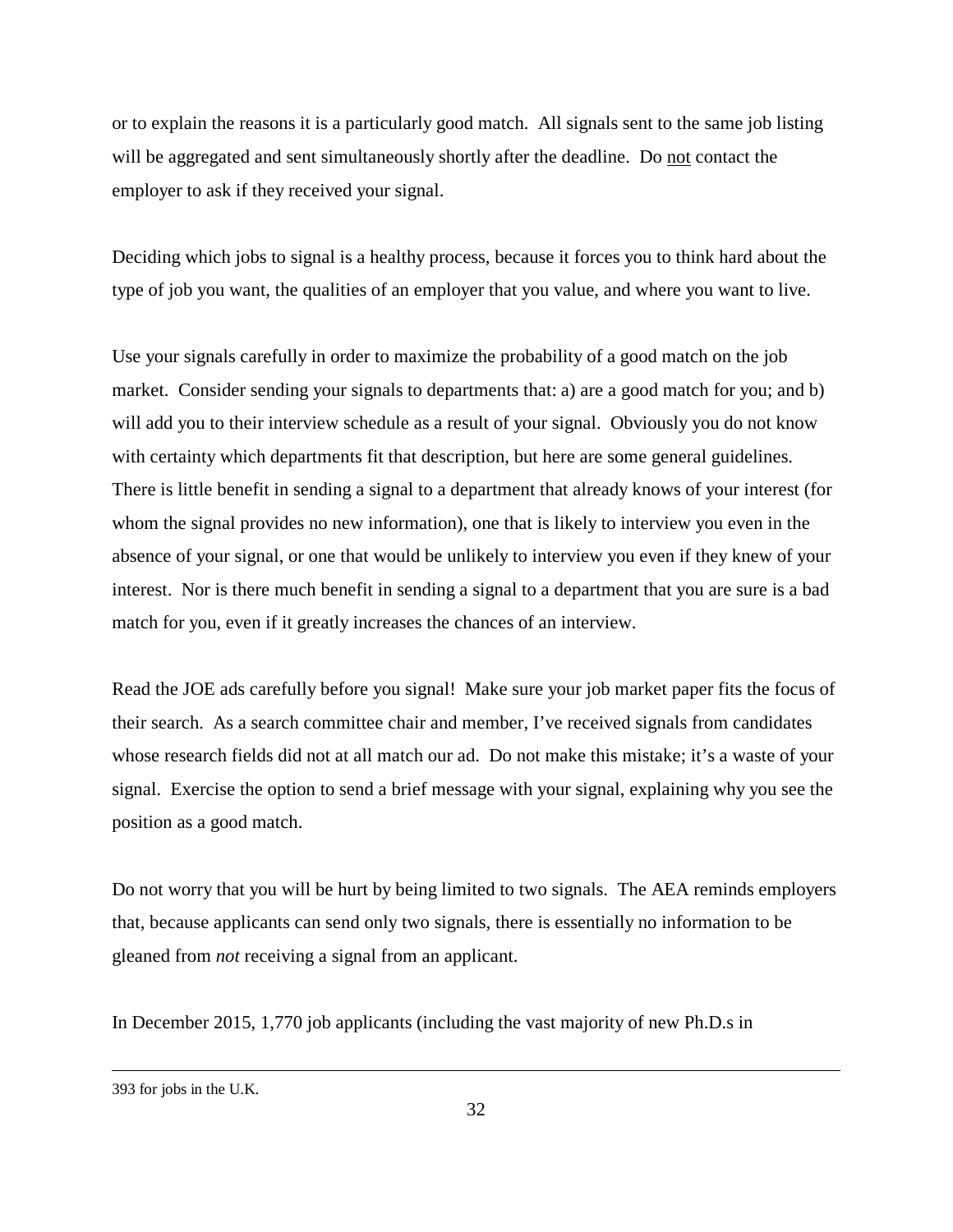or to explain the reasons it is a particularly good match. All signals sent to the same job listing will be aggregated and sent simultaneously shortly after the deadline. Do <u>not</u> contact the employer to ask if they received your signal.

Deciding which jobs to signal is a healthy process, because it forces you to think hard about the type of job you want, the qualities of an employer that you value, and where you want to live.

Use your signals carefully in order to maximize the probability of a good match on the job market. Consider sending your signals to departments that: a) are a good match for you; and b) will add you to their interview schedule as a result of your signal. Obviously you do not know with certainty which departments fit that description, but here are some general guidelines. There is little benefit in sending a signal to a department that already knows of your interest (for whom the signal provides no new information), one that is likely to interview you even in the absence of your signal, or one that would be unlikely to interview you even if they knew of your interest. Nor is there much benefit in sending a signal to a department that you are sure is a bad match for you, even if it greatly increases the chances of an interview.

Read the JOE ads carefully before you signal! Make sure your job market paper fits the focus of their search. As a search committee chair and member, I've received signals from candidates whose research fields did not at all match our ad. Do not make this mistake; it's a waste of your signal. Exercise the option to send a brief message with your signal, explaining why you see the position as a good match.

Do not worry that you will be hurt by being limited to two signals. The AEA reminds employers that, because applicants can send only two signals, there is essentially no information to be gleaned from *not* receiving a signal from an applicant.

In December 2015, 1,770 job applicants (including the vast majority of new Ph.D.s in

---

393 for jobs in the U.K.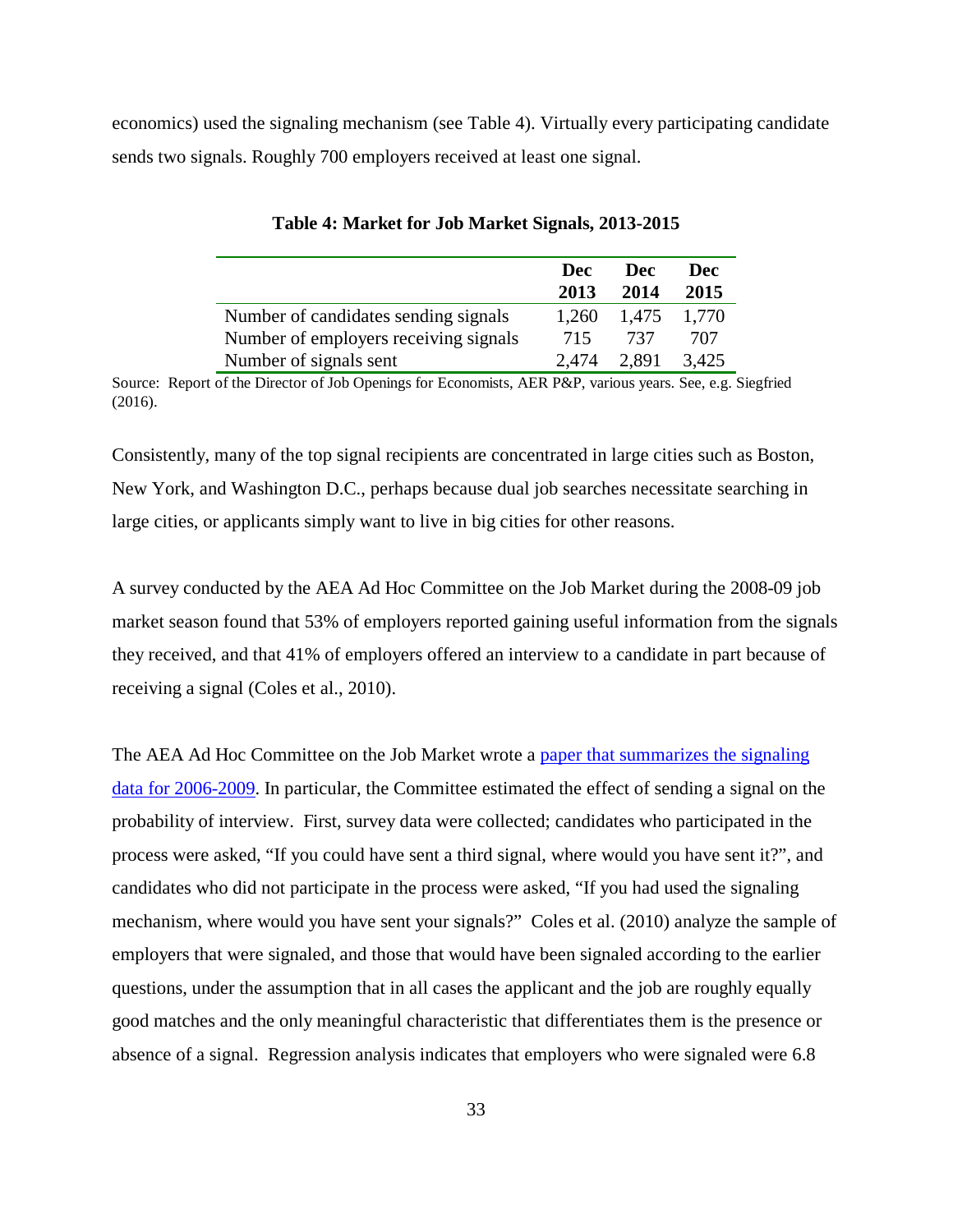economics) used the signaling mechanism (see Table 4). Virtually every participating candidate sends two signals. Roughly 700 employers received at least one signal.

**Table 4: Market for Job Market Signals, 2013-2015**

| | Dec 2013 | Dec 2014 | Dec 2015 |
|---|---|---|---|
| Number of candidates sending signals | 1,260 | 1,475 | 1,770 |
| Number of employers receiving signals | 715 | 737 | 707 |
| Number of signals sent | 2,474 | 2,891 | 3,425 |

Source: Report of the Director of Job Openings for Economists, AER P&P, various years. See, e.g. Siegfried (2016).

Consistently, many of the top signal recipients are concentrated in large cities such as Boston, New York, and Washington D.C., perhaps because dual job searches necessitate searching in large cities, or applicants simply want to live in big cities for other reasons.

A survey conducted by the AEA Ad Hoc Committee on the Job Market during the 2008-09 job market season found that 53% of employers reported gaining useful information from the signals they received, and that 41% of employers offered an interview to a candidate in part because of receiving a signal (Coles et al., 2010).

The AEA Ad Hoc Committee on the Job Market wrote a paper that summarizes the signaling data for 2006-2009. In particular, the Committee estimated the effect of sending a signal on the probability of interview. First, survey data were collected; candidates who participated in the process were asked, "If you could have sent a third signal, where would you have sent it?", and candidates who did not participate in the process were asked, "If you had used the signaling mechanism, where would you have sent your signals?" Coles et al. (2010) analyze the sample of employers that were signaled, and those that would have been signaled according to the earlier questions, under the assumption that in all cases the applicant and the job are roughly equally good matches and the only meaningful characteristic that differentiates them is the presence or absence of a signal. Regression analysis indicates that employers who were signaled were 6.8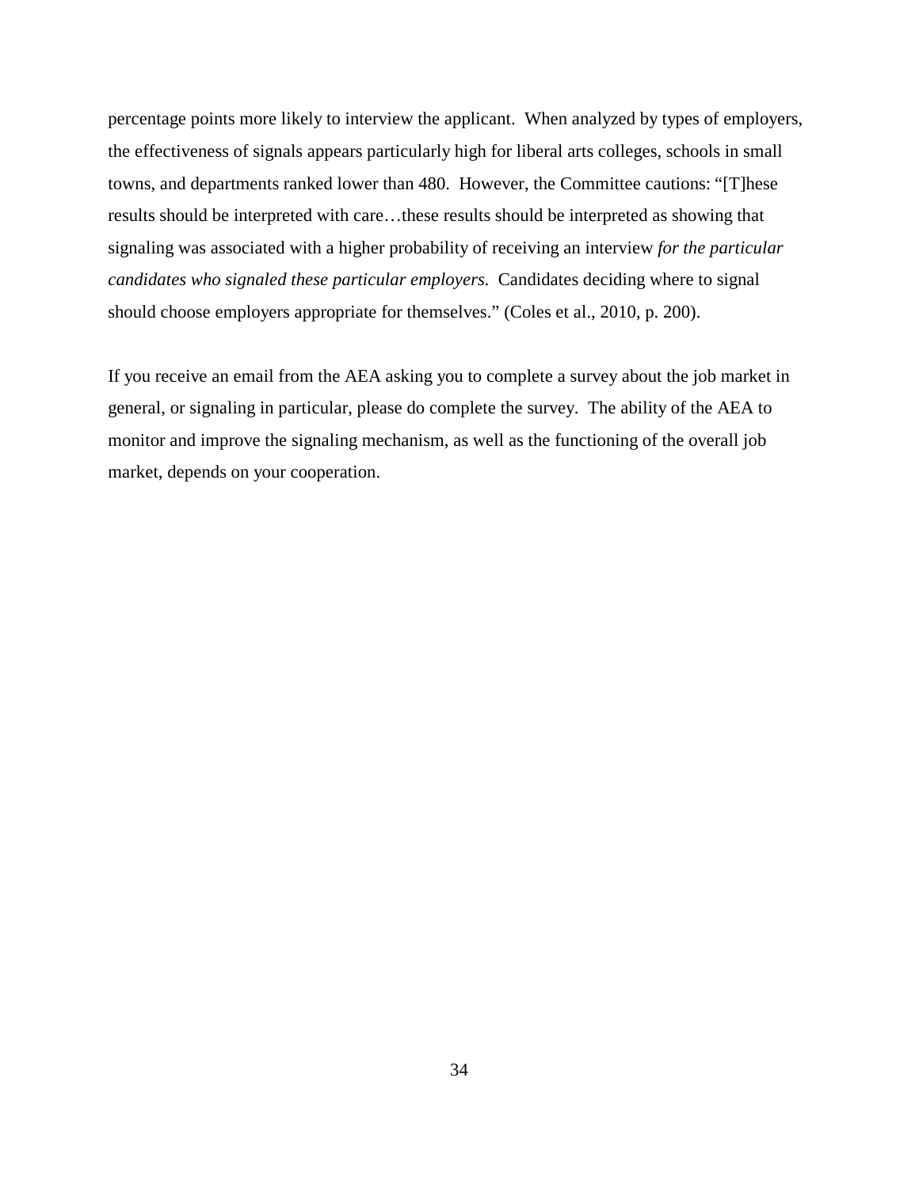percentage points more likely to interview the applicant. When analyzed by types of employers, the effectiveness of signals appears particularly high for liberal arts colleges, schools in small towns, and departments ranked lower than 480. However, the Committee cautions: "[T]hese results should be interpreted with care…these results should be interpreted as showing that signaling was associated with a higher probability of receiving an interview *for the particular candidates who signaled these particular employers*. Candidates deciding where to signal should choose employers appropriate for themselves." (Coles et al., 2010, p. 200).

If you receive an email from the AEA asking you to complete a survey about the job market in general, or signaling in particular, please do complete the survey. The ability of the AEA to monitor and improve the signaling mechanism, as well as the functioning of the overall job market, depends on your cooperation.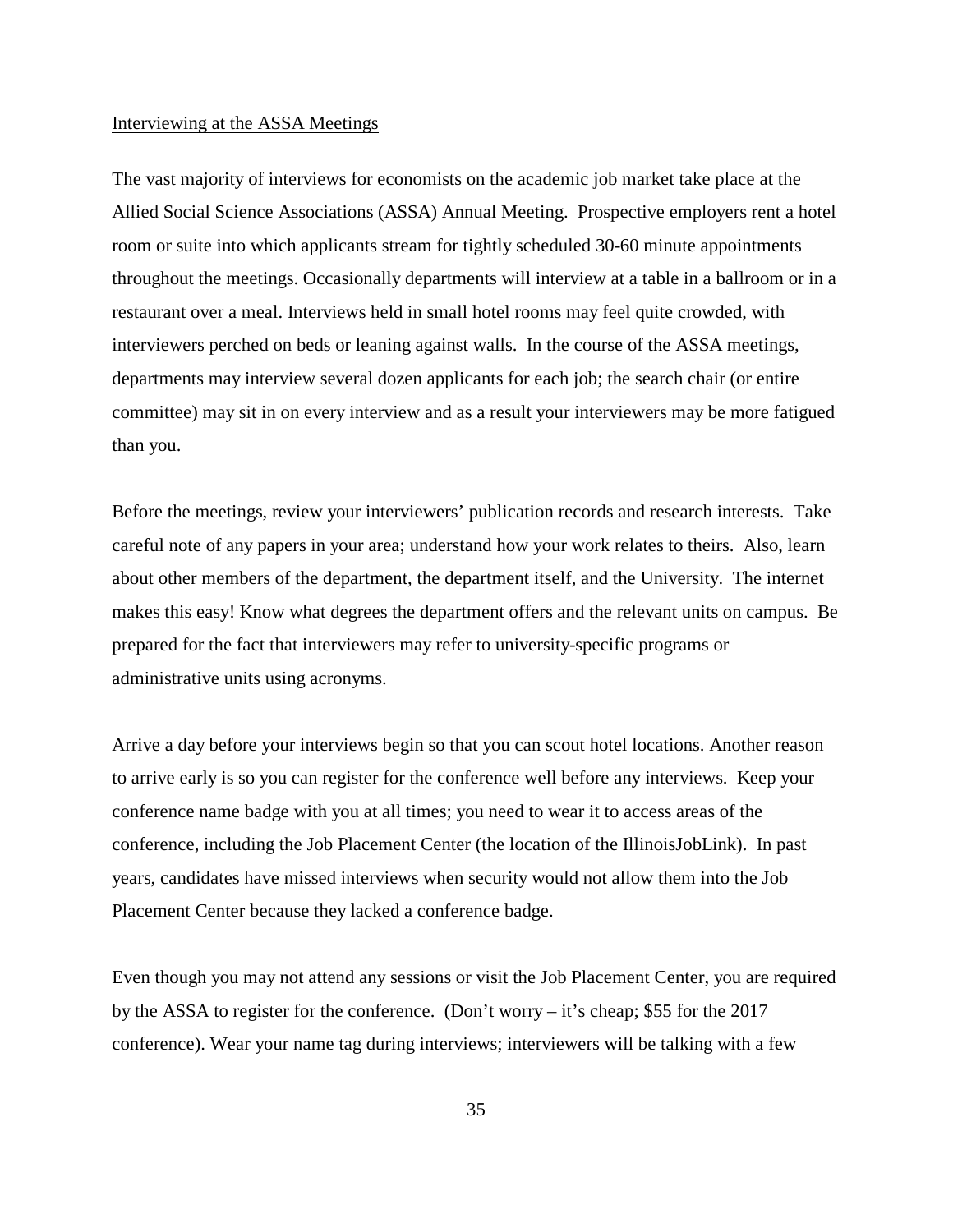Interviewing at the ASSA Meetings

The vast majority of interviews for economists on the academic job market take place at the Allied Social Science Associations (ASSA) Annual Meeting. Prospective employers rent a hotel room or suite into which applicants stream for tightly scheduled 30-60 minute appointments throughout the meetings. Occasionally departments will interview at a table in a ballroom or in a restaurant over a meal. Interviews held in small hotel rooms may feel quite crowded, with interviewers perched on beds or leaning against walls. In the course of the ASSA meetings, departments may interview several dozen applicants for each job; the search chair (or entire committee) may sit in on every interview and as a result your interviewers may be more fatigued than you.

Before the meetings, review your interviewers' publication records and research interests. Take careful note of any papers in your area; understand how your work relates to theirs. Also, learn about other members of the department, the department itself, and the University. The internet makes this easy! Know what degrees the department offers and the relevant units on campus. Be prepared for the fact that interviewers may refer to university-specific programs or administrative units using acronyms.

Arrive a day before your interviews begin so that you can scout hotel locations. Another reason to arrive early is so you can register for the conference well before any interviews. Keep your conference name badge with you at all times; you need to wear it to access areas of the conference, including the Job Placement Center (the location of the IllinoisJobLink). In past years, candidates have missed interviews when security would not allow them into the Job Placement Center because they lacked a conference badge.

Even though you may not attend any sessions or visit the Job Placement Center, you are required by the ASSA to register for the conference. (Don't worry – it's cheap; $55 for the 2017 conference). Wear your name tag during interviews; interviewers will be talking with a few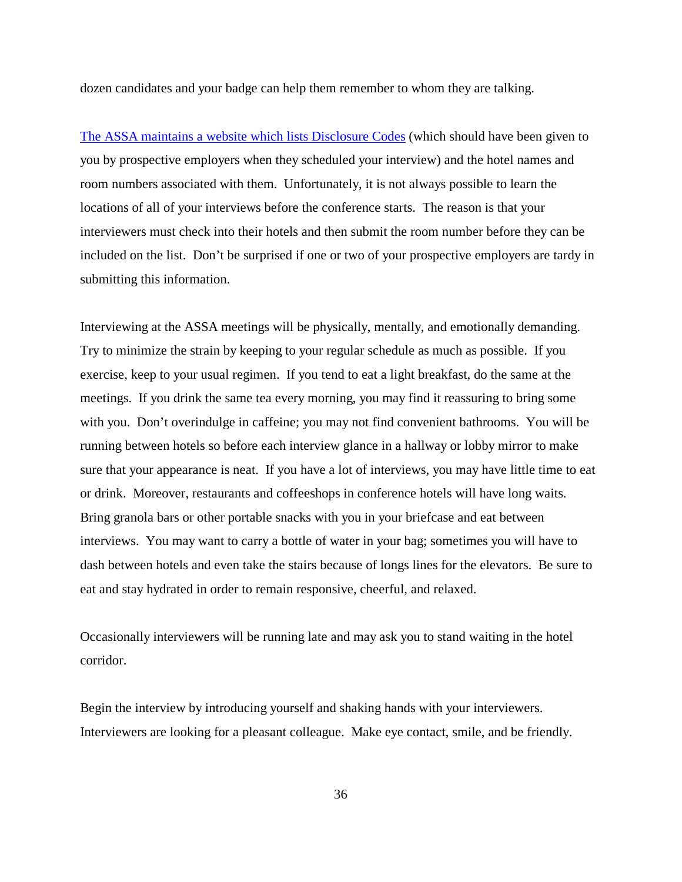dozen candidates and your badge can help them remember to whom they are talking.

The ASSA maintains a website which lists Disclosure Codes (which should have been given to you by prospective employers when they scheduled your interview) and the hotel names and room numbers associated with them. Unfortunately, it is not always possible to learn the locations of all of your interviews before the conference starts. The reason is that your interviewers must check into their hotels and then submit the room number before they can be included on the list. Don't be surprised if one or two of your prospective employers are tardy in submitting this information.

Interviewing at the ASSA meetings will be physically, mentally, and emotionally demanding. Try to minimize the strain by keeping to your regular schedule as much as possible. If you exercise, keep to your usual regimen. If you tend to eat a light breakfast, do the same at the meetings. If you drink the same tea every morning, you may find it reassuring to bring some with you. Don't overindulge in caffeine; you may not find convenient bathrooms. You will be running between hotels so before each interview glance in a hallway or lobby mirror to make sure that your appearance is neat. If you have a lot of interviews, you may have little time to eat or drink. Moreover, restaurants and coffeeshops in conference hotels will have long waits. Bring granola bars or other portable snacks with you in your briefcase and eat between interviews. You may want to carry a bottle of water in your bag; sometimes you will have to dash between hotels and even take the stairs because of longs lines for the elevators. Be sure to eat and stay hydrated in order to remain responsive, cheerful, and relaxed.

Occasionally interviewers will be running late and may ask you to stand waiting in the hotel corridor.

Begin the interview by introducing yourself and shaking hands with your interviewers. Interviewers are looking for a pleasant colleague. Make eye contact, smile, and be friendly.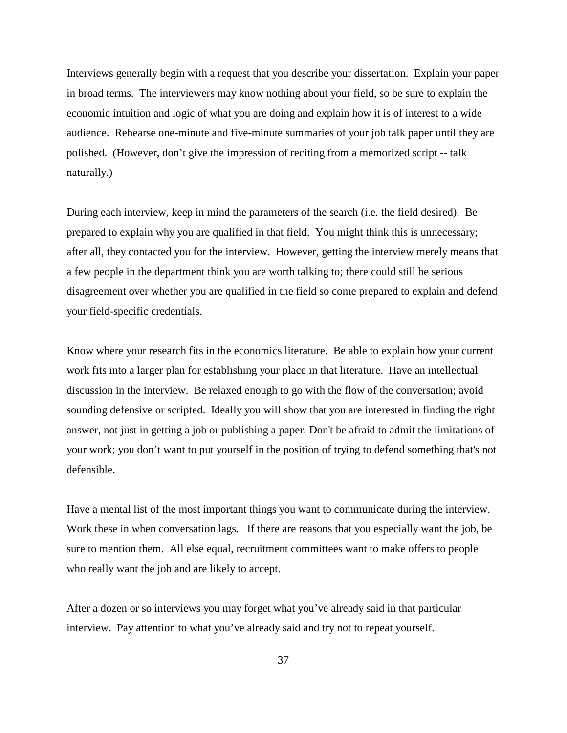Interviews generally begin with a request that you describe your dissertation. Explain your paper in broad terms. The interviewers may know nothing about your field, so be sure to explain the economic intuition and logic of what you are doing and explain how it is of interest to a wide audience. Rehearse one-minute and five-minute summaries of your job talk paper until they are polished. (However, don't give the impression of reciting from a memorized script -- talk naturally.)

During each interview, keep in mind the parameters of the search (i.e. the field desired). Be prepared to explain why you are qualified in that field. You might think this is unnecessary; after all, they contacted you for the interview. However, getting the interview merely means that a few people in the department think you are worth talking to; there could still be serious disagreement over whether you are qualified in the field so come prepared to explain and defend your field-specific credentials.

Know where your research fits in the economics literature. Be able to explain how your current work fits into a larger plan for establishing your place in that literature. Have an intellectual discussion in the interview. Be relaxed enough to go with the flow of the conversation; avoid sounding defensive or scripted. Ideally you will show that you are interested in finding the right answer, not just in getting a job or publishing a paper. Don't be afraid to admit the limitations of your work; you don't want to put yourself in the position of trying to defend something that's not defensible.

Have a mental list of the most important things you want to communicate during the interview. Work these in when conversation lags. If there are reasons that you especially want the job, be sure to mention them. All else equal, recruitment committees want to make offers to people who really want the job and are likely to accept.

After a dozen or so interviews you may forget what you've already said in that particular interview. Pay attention to what you've already said and try not to repeat yourself.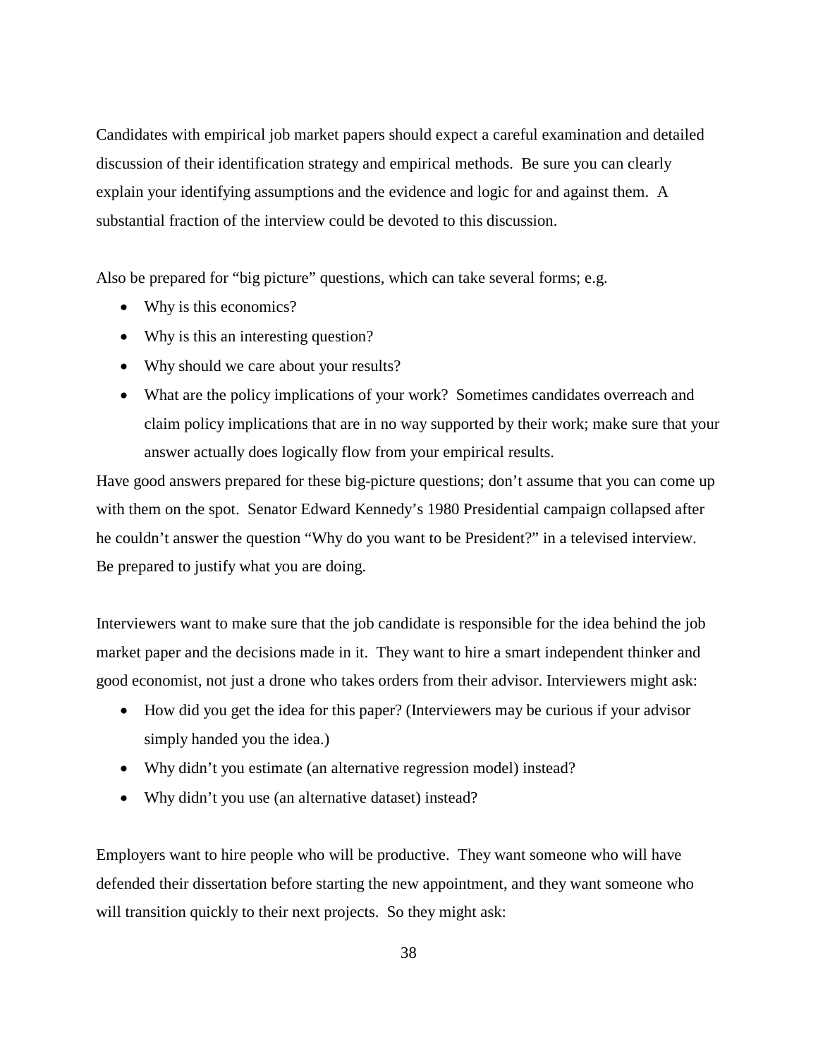Candidates with empirical job market papers should expect a careful examination and detailed discussion of their identification strategy and empirical methods. Be sure you can clearly explain your identifying assumptions and the evidence and logic for and against them. A substantial fraction of the interview could be devoted to this discussion.

Also be prepared for "big picture" questions, which can take several forms; e.g.

- Why is this economics?
- Why is this an interesting question?
- Why should we care about your results?
- What are the policy implications of your work? Sometimes candidates overreach and claim policy implications that are in no way supported by their work; make sure that your answer actually does logically flow from your empirical results.

Have good answers prepared for these big-picture questions; don't assume that you can come up with them on the spot. Senator Edward Kennedy's 1980 Presidential campaign collapsed after he couldn't answer the question "Why do you want to be President?" in a televised interview. Be prepared to justify what you are doing.

Interviewers want to make sure that the job candidate is responsible for the idea behind the job market paper and the decisions made in it. They want to hire a smart independent thinker and good economist, not just a drone who takes orders from their advisor. Interviewers might ask:

- How did you get the idea for this paper? (Interviewers may be curious if your advisor simply handed you the idea.)
- Why didn't you estimate (an alternative regression model) instead?
- Why didn't you use (an alternative dataset) instead?

Employers want to hire people who will be productive. They want someone who will have defended their dissertation before starting the new appointment, and they want someone who will transition quickly to their next projects. So they might ask: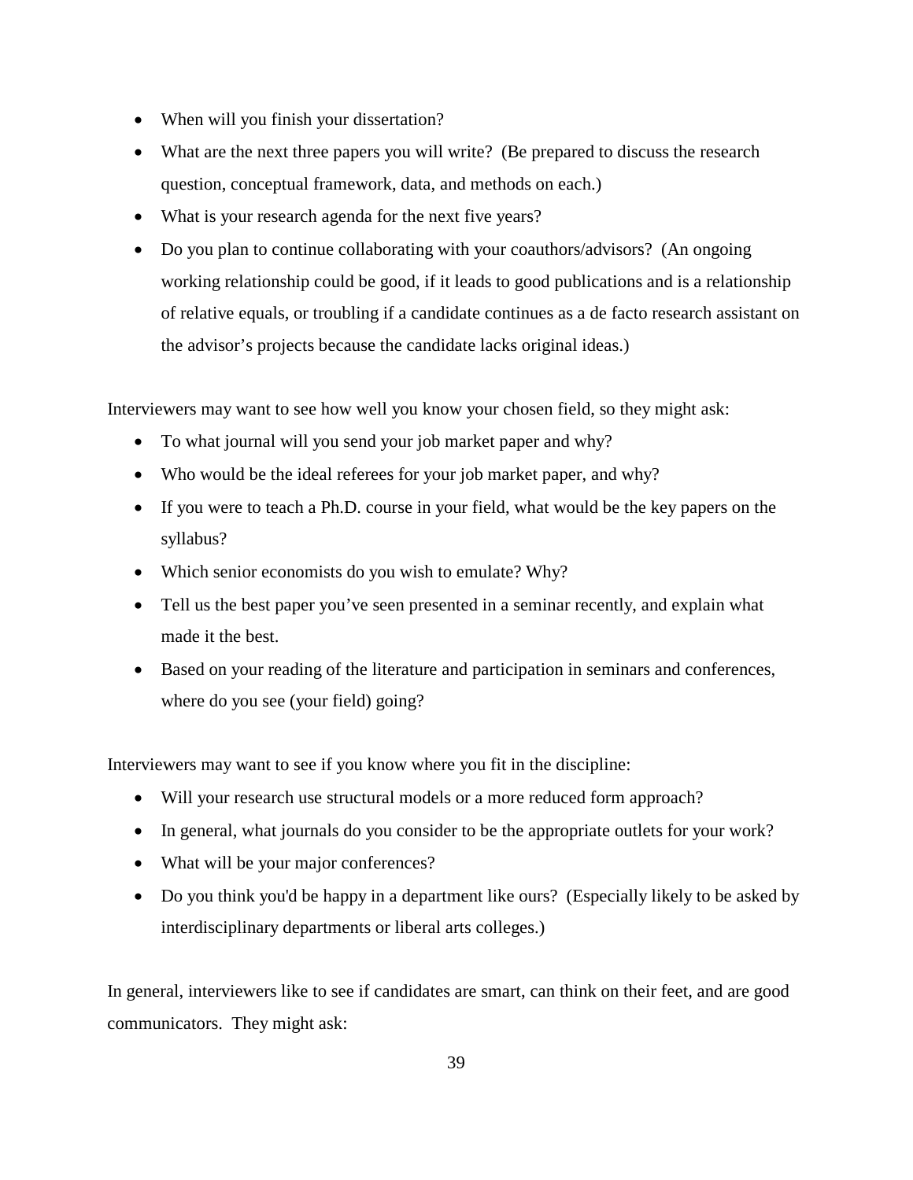- When will you finish your dissertation?
- What are the next three papers you will write? (Be prepared to discuss the research question, conceptual framework, data, and methods on each.)
- What is your research agenda for the next five years?
- Do you plan to continue collaborating with your coauthors/advisors? (An ongoing working relationship could be good, if it leads to good publications and is a relationship of relative equals, or troubling if a candidate continues as a de facto research assistant on the advisor's projects because the candidate lacks original ideas.)

Interviewers may want to see how well you know your chosen field, so they might ask:

- To what journal will you send your job market paper and why?
- Who would be the ideal referees for your job market paper, and why?
- If you were to teach a Ph.D. course in your field, what would be the key papers on the syllabus?
- Which senior economists do you wish to emulate? Why?
- Tell us the best paper you've seen presented in a seminar recently, and explain what made it the best.
- Based on your reading of the literature and participation in seminars and conferences, where do you see (your field) going?

Interviewers may want to see if you know where you fit in the discipline:

- Will your research use structural models or a more reduced form approach?
- In general, what journals do you consider to be the appropriate outlets for your work?
- What will be your major conferences?
- Do you think you'd be happy in a department like ours? (Especially likely to be asked by interdisciplinary departments or liberal arts colleges.)

In general, interviewers like to see if candidates are smart, can think on their feet, and are good communicators. They might ask: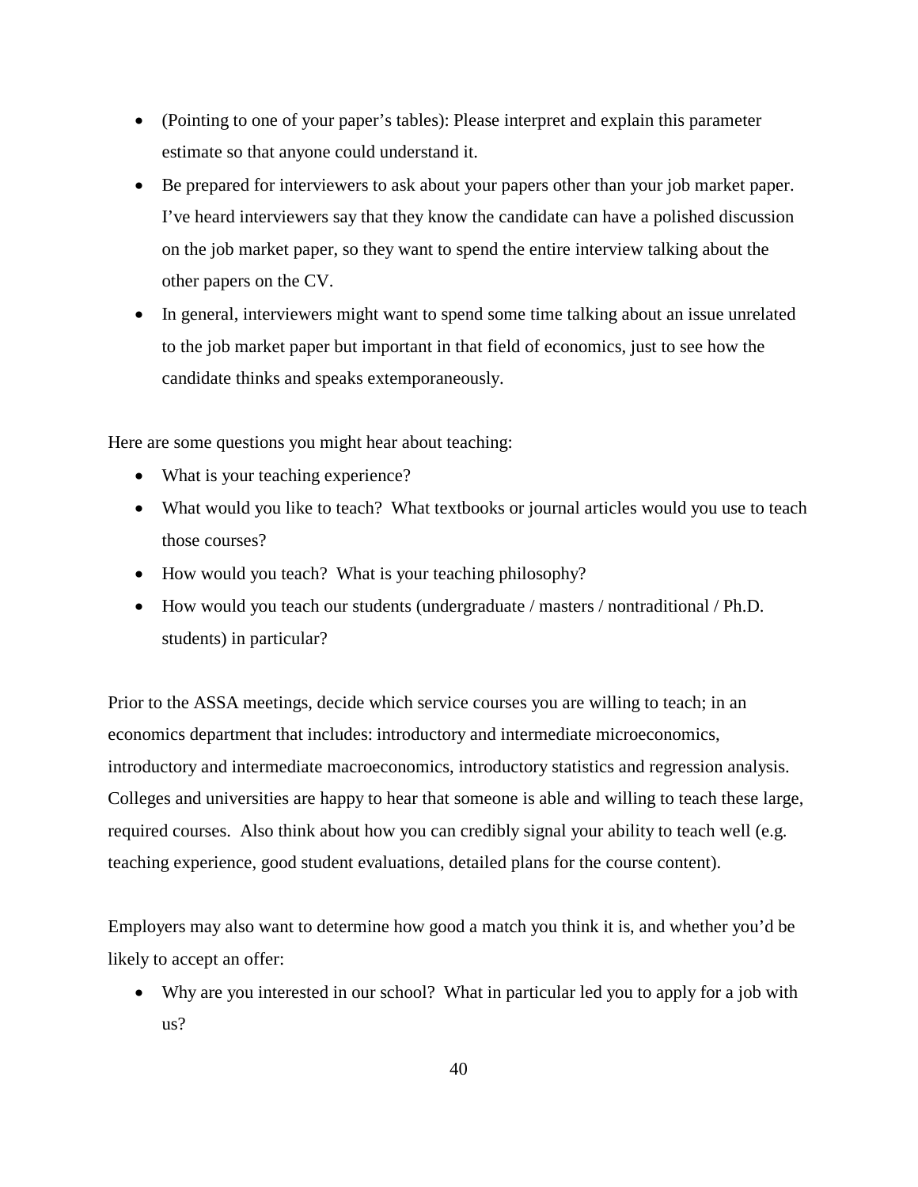- (Pointing to one of your paper's tables): Please interpret and explain this parameter estimate so that anyone could understand it.
- Be prepared for interviewers to ask about your papers other than your job market paper. I've heard interviewers say that they know the candidate can have a polished discussion on the job market paper, so they want to spend the entire interview talking about the other papers on the CV.
- In general, interviewers might want to spend some time talking about an issue unrelated to the job market paper but important in that field of economics, just to see how the candidate thinks and speaks extemporaneously.

Here are some questions you might hear about teaching:

- What is your teaching experience?
- What would you like to teach? What textbooks or journal articles would you use to teach those courses?
- How would you teach? What is your teaching philosophy?
- How would you teach our students (undergraduate / masters / nontraditional / Ph.D. students) in particular?

Prior to the ASSA meetings, decide which service courses you are willing to teach; in an economics department that includes: introductory and intermediate microeconomics, introductory and intermediate macroeconomics, introductory statistics and regression analysis. Colleges and universities are happy to hear that someone is able and willing to teach these large, required courses. Also think about how you can credibly signal your ability to teach well (e.g. teaching experience, good student evaluations, detailed plans for the course content).

Employers may also want to determine how good a match you think it is, and whether you'd be likely to accept an offer:

- Why are you interested in our school? What in particular led you to apply for a job with us?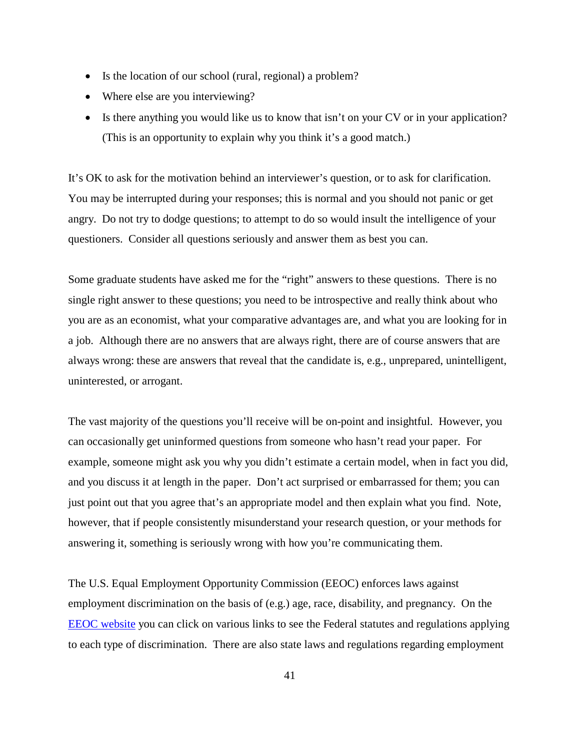- Is the location of our school (rural, regional) a problem?
- Where else are you interviewing?
- Is there anything you would like us to know that isn't on your CV or in your application? (This is an opportunity to explain why you think it's a good match.)

It's OK to ask for the motivation behind an interviewer's question, or to ask for clarification. You may be interrupted during your responses; this is normal and you should not panic or get angry. Do not try to dodge questions; to attempt to do so would insult the intelligence of your questioners. Consider all questions seriously and answer them as best you can.

Some graduate students have asked me for the "right" answers to these questions. There is no single right answer to these questions; you need to be introspective and really think about who you are as an economist, what your comparative advantages are, and what you are looking for in a job. Although there are no answers that are always right, there are of course answers that are always wrong: these are answers that reveal that the candidate is, e.g., unprepared, unintelligent, uninterested, or arrogant.

The vast majority of the questions you'll receive will be on-point and insightful. However, you can occasionally get uninformed questions from someone who hasn't read your paper. For example, someone might ask you why you didn't estimate a certain model, when in fact you did, and you discuss it at length in the paper. Don't act surprised or embarrassed for them; you can just point out that you agree that's an appropriate model and then explain what you find. Note, however, that if people consistently misunderstand your research question, or your methods for answering it, something is seriously wrong with how you're communicating them.

The U.S. Equal Employment Opportunity Commission (EEOC) enforces laws against employment discrimination on the basis of (e.g.) age, race, disability, and pregnancy. On the EEOC website you can click on various links to see the Federal statutes and regulations applying to each type of discrimination. There are also state laws and regulations regarding employment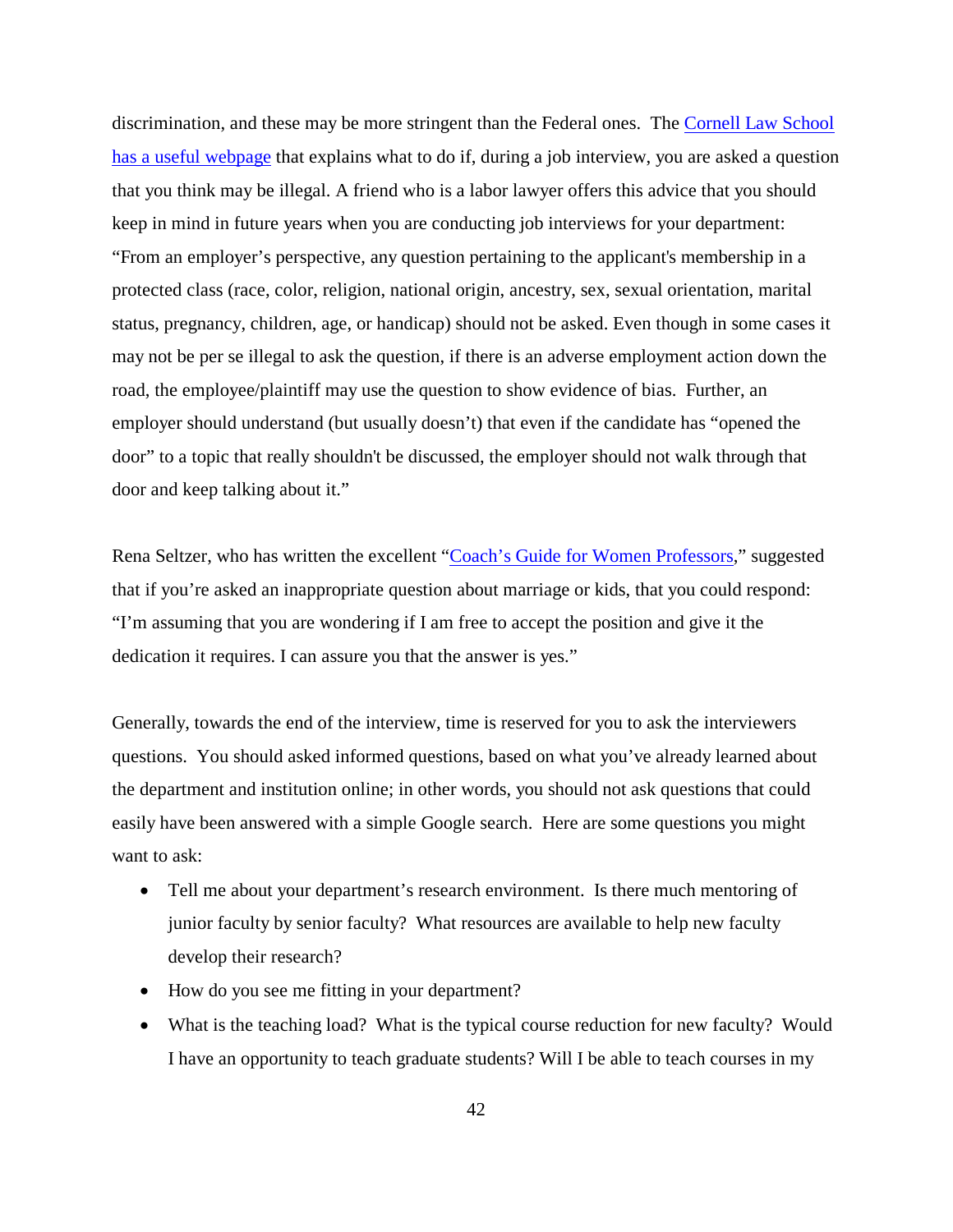discrimination, and these may be more stringent than the Federal ones. The Cornell Law School has a useful webpage that explains what to do if, during a job interview, you are asked a question that you think may be illegal. A friend who is a labor lawyer offers this advice that you should keep in mind in future years when you are conducting job interviews for your department: "From an employer's perspective, any question pertaining to the applicant's membership in a protected class (race, color, religion, national origin, ancestry, sex, sexual orientation, marital status, pregnancy, children, age, or handicap) should not be asked. Even though in some cases it may not be per se illegal to ask the question, if there is an adverse employment action down the road, the employee/plaintiff may use the question to show evidence of bias. Further, an employer should understand (but usually doesn't) that even if the candidate has "opened the door" to a topic that really shouldn't be discussed, the employer should not walk through that door and keep talking about it."

Rena Seltzer, who has written the excellent "Coach's Guide for Women Professors," suggested that if you're asked an inappropriate question about marriage or kids, that you could respond: "I'm assuming that you are wondering if I am free to accept the position and give it the dedication it requires. I can assure you that the answer is yes."

Generally, towards the end of the interview, time is reserved for you to ask the interviewers questions. You should asked informed questions, based on what you've already learned about the department and institution online; in other words, you should not ask questions that could easily have been answered with a simple Google search. Here are some questions you might want to ask:

- Tell me about your department's research environment. Is there much mentoring of junior faculty by senior faculty? What resources are available to help new faculty develop their research?
- How do you see me fitting in your department?
- What is the teaching load? What is the typical course reduction for new faculty? Would I have an opportunity to teach graduate students? Will I be able to teach courses in my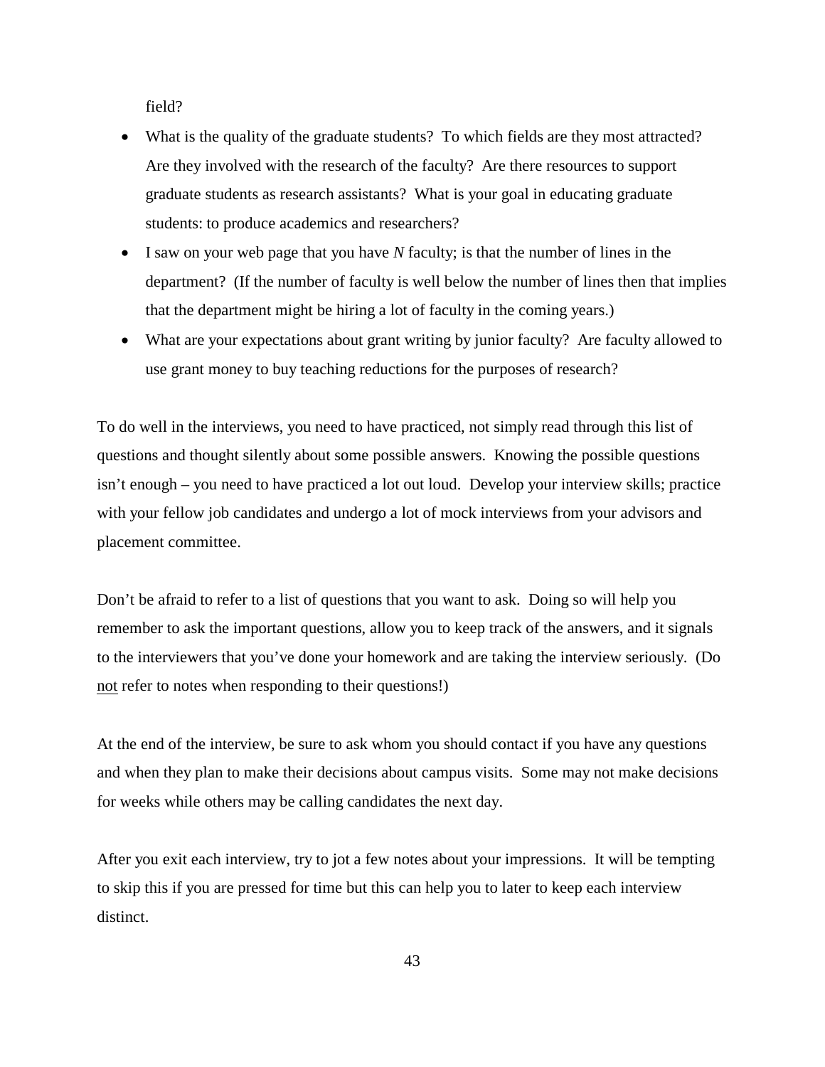field?

- What is the quality of the graduate students? To which fields are they most attracted? Are they involved with the research of the faculty? Are there resources to support graduate students as research assistants? What is your goal in educating graduate students: to produce academics and researchers?
- I saw on your web page that you have *N* faculty; is that the number of lines in the department? (If the number of faculty is well below the number of lines then that implies that the department might be hiring a lot of faculty in the coming years.)
- What are your expectations about grant writing by junior faculty? Are faculty allowed to use grant money to buy teaching reductions for the purposes of research?

To do well in the interviews, you need to have practiced, not simply read through this list of questions and thought silently about some possible answers. Knowing the possible questions isn't enough – you need to have practiced a lot out loud. Develop your interview skills; practice with your fellow job candidates and undergo a lot of mock interviews from your advisors and placement committee.

Don't be afraid to refer to a list of questions that you want to ask. Doing so will help you remember to ask the important questions, allow you to keep track of the answers, and it signals to the interviewers that you've done your homework and are taking the interview seriously. (Do <u>not</u> refer to notes when responding to their questions!)

At the end of the interview, be sure to ask whom you should contact if you have any questions and when they plan to make their decisions about campus visits. Some may not make decisions for weeks while others may be calling candidates the next day.

After you exit each interview, try to jot a few notes about your impressions. It will be tempting to skip this if you are pressed for time but this can help you to later to keep each interview distinct.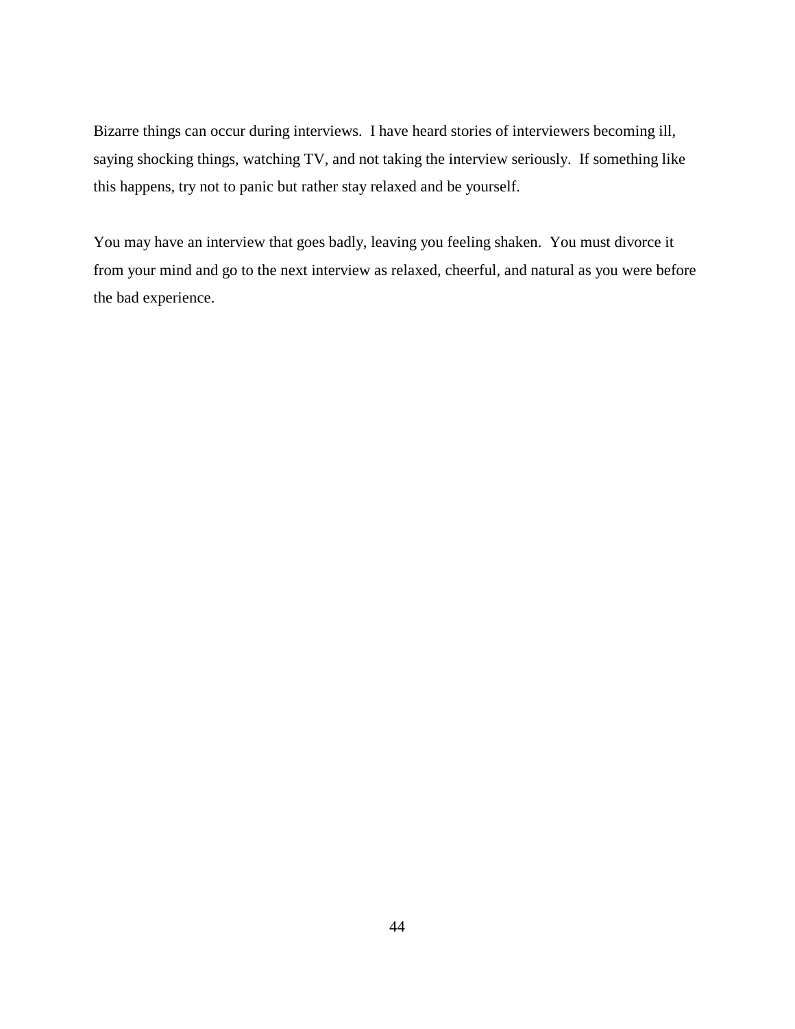Bizarre things can occur during interviews. I have heard stories of interviewers becoming ill, saying shocking things, watching TV, and not taking the interview seriously. If something like this happens, try not to panic but rather stay relaxed and be yourself.

You may have an interview that goes badly, leaving you feeling shaken. You must divorce it from your mind and go to the next interview as relaxed, cheerful, and natural as you were before the bad experience.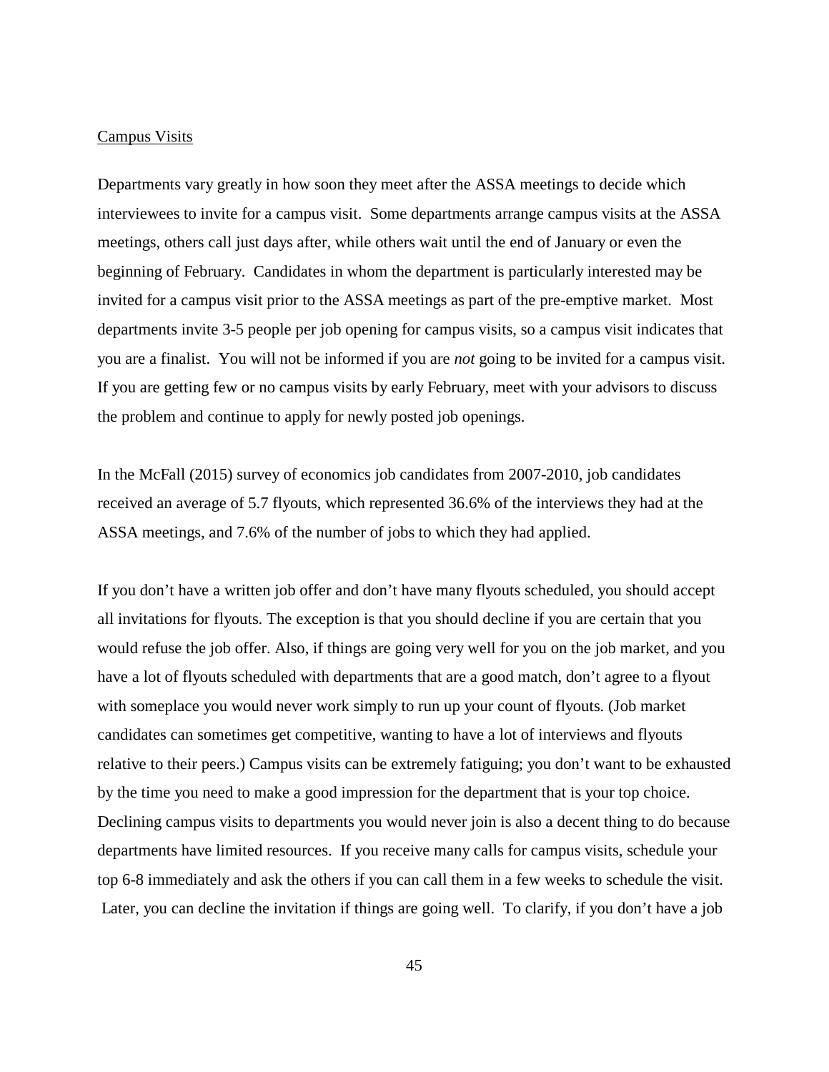Campus Visits

Departments vary greatly in how soon they meet after the ASSA meetings to decide which interviewees to invite for a campus visit. Some departments arrange campus visits at the ASSA meetings, others call just days after, while others wait until the end of January or even the beginning of February. Candidates in whom the department is particularly interested may be invited for a campus visit prior to the ASSA meetings as part of the pre-emptive market. Most departments invite 3-5 people per job opening for campus visits, so a campus visit indicates that you are a finalist. You will not be informed if you are *not* going to be invited for a campus visit. If you are getting few or no campus visits by early February, meet with your advisors to discuss the problem and continue to apply for newly posted job openings.

In the McFall (2015) survey of economics job candidates from 2007-2010, job candidates received an average of 5.7 flyouts, which represented 36.6% of the interviews they had at the ASSA meetings, and 7.6% of the number of jobs to which they had applied.

If you don't have a written job offer and don't have many flyouts scheduled, you should accept all invitations for flyouts. The exception is that you should decline if you are certain that you would refuse the job offer. Also, if things are going very well for you on the job market, and you have a lot of flyouts scheduled with departments that are a good match, don't agree to a flyout with someplace you would never work simply to run up your count of flyouts. (Job market candidates can sometimes get competitive, wanting to have a lot of interviews and flyouts relative to their peers.) Campus visits can be extremely fatiguing; you don't want to be exhausted by the time you need to make a good impression for the department that is your top choice. Declining campus visits to departments you would never join is also a decent thing to do because departments have limited resources. If you receive many calls for campus visits, schedule your top 6-8 immediately and ask the others if you can call them in a few weeks to schedule the visit. Later, you can decline the invitation if things are going well. To clarify, if you don't have a job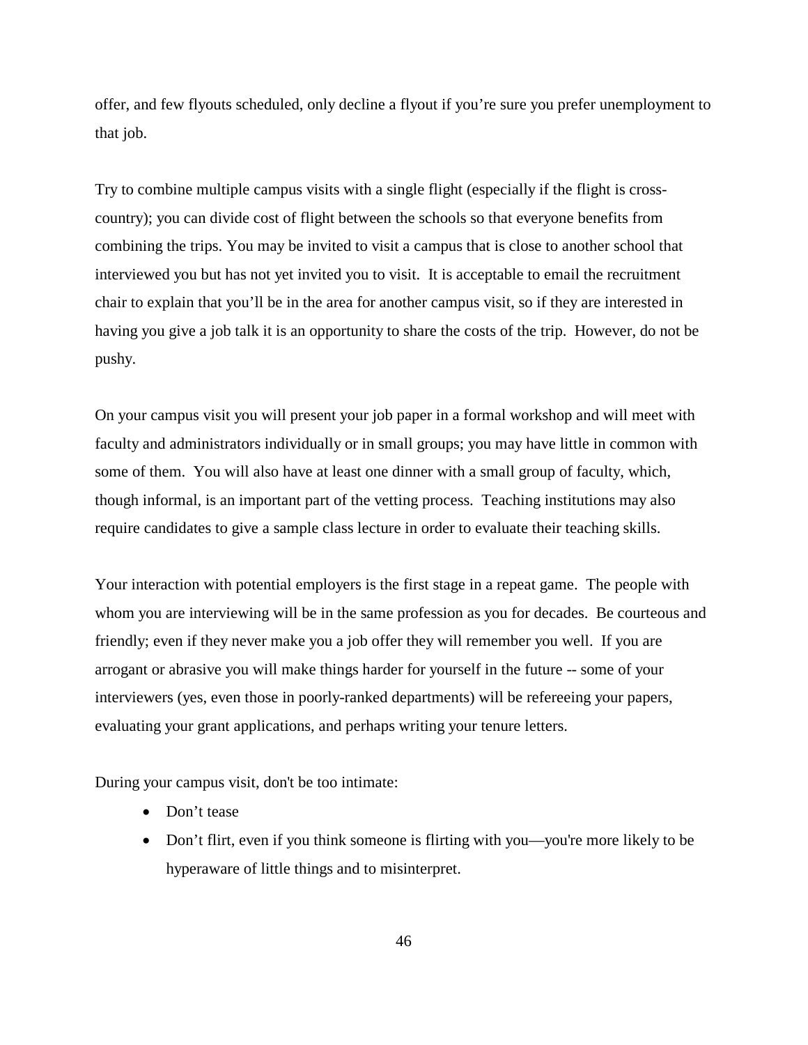offer, and few flyouts scheduled, only decline a flyout if you're sure you prefer unemployment to that job.

Try to combine multiple campus visits with a single flight (especially if the flight is cross-country); you can divide cost of flight between the schools so that everyone benefits from combining the trips. You may be invited to visit a campus that is close to another school that interviewed you but has not yet invited you to visit. It is acceptable to email the recruitment chair to explain that you'll be in the area for another campus visit, so if they are interested in having you give a job talk it is an opportunity to share the costs of the trip. However, do not be pushy.

On your campus visit you will present your job paper in a formal workshop and will meet with faculty and administrators individually or in small groups; you may have little in common with some of them. You will also have at least one dinner with a small group of faculty, which, though informal, is an important part of the vetting process. Teaching institutions may also require candidates to give a sample class lecture in order to evaluate their teaching skills.

Your interaction with potential employers is the first stage in a repeat game. The people with whom you are interviewing will be in the same profession as you for decades. Be courteous and friendly; even if they never make you a job offer they will remember you well. If you are arrogant or abrasive you will make things harder for yourself in the future -- some of your interviewers (yes, even those in poorly-ranked departments) will be refereeing your papers, evaluating your grant applications, and perhaps writing your tenure letters.

During your campus visit, don't be too intimate:

- Don't tease
- Don't flirt, even if you think someone is flirting with you—you're more likely to be hyperaware of little things and to misinterpret.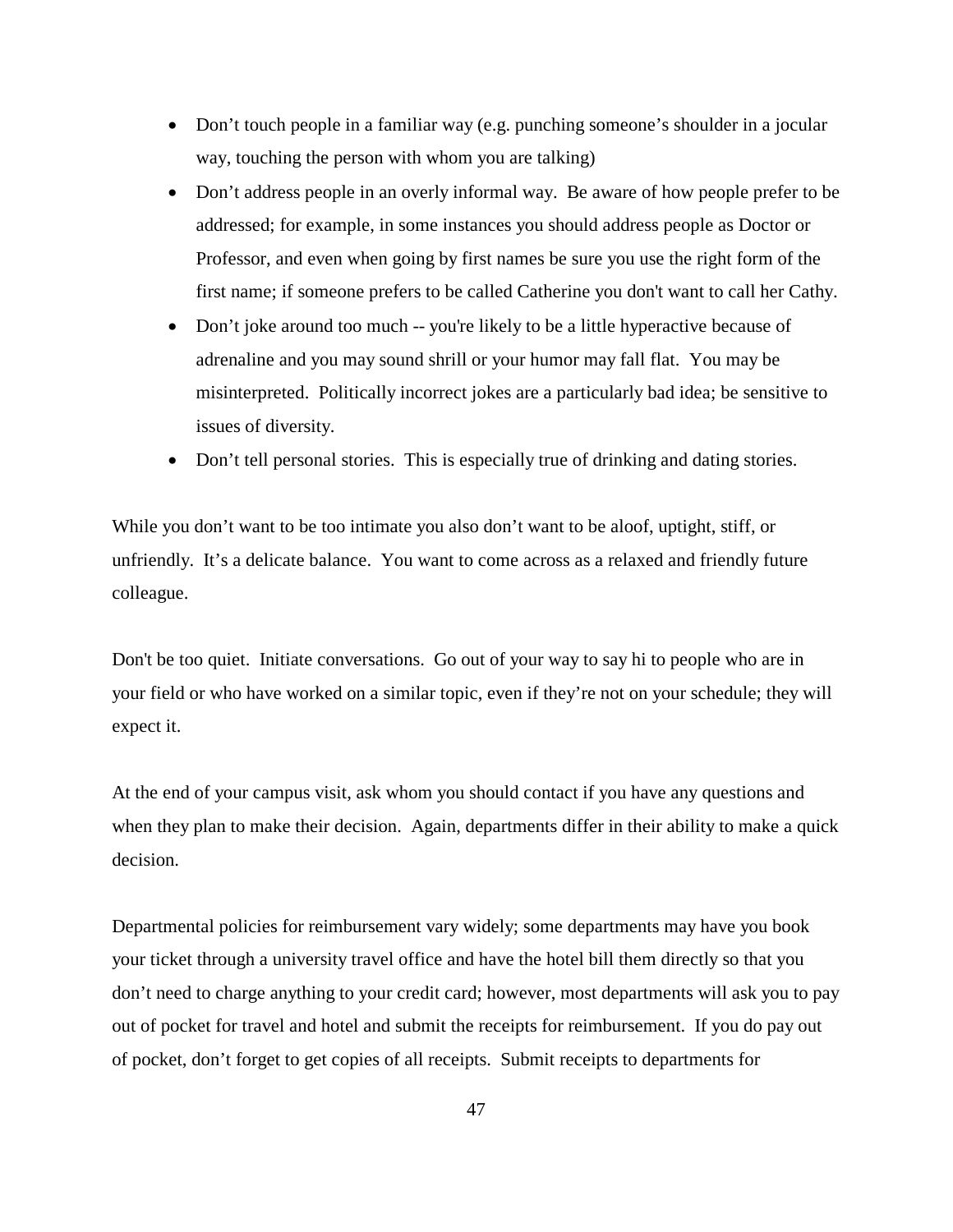- Don’t touch people in a familiar way (e.g. punching someone’s shoulder in a jocular way, touching the person with whom you are talking)
- Don’t address people in an overly informal way. Be aware of how people prefer to be addressed; for example, in some instances you should address people as Doctor or Professor, and even when going by first names be sure you use the right form of the first name; if someone prefers to be called Catherine you don't want to call her Cathy.
- Don’t joke around too much -- you're likely to be a little hyperactive because of adrenaline and you may sound shrill or your humor may fall flat. You may be misinterpreted. Politically incorrect jokes are a particularly bad idea; be sensitive to issues of diversity.
- Don’t tell personal stories. This is especially true of drinking and dating stories.

While you don’t want to be too intimate you also don’t want to be aloof, uptight, stiff, or unfriendly. It’s a delicate balance. You want to come across as a relaxed and friendly future colleague.

Don't be too quiet. Initiate conversations. Go out of your way to say hi to people who are in your field or who have worked on a similar topic, even if they’re not on your schedule; they will expect it.

At the end of your campus visit, ask whom you should contact if you have any questions and when they plan to make their decision. Again, departments differ in their ability to make a quick decision.

Departmental policies for reimbursement vary widely; some departments may have you book your ticket through a university travel office and have the hotel bill them directly so that you don’t need to charge anything to your credit card; however, most departments will ask you to pay out of pocket for travel and hotel and submit the receipts for reimbursement. If you do pay out of pocket, don’t forget to get copies of all receipts. Submit receipts to departments for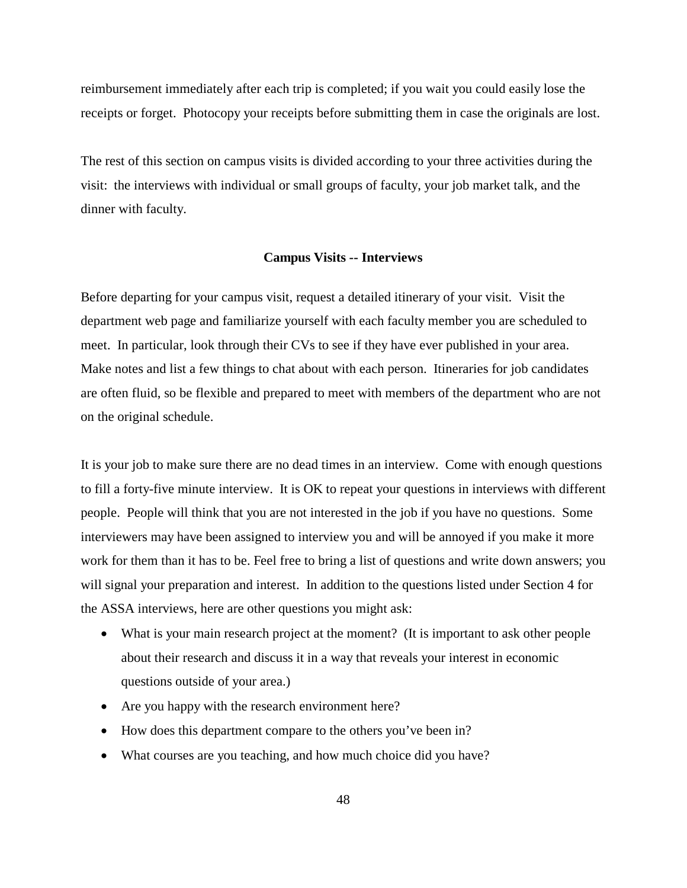reimbursement immediately after each trip is completed; if you wait you could easily lose the receipts or forget. Photocopy your receipts before submitting them in case the originals are lost.

The rest of this section on campus visits is divided according to your three activities during the visit: the interviews with individual or small groups of faculty, your job market talk, and the dinner with faculty.

**Campus Visits -- Interviews**

Before departing for your campus visit, request a detailed itinerary of your visit. Visit the department web page and familiarize yourself with each faculty member you are scheduled to meet. In particular, look through their CVs to see if they have ever published in your area. Make notes and list a few things to chat about with each person. Itineraries for job candidates are often fluid, so be flexible and prepared to meet with members of the department who are not on the original schedule.

It is your job to make sure there are no dead times in an interview. Come with enough questions to fill a forty-five minute interview. It is OK to repeat your questions in interviews with different people. People will think that you are not interested in the job if you have no questions. Some interviewers may have been assigned to interview you and will be annoyed if you make it more work for them than it has to be. Feel free to bring a list of questions and write down answers; you will signal your preparation and interest. In addition to the questions listed under Section 4 for the ASSA interviews, here are other questions you might ask:

- What is your main research project at the moment? (It is important to ask other people about their research and discuss it in a way that reveals your interest in economic questions outside of your area.)
- Are you happy with the research environment here?
- How does this department compare to the others you've been in?
- What courses are you teaching, and how much choice did you have?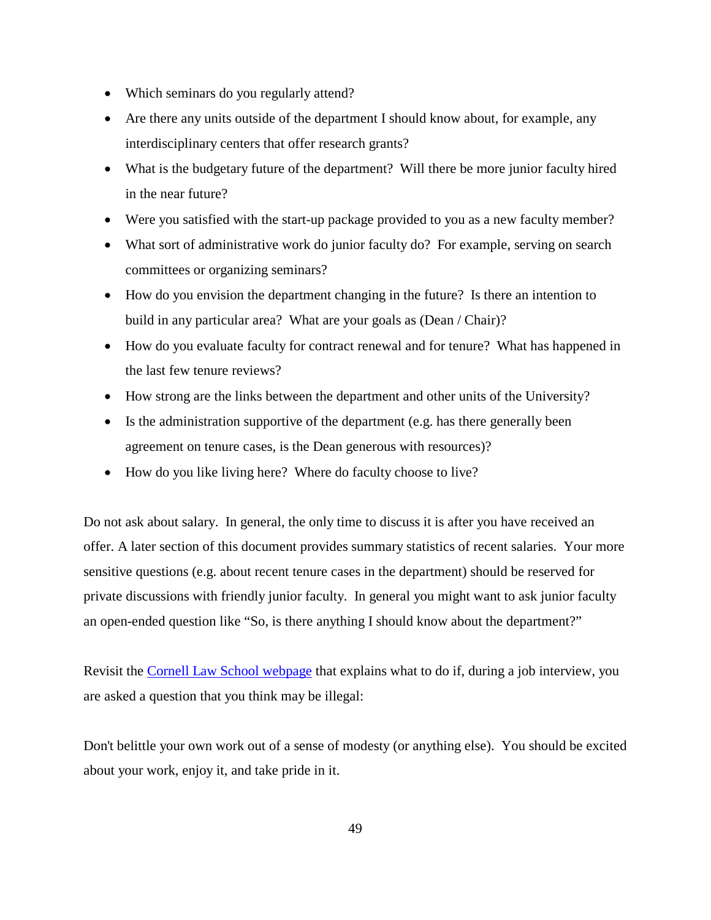- Which seminars do you regularly attend?
- Are there any units outside of the department I should know about, for example, any interdisciplinary centers that offer research grants?
- What is the budgetary future of the department? Will there be more junior faculty hired in the near future?
- Were you satisfied with the start-up package provided to you as a new faculty member?
- What sort of administrative work do junior faculty do? For example, serving on search committees or organizing seminars?
- How do you envision the department changing in the future? Is there an intention to build in any particular area? What are your goals as (Dean / Chair)?
- How do you evaluate faculty for contract renewal and for tenure? What has happened in the last few tenure reviews?
- How strong are the links between the department and other units of the University?
- Is the administration supportive of the department (e.g. has there generally been agreement on tenure cases, is the Dean generous with resources)?
- How do you like living here? Where do faculty choose to live?

Do not ask about salary. In general, the only time to discuss it is after you have received an offer. A later section of this document provides summary statistics of recent salaries. Your more sensitive questions (e.g. about recent tenure cases in the department) should be reserved for private discussions with friendly junior faculty. In general you might want to ask junior faculty an open-ended question like "So, is there anything I should know about the department?"

Revisit the Cornell Law School webpage that explains what to do if, during a job interview, you are asked a question that you think may be illegal:

Don't belittle your own work out of a sense of modesty (or anything else). You should be excited about your work, enjoy it, and take pride in it.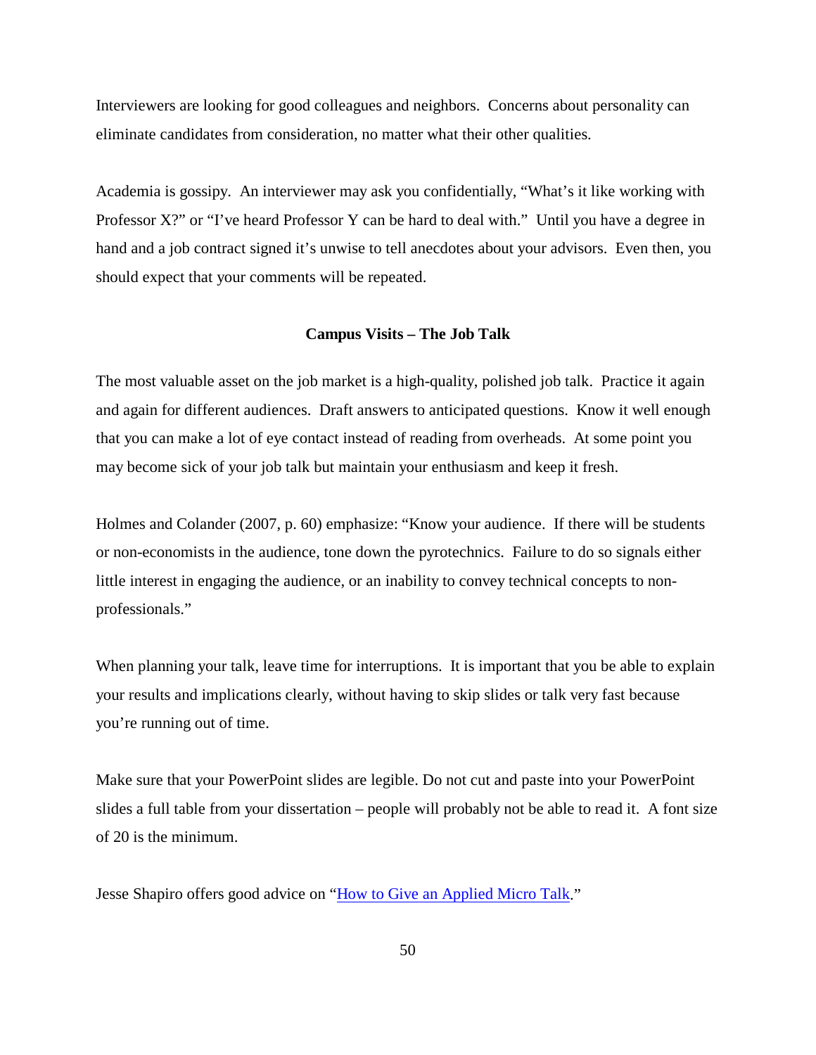Interviewers are looking for good colleagues and neighbors. Concerns about personality can eliminate candidates from consideration, no matter what their other qualities.

Academia is gossipy. An interviewer may ask you confidentially, "What's it like working with Professor X?" or "I've heard Professor Y can be hard to deal with." Until you have a degree in hand and a job contract signed it's unwise to tell anecdotes about your advisors. Even then, you should expect that your comments will be repeated.

## Campus Visits – The Job Talk

The most valuable asset on the job market is a high-quality, polished job talk. Practice it again and again for different audiences. Draft answers to anticipated questions. Know it well enough that you can make a lot of eye contact instead of reading from overheads. At some point you may become sick of your job talk but maintain your enthusiasm and keep it fresh.

Holmes and Colander (2007, p. 60) emphasize: "Know your audience. If there will be students or non-economists in the audience, tone down the pyrotechnics. Failure to do so signals either little interest in engaging the audience, or an inability to convey technical concepts to non-professionals."

When planning your talk, leave time for interruptions. It is important that you be able to explain your results and implications clearly, without having to skip slides or talk very fast because you're running out of time.

Make sure that your PowerPoint slides are legible. Do not cut and paste into your PowerPoint slides a full table from your dissertation – people will probably not be able to read it. A font size of 20 is the minimum.

Jesse Shapiro offers good advice on "How to Give an Applied Micro Talk."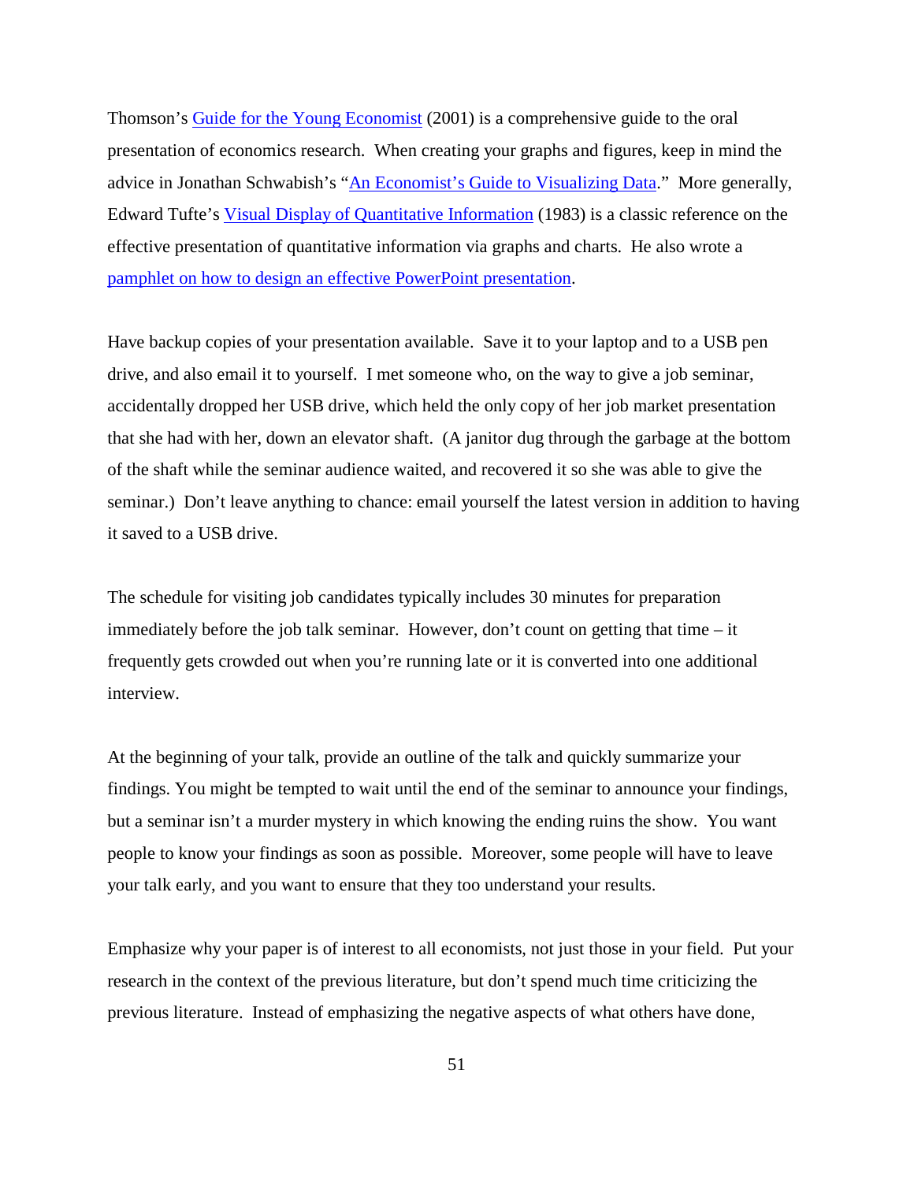Thomson's Guide for the Young Economist (2001) is a comprehensive guide to the oral presentation of economics research. When creating your graphs and figures, keep in mind the advice in Jonathan Schwabish's "An Economist's Guide to Visualizing Data." More generally, Edward Tufte's Visual Display of Quantitative Information (1983) is a classic reference on the effective presentation of quantitative information via graphs and charts. He also wrote a pamphlet on how to design an effective PowerPoint presentation.

Have backup copies of your presentation available. Save it to your laptop and to a USB pen drive, and also email it to yourself. I met someone who, on the way to give a job seminar, accidentally dropped her USB drive, which held the only copy of her job market presentation that she had with her, down an elevator shaft. (A janitor dug through the garbage at the bottom of the shaft while the seminar audience waited, and recovered it so she was able to give the seminar.) Don't leave anything to chance: email yourself the latest version in addition to having it saved to a USB drive.

The schedule for visiting job candidates typically includes 30 minutes for preparation immediately before the job talk seminar. However, don't count on getting that time – it frequently gets crowded out when you're running late or it is converted into one additional interview.

At the beginning of your talk, provide an outline of the talk and quickly summarize your findings. You might be tempted to wait until the end of the seminar to announce your findings, but a seminar isn't a murder mystery in which knowing the ending ruins the show. You want people to know your findings as soon as possible. Moreover, some people will have to leave your talk early, and you want to ensure that they too understand your results.

Emphasize why your paper is of interest to all economists, not just those in your field. Put your research in the context of the previous literature, but don't spend much time criticizing the previous literature. Instead of emphasizing the negative aspects of what others have done,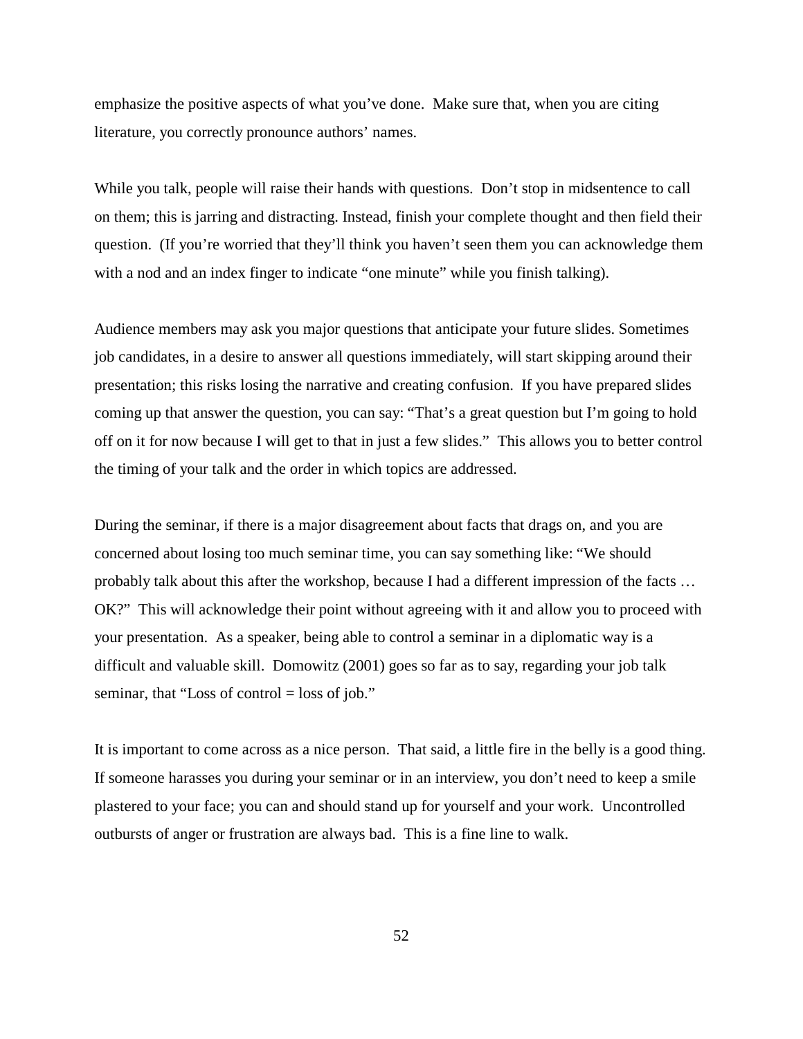emphasize the positive aspects of what you've done. Make sure that, when you are citing literature, you correctly pronounce authors' names.

While you talk, people will raise their hands with questions. Don't stop in midsentence to call on them; this is jarring and distracting. Instead, finish your complete thought and then field their question. (If you're worried that they'll think you haven't seen them you can acknowledge them with a nod and an index finger to indicate "one minute" while you finish talking).

Audience members may ask you major questions that anticipate your future slides. Sometimes job candidates, in a desire to answer all questions immediately, will start skipping around their presentation; this risks losing the narrative and creating confusion. If you have prepared slides coming up that answer the question, you can say: "That's a great question but I'm going to hold off on it for now because I will get to that in just a few slides." This allows you to better control the timing of your talk and the order in which topics are addressed.

During the seminar, if there is a major disagreement about facts that drags on, and you are concerned about losing too much seminar time, you can say something like: "We should probably talk about this after the workshop, because I had a different impression of the facts … OK?" This will acknowledge their point without agreeing with it and allow you to proceed with your presentation. As a speaker, being able to control a seminar in a diplomatic way is a difficult and valuable skill. Domowitz (2001) goes so far as to say, regarding your job talk seminar, that "Loss of control = loss of job."

It is important to come across as a nice person. That said, a little fire in the belly is a good thing. If someone harasses you during your seminar or in an interview, you don't need to keep a smile plastered to your face; you can and should stand up for yourself and your work. Uncontrolled outbursts of anger or frustration are always bad. This is a fine line to walk.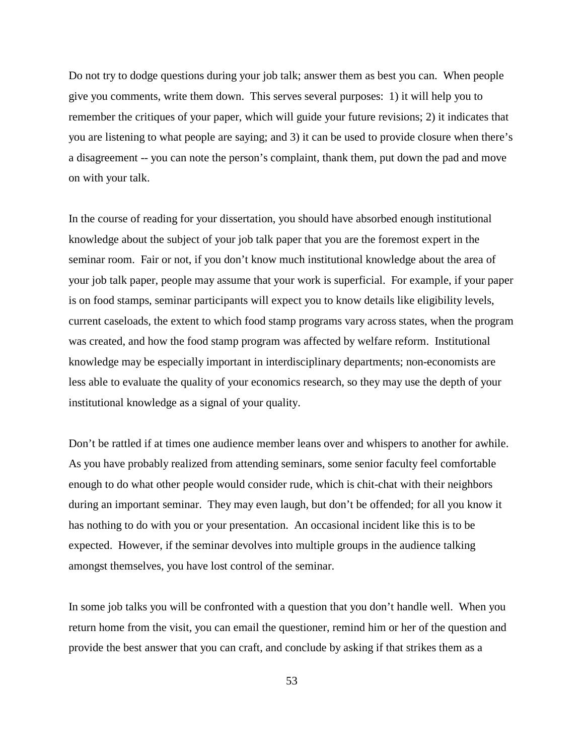Do not try to dodge questions during your job talk; answer them as best you can. When people give you comments, write them down. This serves several purposes: 1) it will help you to remember the critiques of your paper, which will guide your future revisions; 2) it indicates that you are listening to what people are saying; and 3) it can be used to provide closure when there's a disagreement -- you can note the person's complaint, thank them, put down the pad and move on with your talk.

In the course of reading for your dissertation, you should have absorbed enough institutional knowledge about the subject of your job talk paper that you are the foremost expert in the seminar room. Fair or not, if you don't know much institutional knowledge about the area of your job talk paper, people may assume that your work is superficial. For example, if your paper is on food stamps, seminar participants will expect you to know details like eligibility levels, current caseloads, the extent to which food stamp programs vary across states, when the program was created, and how the food stamp program was affected by welfare reform. Institutional knowledge may be especially important in interdisciplinary departments; non-economists are less able to evaluate the quality of your economics research, so they may use the depth of your institutional knowledge as a signal of your quality.

Don't be rattled if at times one audience member leans over and whispers to another for awhile. As you have probably realized from attending seminars, some senior faculty feel comfortable enough to do what other people would consider rude, which is chit-chat with their neighbors during an important seminar. They may even laugh, but don't be offended; for all you know it has nothing to do with you or your presentation. An occasional incident like this is to be expected. However, if the seminar devolves into multiple groups in the audience talking amongst themselves, you have lost control of the seminar.

In some job talks you will be confronted with a question that you don't handle well. When you return home from the visit, you can email the questioner, remind him or her of the question and provide the best answer that you can craft, and conclude by asking if that strikes them as a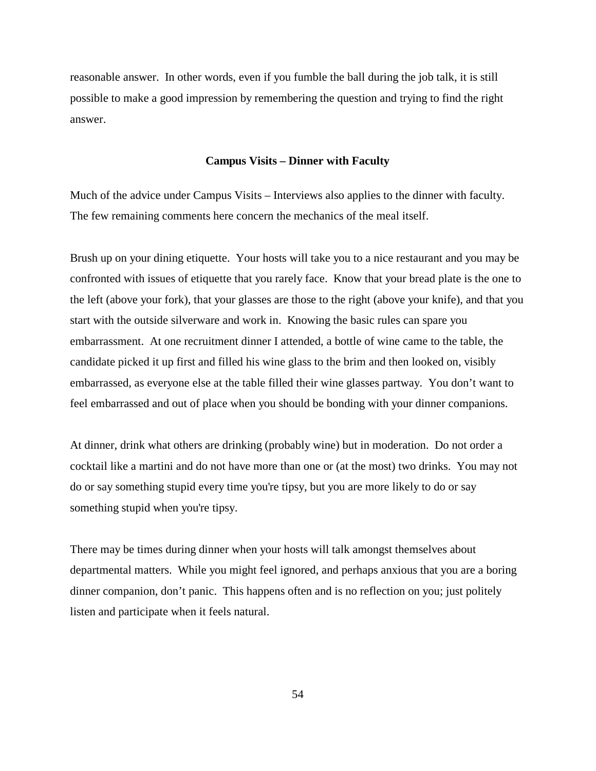reasonable answer. In other words, even if you fumble the ball during the job talk, it is still possible to make a good impression by remembering the question and trying to find the right answer.

## Campus Visits – Dinner with Faculty

Much of the advice under Campus Visits – Interviews also applies to the dinner with faculty. The few remaining comments here concern the mechanics of the meal itself.

Brush up on your dining etiquette. Your hosts will take you to a nice restaurant and you may be confronted with issues of etiquette that you rarely face. Know that your bread plate is the one to the left (above your fork), that your glasses are those to the right (above your knife), and that you start with the outside silverware and work in. Knowing the basic rules can spare you embarrassment. At one recruitment dinner I attended, a bottle of wine came to the table, the candidate picked it up first and filled his wine glass to the brim and then looked on, visibly embarrassed, as everyone else at the table filled their wine glasses partway. You don't want to feel embarrassed and out of place when you should be bonding with your dinner companions.

At dinner, drink what others are drinking (probably wine) but in moderation. Do not order a cocktail like a martini and do not have more than one or (at the most) two drinks. You may not do or say something stupid every time you're tipsy, but you are more likely to do or say something stupid when you're tipsy.

There may be times during dinner when your hosts will talk amongst themselves about departmental matters. While you might feel ignored, and perhaps anxious that you are a boring dinner companion, don't panic. This happens often and is no reflection on you; just politely listen and participate when it feels natural.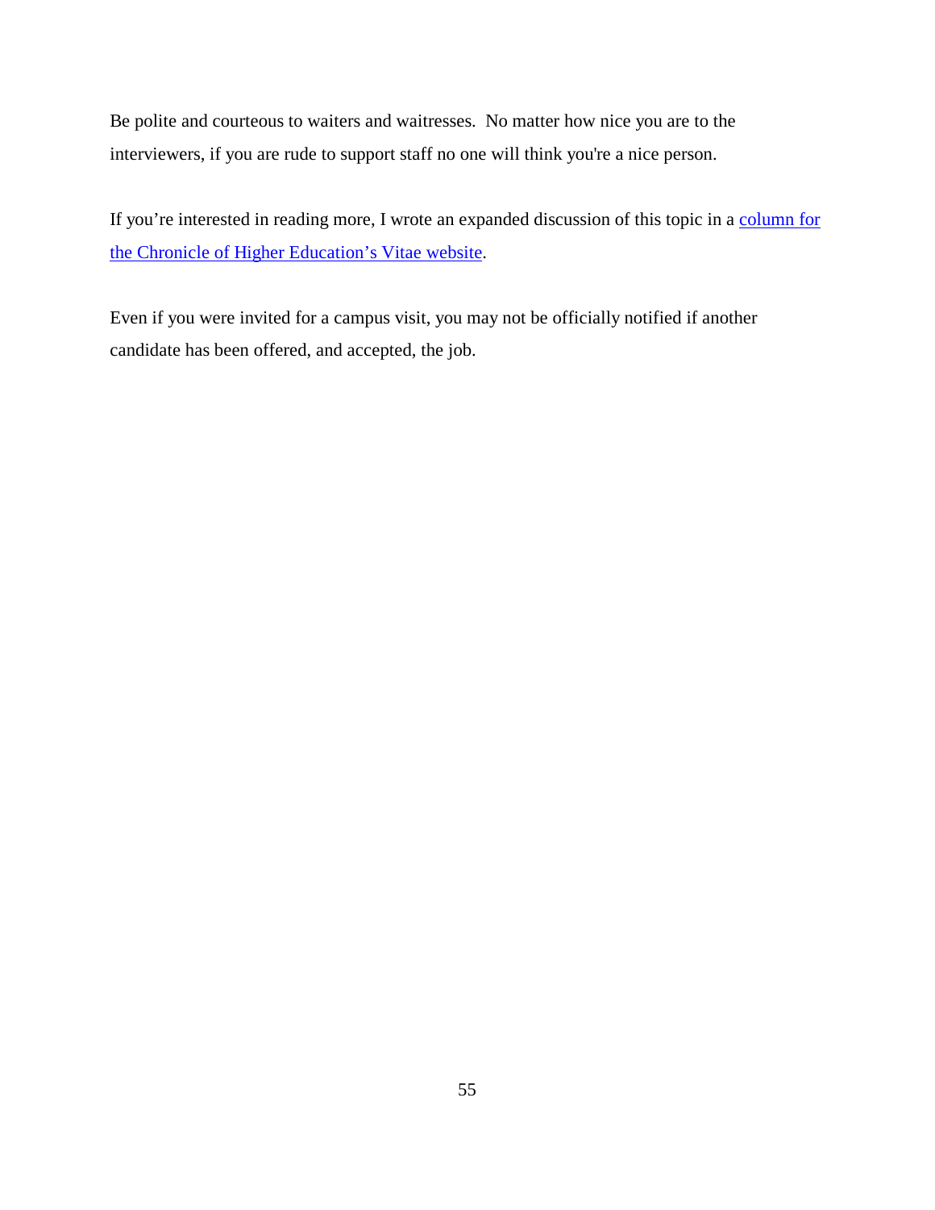Be polite and courteous to waiters and waitresses.  No matter how nice you are to the interviewers, if you are rude to support staff no one will think you're a nice person.

If you're interested in reading more, I wrote an expanded discussion of this topic in a column for the Chronicle of Higher Education's Vitae website.

Even if you were invited for a campus visit, you may not be officially notified if another candidate has been offered, and accepted, the job.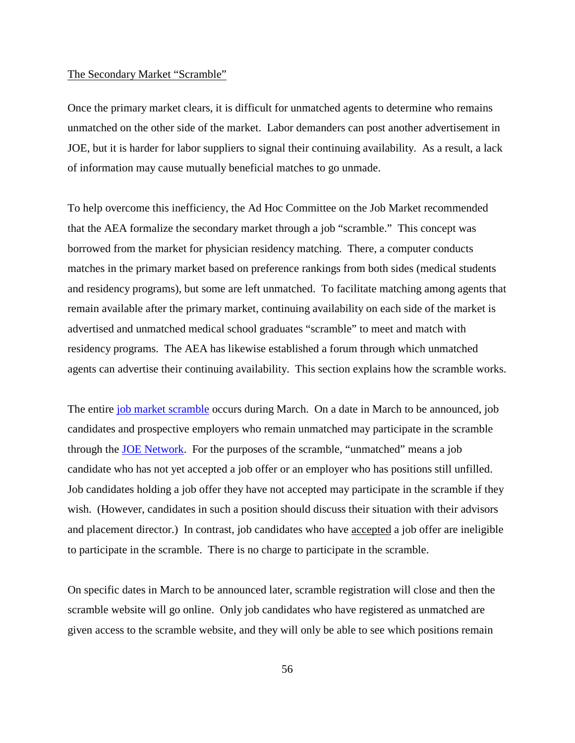## The Secondary Market "Scramble"

Once the primary market clears, it is difficult for unmatched agents to determine who remains unmatched on the other side of the market. Labor demanders can post another advertisement in JOE, but it is harder for labor suppliers to signal their continuing availability. As a result, a lack of information may cause mutually beneficial matches to go unmade.

To help overcome this inefficiency, the Ad Hoc Committee on the Job Market recommended that the AEA formalize the secondary market through a job "scramble." This concept was borrowed from the market for physician residency matching. There, a computer conducts matches in the primary market based on preference rankings from both sides (medical students and residency programs), but some are left unmatched. To facilitate matching among agents that remain available after the primary market, continuing availability on each side of the market is advertised and unmatched medical school graduates "scramble" to meet and match with residency programs. The AEA has likewise established a forum through which unmatched agents can advertise their continuing availability. This section explains how the scramble works.

The entire job market scramble occurs during March. On a date in March to be announced, job candidates and prospective employers who remain unmatched may participate in the scramble through the JOE Network. For the purposes of the scramble, "unmatched" means a job candidate who has not yet accepted a job offer or an employer who has positions still unfilled. Job candidates holding a job offer they have not accepted may participate in the scramble if they wish. (However, candidates in such a position should discuss their situation with their advisors and placement director.) In contrast, job candidates who have accepted a job offer are ineligible to participate in the scramble. There is no charge to participate in the scramble.

On specific dates in March to be announced later, scramble registration will close and then the scramble website will go online. Only job candidates who have registered as unmatched are given access to the scramble website, and they will only be able to see which positions remain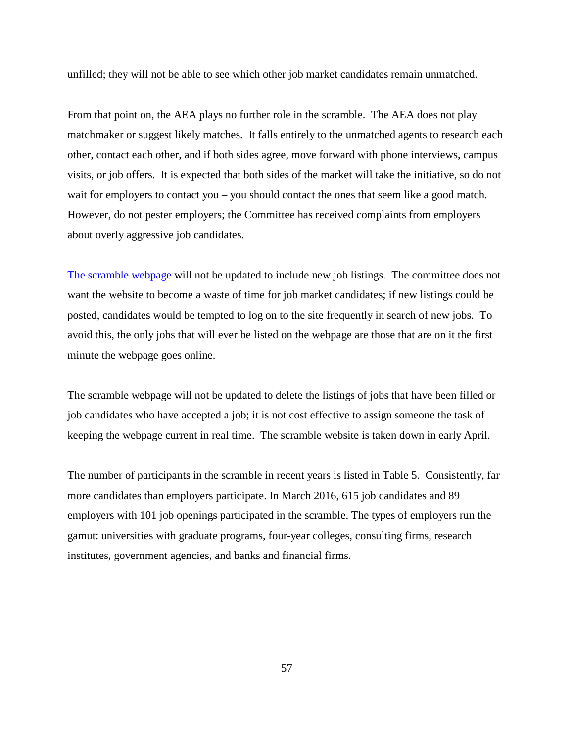unfilled; they will not be able to see which other job market candidates remain unmatched.

From that point on, the AEA plays no further role in the scramble. The AEA does not play matchmaker or suggest likely matches. It falls entirely to the unmatched agents to research each other, contact each other, and if both sides agree, move forward with phone interviews, campus visits, or job offers. It is expected that both sides of the market will take the initiative, so do not wait for employers to contact you – you should contact the ones that seem like a good match. However, do not pester employers; the Committee has received complaints from employers about overly aggressive job candidates.

[The scramble webpage] will not be updated to include new job listings. The committee does not want the website to become a waste of time for job market candidates; if new listings could be posted, candidates would be tempted to log on to the site frequently in search of new jobs. To avoid this, the only jobs that will ever be listed on the webpage are those that are on it the first minute the webpage goes online.

The scramble webpage will not be updated to delete the listings of jobs that have been filled or job candidates who have accepted a job; it is not cost effective to assign someone the task of keeping the webpage current in real time. The scramble website is taken down in early April.

The number of participants in the scramble in recent years is listed in Table 5. Consistently, far more candidates than employers participate. In March 2016, 615 job candidates and 89 employers with 101 job openings participated in the scramble. The types of employers run the gamut: universities with graduate programs, four-year colleges, consulting firms, research institutes, government agencies, and banks and financial firms.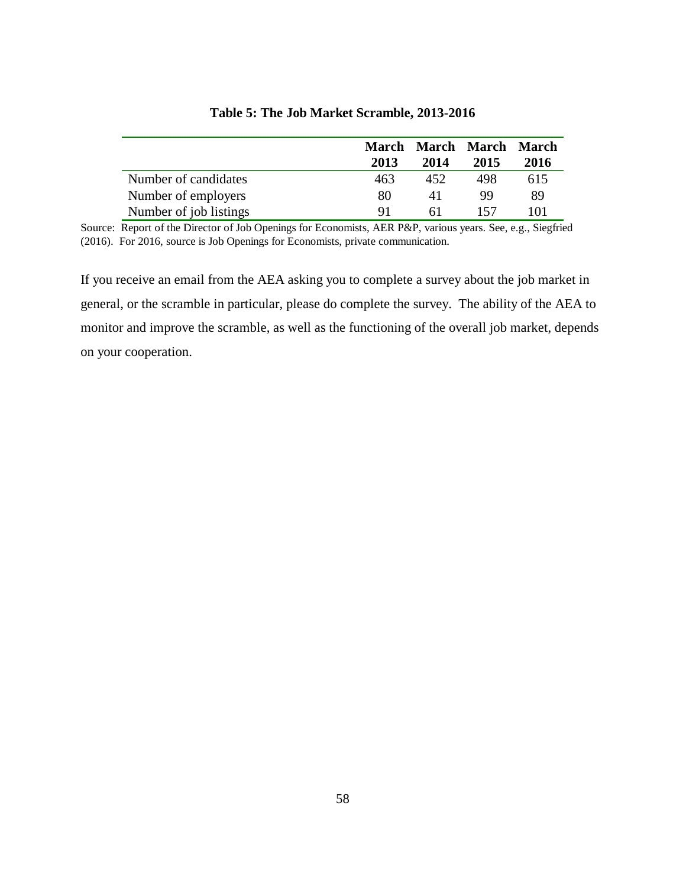**Table 5: The Job Market Scramble, 2013-2016**

| | March 2013 | March 2014 | March 2015 | March 2016 |
|---|---|---|---|---|
| Number of candidates | 463 | 452 | 498 | 615 |
| Number of employers | 80 | 41 | 99 | 89 |
| Number of job listings | 91 | 61 | 157 | 101 |

Source: Report of the Director of Job Openings for Economists, AER P&P, various years. See, e.g., Siegfried (2016). For 2016, source is Job Openings for Economists, private communication.

If you receive an email from the AEA asking you to complete a survey about the job market in general, or the scramble in particular, please do complete the survey. The ability of the AEA to monitor and improve the scramble, as well as the functioning of the overall job market, depends on your cooperation.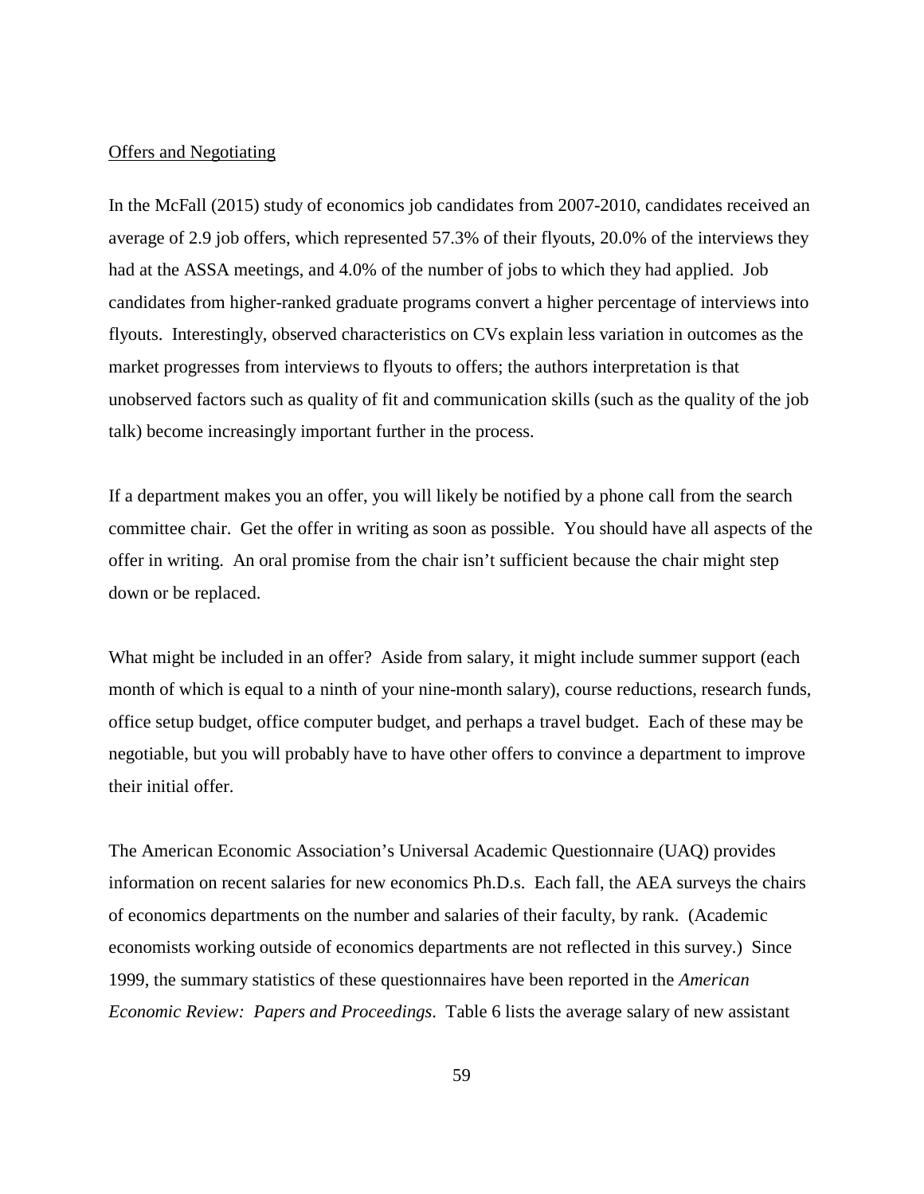<u>Offers and Negotiating</u>

In the McFall (2015) study of economics job candidates from 2007-2010, candidates received an average of 2.9 job offers, which represented 57.3% of their flyouts, 20.0% of the interviews they had at the ASSA meetings, and 4.0% of the number of jobs to which they had applied. Job candidates from higher-ranked graduate programs convert a higher percentage of interviews into flyouts. Interestingly, observed characteristics on CVs explain less variation in outcomes as the market progresses from interviews to flyouts to offers; the authors interpretation is that unobserved factors such as quality of fit and communication skills (such as the quality of the job talk) become increasingly important further in the process.

If a department makes you an offer, you will likely be notified by a phone call from the search committee chair. Get the offer in writing as soon as possible. You should have all aspects of the offer in writing. An oral promise from the chair isn't sufficient because the chair might step down or be replaced.

What might be included in an offer? Aside from salary, it might include summer support (each month of which is equal to a ninth of your nine-month salary), course reductions, research funds, office setup budget, office computer budget, and perhaps a travel budget. Each of these may be negotiable, but you will probably have to have other offers to convince a department to improve their initial offer.

The American Economic Association's Universal Academic Questionnaire (UAQ) provides information on recent salaries for new economics Ph.D.s. Each fall, the AEA surveys the chairs of economics departments on the number and salaries of their faculty, by rank. (Academic economists working outside of economics departments are not reflected in this survey.) Since 1999, the summary statistics of these questionnaires have been reported in the *American Economic Review: Papers and Proceedings*. Table 6 lists the average salary of new assistant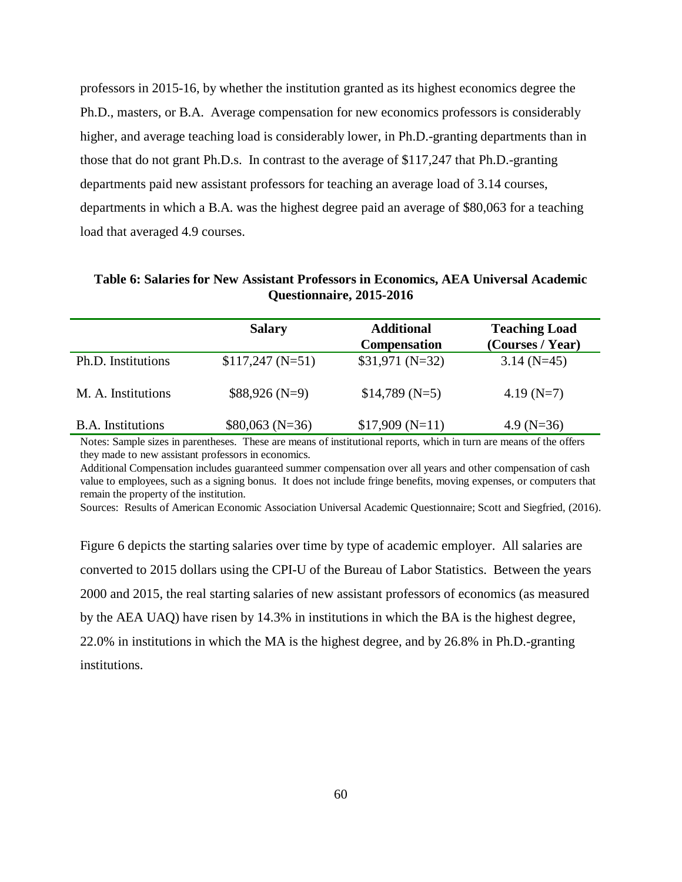professors in 2015-16, by whether the institution granted as its highest economics degree the Ph.D., masters, or B.A. Average compensation for new economics professors is considerably higher, and average teaching load is considerably lower, in Ph.D.-granting departments than in those that do not grant Ph.D.s. In contrast to the average of $117,247 that Ph.D.-granting departments paid new assistant professors for teaching an average load of 3.14 courses, departments in which a B.A. was the highest degree paid an average of $80,063 for a teaching load that averaged 4.9 courses.

**Table 6: Salaries for New Assistant Professors in Economics, AEA Universal Academic Questionnaire, 2015-2016**

| | Salary | Additional Compensation | Teaching Load (Courses / Year) |
|---|---|---|---|
| Ph.D. Institutions | $117,247 (N=51) | $31,971 (N=32) | 3.14 (N=45) |
| M. A. Institutions | $88,926 (N=9) | $14,789 (N=5) | 4.19 (N=7) |
| B.A. Institutions | $80,063 (N=36) | $17,909 (N=11) | 4.9 (N=36) |

Notes: Sample sizes in parentheses. These are means of institutional reports, which in turn are means of the offers they made to new assistant professors in economics.
Additional Compensation includes guaranteed summer compensation over all years and other compensation of cash value to employees, such as a signing bonus. It does not include fringe benefits, moving expenses, or computers that remain the property of the institution.
Sources: Results of American Economic Association Universal Academic Questionnaire; Scott and Siegfried, (2016).

Figure 6 depicts the starting salaries over time by type of academic employer. All salaries are converted to 2015 dollars using the CPI-U of the Bureau of Labor Statistics. Between the years 2000 and 2015, the real starting salaries of new assistant professors of economics (as measured by the AEA UAQ) have risen by 14.3% in institutions in which the BA is the highest degree, 22.0% in institutions in which the MA is the highest degree, and by 26.8% in Ph.D.-granting institutions.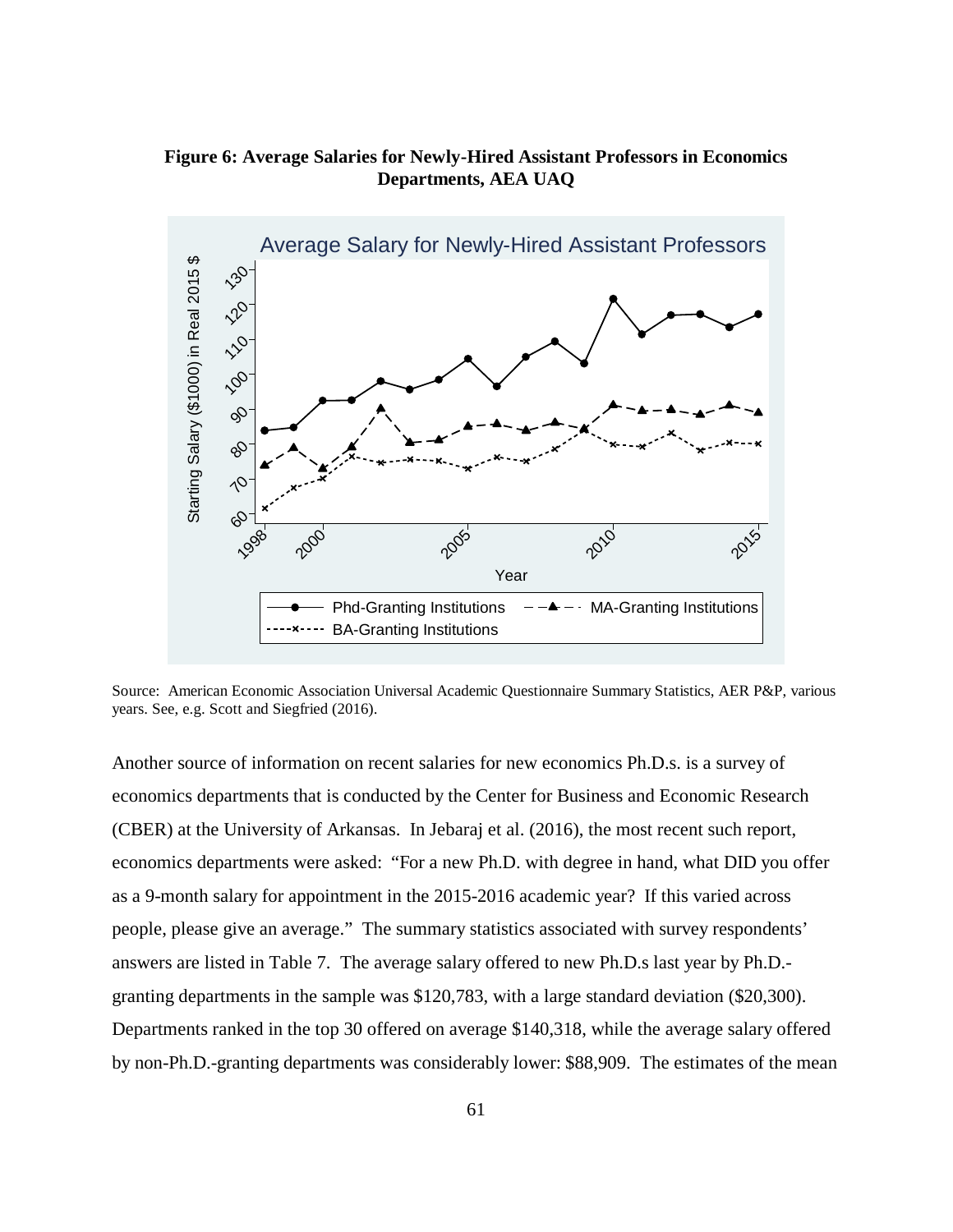**Figure 6: Average Salaries for Newly-Hired Assistant Professors in Economics Departments, AEA UAQ**

Average Salary for Newly-Hired Assistant Professors

Starting Salary ($1000) in Real 2015 $

60
70
80
90
100
110
120
130

1998
2000
2005
2010
2015

Year

Phd-Granting Institutions
MA-Granting Institutions
BA-Granting Institutions

Source: American Economic Association Universal Academic Questionnaire Summary Statistics, AER P&P, various years. See, e.g. Scott and Siegfried (2016).

Another source of information on recent salaries for new economics Ph.D.s. is a survey of economics departments that is conducted by the Center for Business and Economic Research (CBER) at the University of Arkansas. In Jebaraj et al. (2016), the most recent such report, economics departments were asked: "For a new Ph.D. with degree in hand, what DID you offer as a 9-month salary for appointment in the 2015-2016 academic year? If this varied across people, please give an average." The summary statistics associated with survey respondents' answers are listed in Table 7. The average salary offered to new Ph.D.s last year by Ph.D.-granting departments in the sample was $120,783, with a large standard deviation ($20,300). Departments ranked in the top 30 offered on average $140,318, while the average salary offered by non-Ph.D.-granting departments was considerably lower: $88,909. The estimates of the mean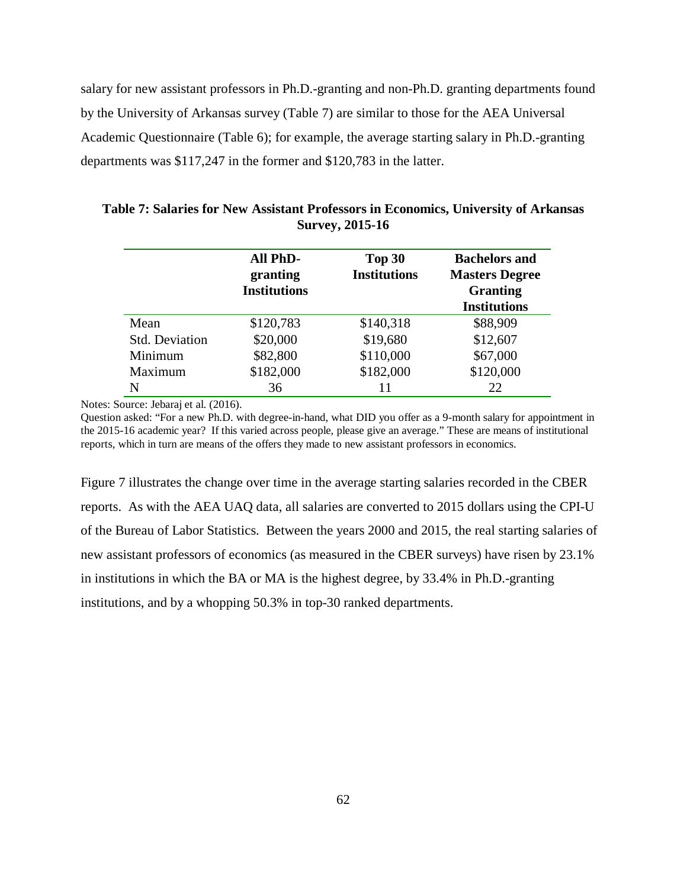salary for new assistant professors in Ph.D.-granting and non-Ph.D. granting departments found by the University of Arkansas survey (Table 7) are similar to those for the AEA Universal Academic Questionnaire (Table 6); for example, the average starting salary in Ph.D.-granting departments was $117,247 in the former and $120,783 in the latter.

**Table 7: Salaries for New Assistant Professors in Economics, University of Arkansas Survey, 2015-16**

| | All PhD-granting Institutions | Top 30 Institutions | Bachelors and Masters Degree Granting Institutions |
|---|---|---|---|
| Mean | $120,783 | $140,318 | $88,909 |
| Std. Deviation | $20,000 | $19,680 | $12,607 |
| Minimum | $82,800 | $110,000 | $67,000 |
| Maximum | $182,000 | $182,000 | $120,000 |
| N | 36 | 11 | 22 |

Notes: Source: Jebaraj et al. (2016).
Question asked: "For a new Ph.D. with degree-in-hand, what DID you offer as a 9-month salary for appointment in the 2015-16 academic year? If this varied across people, please give an average." These are means of institutional reports, which in turn are means of the offers they made to new assistant professors in economics.

Figure 7 illustrates the change over time in the average starting salaries recorded in the CBER reports. As with the AEA UAQ data, all salaries are converted to 2015 dollars using the CPI-U of the Bureau of Labor Statistics. Between the years 2000 and 2015, the real starting salaries of new assistant professors of economics (as measured in the CBER surveys) have risen by 23.1% in institutions in which the BA or MA is the highest degree, by 33.4% in Ph.D.-granting institutions, and by a whopping 50.3% in top-30 ranked departments.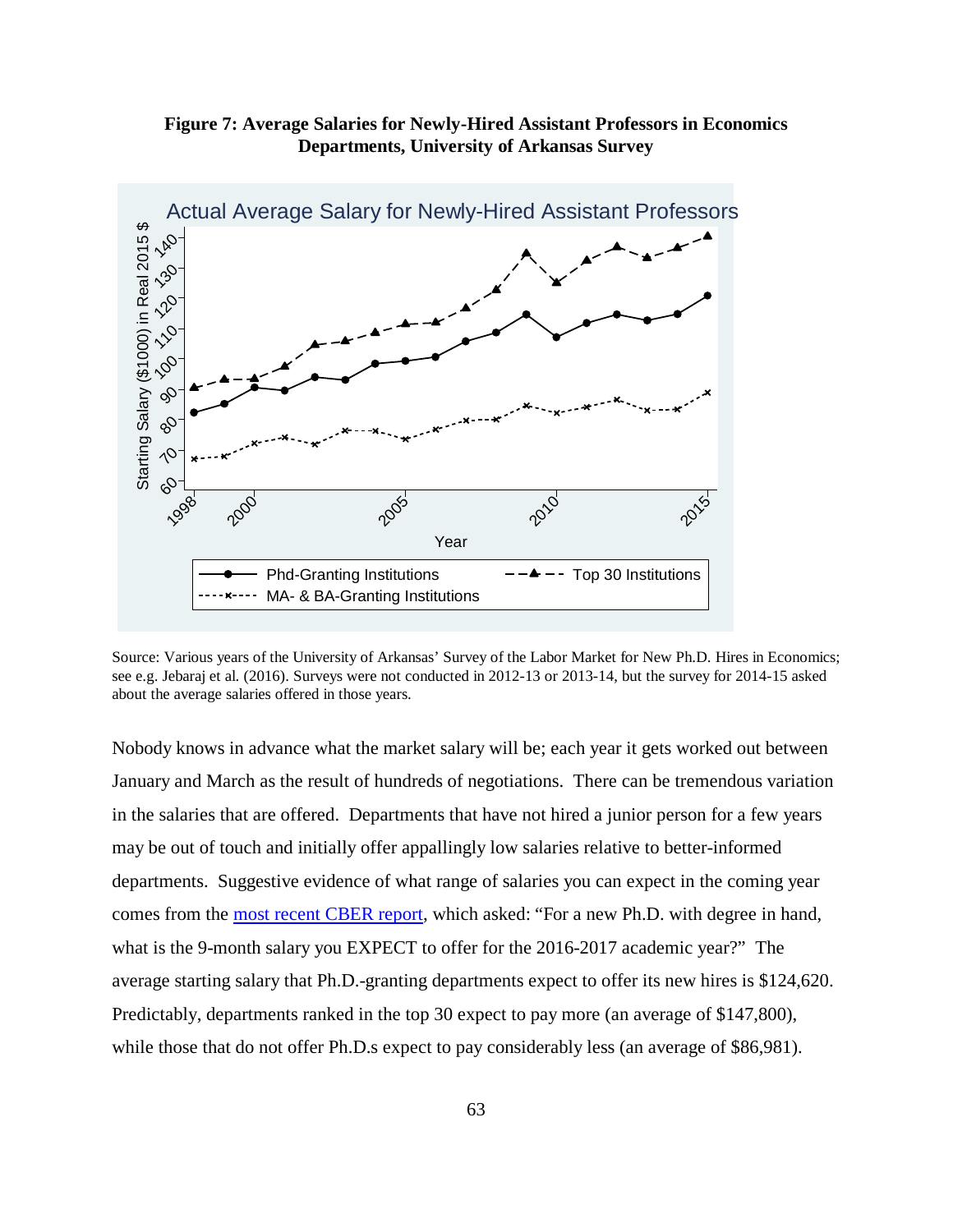**Figure 7: Average Salaries for Newly-Hired Assistant Professors in Economics Departments, University of Arkansas Survey**

Actual Average Salary for Newly-Hired Assistant Professors

Starting Salary ($1000) in Real 2015 $

60
70
80
90
100
110
120
130
140

1998
2000
2005
2010
2015

Year

Phd-Granting Institutions
Top 30 Institutions
MA- & BA-Granting Institutions

Source: Various years of the University of Arkansas' Survey of the Labor Market for New Ph.D. Hires in Economics; see e.g. Jebaraj et al. (2016). Surveys were not conducted in 2012-13 or 2013-14, but the survey for 2014-15 asked about the average salaries offered in those years.

Nobody knows in advance what the market salary will be; each year it gets worked out between January and March as the result of hundreds of negotiations. There can be tremendous variation in the salaries that are offered. Departments that have not hired a junior person for a few years may be out of touch and initially offer appallingly low salaries relative to better-informed departments. Suggestive evidence of what range of salaries you can expect in the coming year comes from the [most recent CBER report](), which asked: "For a new Ph.D. with degree in hand, what is the 9-month salary you EXPECT to offer for the 2016-2017 academic year?" The average starting salary that Ph.D.-granting departments expect to offer its new hires is $124,620. Predictably, departments ranked in the top 30 expect to pay more (an average of $147,800), while those that do not offer Ph.D.s expect to pay considerably less (an average of $86,981).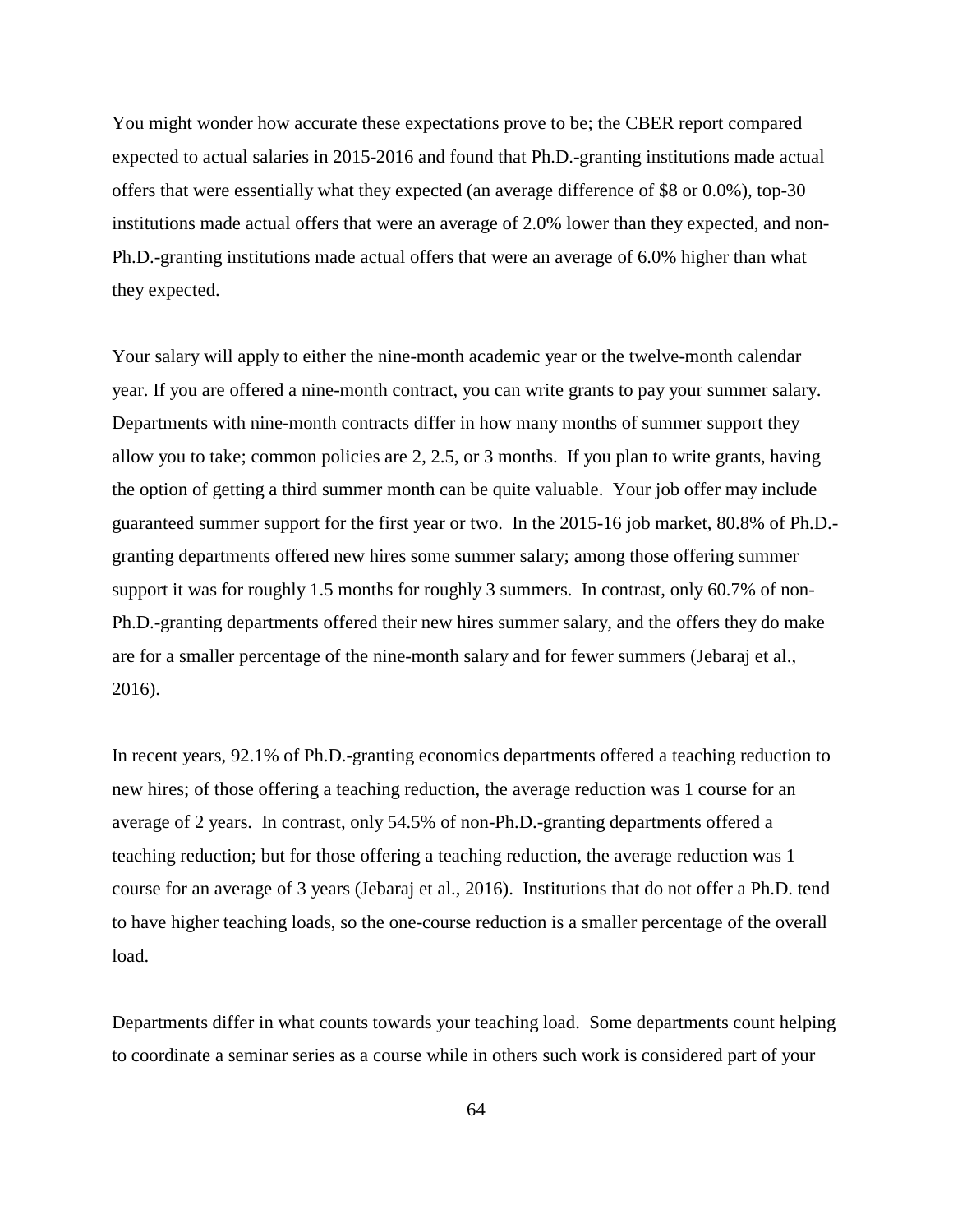You might wonder how accurate these expectations prove to be; the CBER report compared expected to actual salaries in 2015-2016 and found that Ph.D.-granting institutions made actual offers that were essentially what they expected (an average difference of $8 or 0.0%), top-30 institutions made actual offers that were an average of 2.0% lower than they expected, and non-Ph.D.-granting institutions made actual offers that were an average of 6.0% higher than what they expected.

Your salary will apply to either the nine-month academic year or the twelve-month calendar year. If you are offered a nine-month contract, you can write grants to pay your summer salary. Departments with nine-month contracts differ in how many months of summer support they allow you to take; common policies are 2, 2.5, or 3 months. If you plan to write grants, having the option of getting a third summer month can be quite valuable. Your job offer may include guaranteed summer support for the first year or two. In the 2015-16 job market, 80.8% of Ph.D.-granting departments offered new hires some summer salary; among those offering summer support it was for roughly 1.5 months for roughly 3 summers. In contrast, only 60.7% of non-Ph.D.-granting departments offered their new hires summer salary, and the offers they do make are for a smaller percentage of the nine-month salary and for fewer summers (Jebaraj et al., 2016).

In recent years, 92.1% of Ph.D.-granting economics departments offered a teaching reduction to new hires; of those offering a teaching reduction, the average reduction was 1 course for an average of 2 years. In contrast, only 54.5% of non-Ph.D.-granting departments offered a teaching reduction; but for those offering a teaching reduction, the average reduction was 1 course for an average of 3 years (Jebaraj et al., 2016). Institutions that do not offer a Ph.D. tend to have higher teaching loads, so the one-course reduction is a smaller percentage of the overall load.

Departments differ in what counts towards your teaching load. Some departments count helping to coordinate a seminar series as a course while in others such work is considered part of your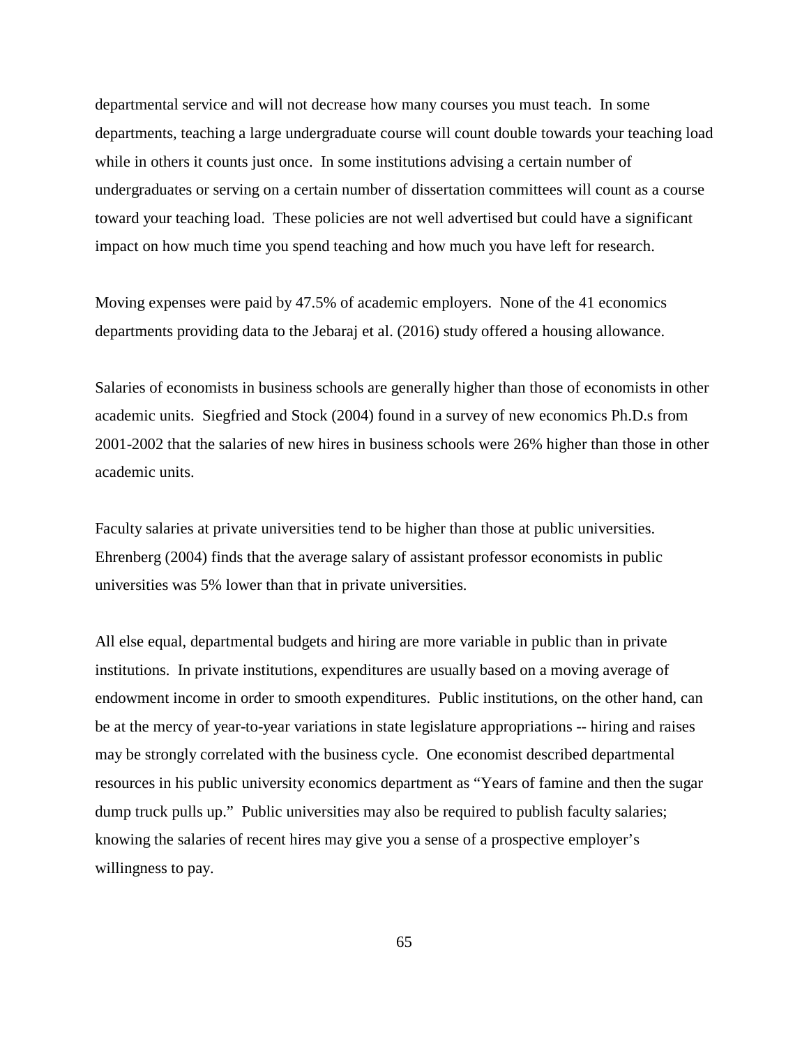departmental service and will not decrease how many courses you must teach. In some departments, teaching a large undergraduate course will count double towards your teaching load while in others it counts just once. In some institutions advising a certain number of undergraduates or serving on a certain number of dissertation committees will count as a course toward your teaching load. These policies are not well advertised but could have a significant impact on how much time you spend teaching and how much you have left for research.

Moving expenses were paid by 47.5% of academic employers. None of the 41 economics departments providing data to the Jebaraj et al. (2016) study offered a housing allowance.

Salaries of economists in business schools are generally higher than those of economists in other academic units. Siegfried and Stock (2004) found in a survey of new economics Ph.D.s from 2001-2002 that the salaries of new hires in business schools were 26% higher than those in other academic units.

Faculty salaries at private universities tend to be higher than those at public universities. Ehrenberg (2004) finds that the average salary of assistant professor economists in public universities was 5% lower than that in private universities.

All else equal, departmental budgets and hiring are more variable in public than in private institutions. In private institutions, expenditures are usually based on a moving average of endowment income in order to smooth expenditures. Public institutions, on the other hand, can be at the mercy of year-to-year variations in state legislature appropriations -- hiring and raises may be strongly correlated with the business cycle. One economist described departmental resources in his public university economics department as "Years of famine and then the sugar dump truck pulls up." Public universities may also be required to publish faculty salaries; knowing the salaries of recent hires may give you a sense of a prospective employer's willingness to pay.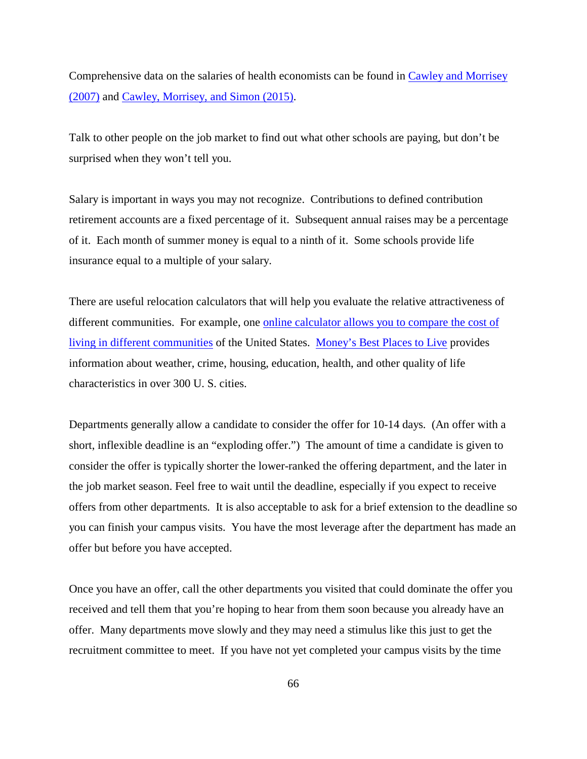Comprehensive data on the salaries of health economists can be found in Cawley and Morrisey (2007) and Cawley, Morrisey, and Simon (2015).

Talk to other people on the job market to find out what other schools are paying, but don't be surprised when they won't tell you.

Salary is important in ways you may not recognize. Contributions to defined contribution retirement accounts are a fixed percentage of it. Subsequent annual raises may be a percentage of it. Each month of summer money is equal to a ninth of it. Some schools provide life insurance equal to a multiple of your salary.

There are useful relocation calculators that will help you evaluate the relative attractiveness of different communities. For example, one online calculator allows you to compare the cost of living in different communities of the United States. Money's Best Places to Live provides information about weather, crime, housing, education, health, and other quality of life characteristics in over 300 U. S. cities.

Departments generally allow a candidate to consider the offer for 10-14 days. (An offer with a short, inflexible deadline is an "exploding offer.") The amount of time a candidate is given to consider the offer is typically shorter the lower-ranked the offering department, and the later in the job market season. Feel free to wait until the deadline, especially if you expect to receive offers from other departments. It is also acceptable to ask for a brief extension to the deadline so you can finish your campus visits. You have the most leverage after the department has made an offer but before you have accepted.

Once you have an offer, call the other departments you visited that could dominate the offer you received and tell them that you're hoping to hear from them soon because you already have an offer. Many departments move slowly and they may need a stimulus like this just to get the recruitment committee to meet. If you have not yet completed your campus visits by the time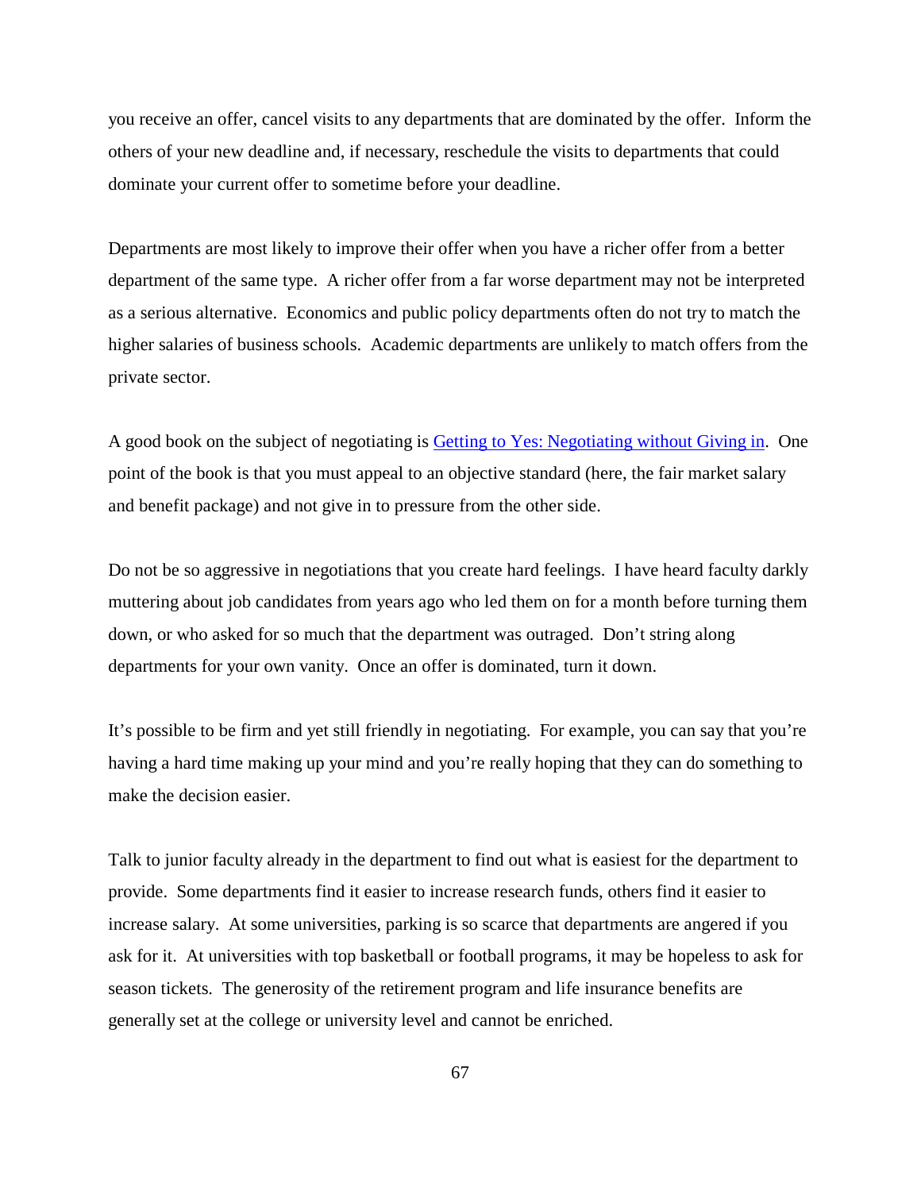you receive an offer, cancel visits to any departments that are dominated by the offer. Inform the others of your new deadline and, if necessary, reschedule the visits to departments that could dominate your current offer to sometime before your deadline.

Departments are most likely to improve their offer when you have a richer offer from a better department of the same type. A richer offer from a far worse department may not be interpreted as a serious alternative. Economics and public policy departments often do not try to match the higher salaries of business schools. Academic departments are unlikely to match offers from the private sector.

A good book on the subject of negotiating is Getting to Yes: Negotiating without Giving in. One point of the book is that you must appeal to an objective standard (here, the fair market salary and benefit package) and not give in to pressure from the other side.

Do not be so aggressive in negotiations that you create hard feelings. I have heard faculty darkly muttering about job candidates from years ago who led them on for a month before turning them down, or who asked for so much that the department was outraged. Don't string along departments for your own vanity. Once an offer is dominated, turn it down.

It's possible to be firm and yet still friendly in negotiating. For example, you can say that you're having a hard time making up your mind and you're really hoping that they can do something to make the decision easier.

Talk to junior faculty already in the department to find out what is easiest for the department to provide. Some departments find it easier to increase research funds, others find it easier to increase salary. At some universities, parking is so scarce that departments are angered if you ask for it. At universities with top basketball or football programs, it may be hopeless to ask for season tickets. The generosity of the retirement program and life insurance benefits are generally set at the college or university level and cannot be enriched.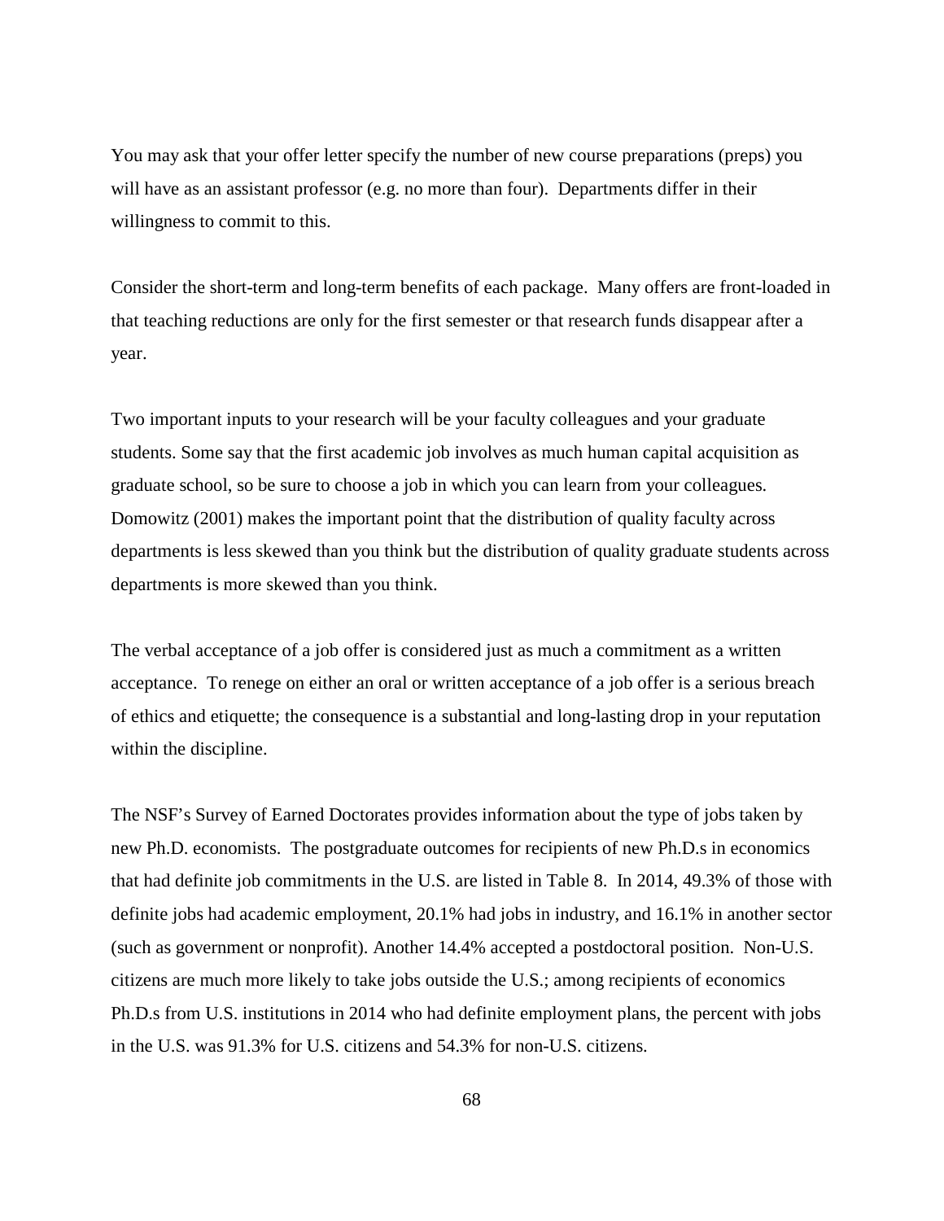You may ask that your offer letter specify the number of new course preparations (preps) you will have as an assistant professor (e.g. no more than four). Departments differ in their willingness to commit to this.

Consider the short-term and long-term benefits of each package. Many offers are front-loaded in that teaching reductions are only for the first semester or that research funds disappear after a year.

Two important inputs to your research will be your faculty colleagues and your graduate students. Some say that the first academic job involves as much human capital acquisition as graduate school, so be sure to choose a job in which you can learn from your colleagues. Domowitz (2001) makes the important point that the distribution of quality faculty across departments is less skewed than you think but the distribution of quality graduate students across departments is more skewed than you think.

The verbal acceptance of a job offer is considered just as much a commitment as a written acceptance. To renege on either an oral or written acceptance of a job offer is a serious breach of ethics and etiquette; the consequence is a substantial and long-lasting drop in your reputation within the discipline.

The NSF's Survey of Earned Doctorates provides information about the type of jobs taken by new Ph.D. economists. The postgraduate outcomes for recipients of new Ph.D.s in economics that had definite job commitments in the U.S. are listed in Table 8. In 2014, 49.3% of those with definite jobs had academic employment, 20.1% had jobs in industry, and 16.1% in another sector (such as government or nonprofit). Another 14.4% accepted a postdoctoral position. Non-U.S. citizens are much more likely to take jobs outside the U.S.; among recipients of economics Ph.D.s from U.S. institutions in 2014 who had definite employment plans, the percent with jobs in the U.S. was 91.3% for U.S. citizens and 54.3% for non-U.S. citizens.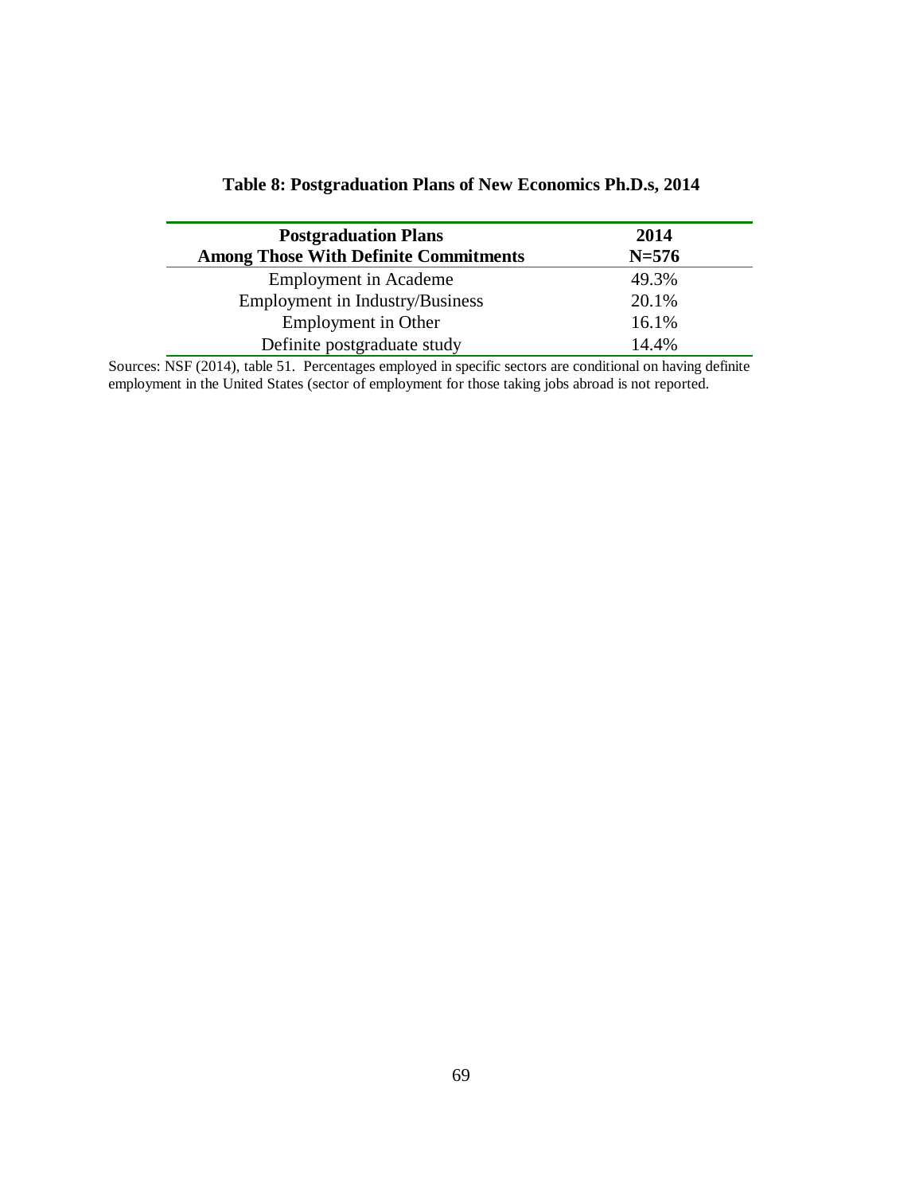**Table 8: Postgraduation Plans of New Economics Ph.D.s, 2014**

| **Postgraduation Plans Among Those With Definite Commitments** | **2014 N=576** |
|---|---|
| Employment in Academe | 49.3% |
| Employment in Industry/Business | 20.1% |
| Employment in Other | 16.1% |
| Definite postgraduate study | 14.4% |

Sources: NSF (2014), table 51. Percentages employed in specific sectors are conditional on having definite employment in the United States (sector of employment for those taking jobs abroad is not reported.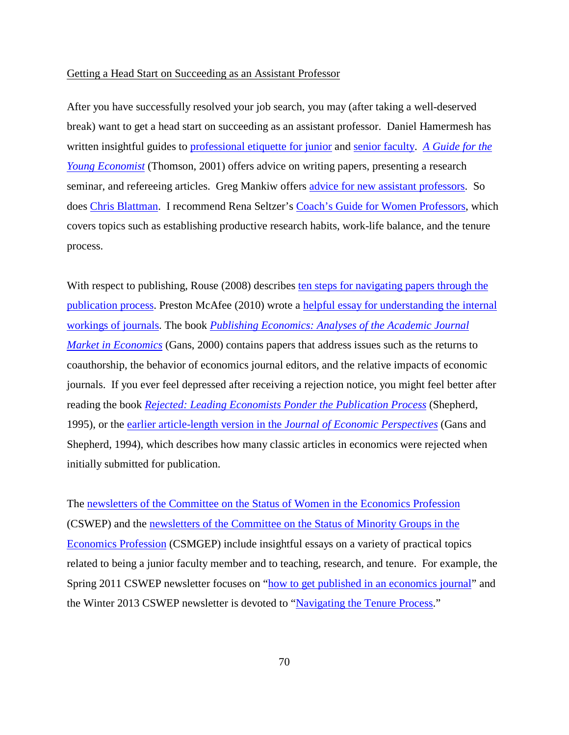## Getting a Head Start on Succeeding as an Assistant Professor

After you have successfully resolved your job search, you may (after taking a well-deserved break) want to get a head start on succeeding as an assistant professor. Daniel Hamermesh has written insightful guides to professional etiquette for junior and senior faculty. *A Guide for the Young Economist* (Thomson, 2001) offers advice on writing papers, presenting a research seminar, and refereeing articles. Greg Mankiw offers advice for new assistant professors. So does Chris Blattman. I recommend Rena Seltzer's Coach's Guide for Women Professors, which covers topics such as establishing productive research habits, work-life balance, and the tenure process.

With respect to publishing, Rouse (2008) describes ten steps for navigating papers through the publication process. Preston McAfee (2010) wrote a helpful essay for understanding the internal workings of journals. The book *Publishing Economics: Analyses of the Academic Journal Market in Economics* (Gans, 2000) contains papers that address issues such as the returns to coauthorship, the behavior of economics journal editors, and the relative impacts of economic journals. If you ever feel depressed after receiving a rejection notice, you might feel better after reading the book *Rejected: Leading Economists Ponder the Publication Process* (Shepherd, 1995), or the earlier article-length version in the *Journal of Economic Perspectives* (Gans and Shepherd, 1994), which describes how many classic articles in economics were rejected when initially submitted for publication.

The newsletters of the Committee on the Status of Women in the Economics Profession (CSWEP) and the newsletters of the Committee on the Status of Minority Groups in the Economics Profession (CSMGEP) include insightful essays on a variety of practical topics related to being a junior faculty member and to teaching, research, and tenure. For example, the Spring 2011 CSWEP newsletter focuses on "how to get published in an economics journal" and the Winter 2013 CSWEP newsletter is devoted to "Navigating the Tenure Process."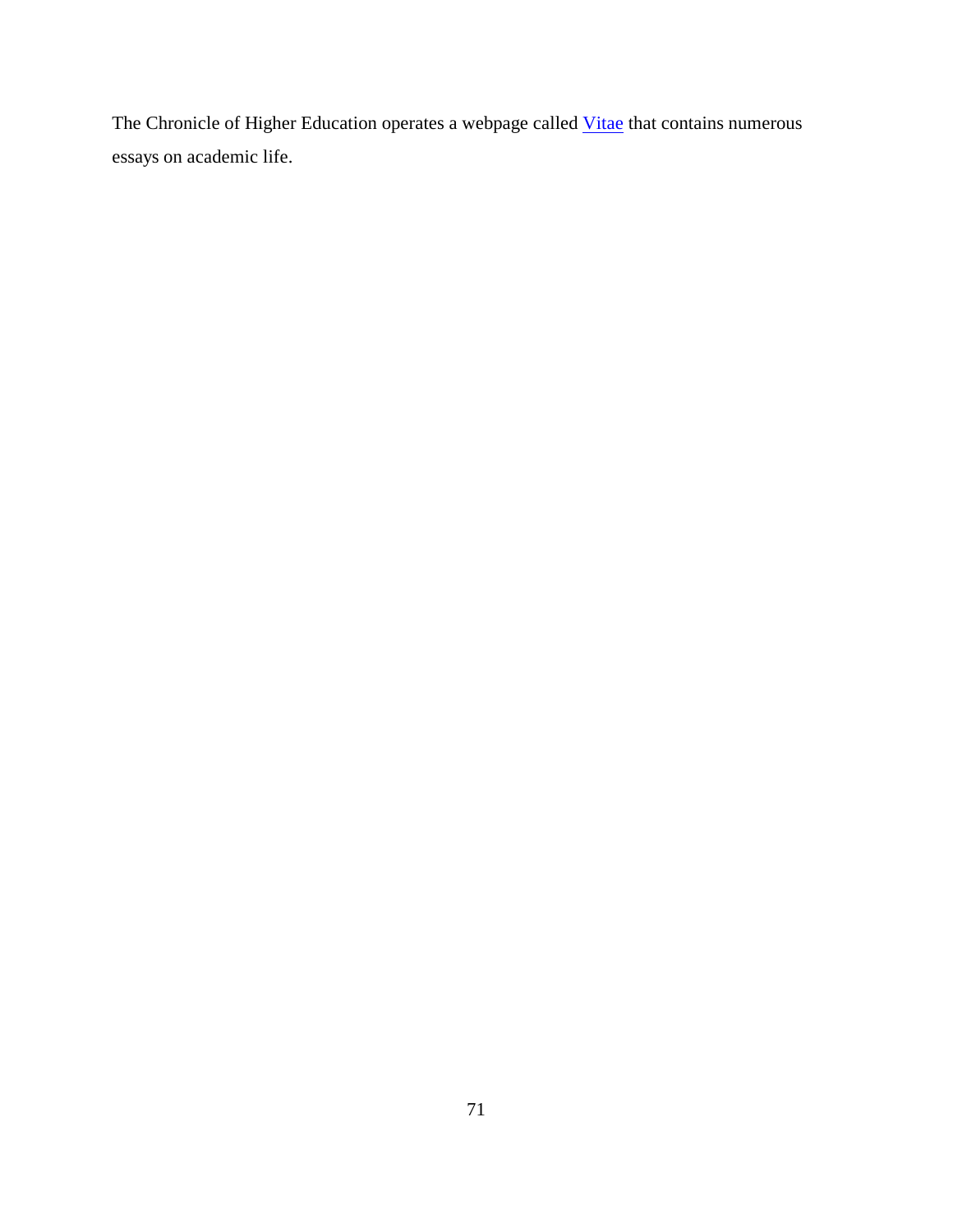The Chronicle of Higher Education operates a webpage called Vitae that contains numerous essays on academic life.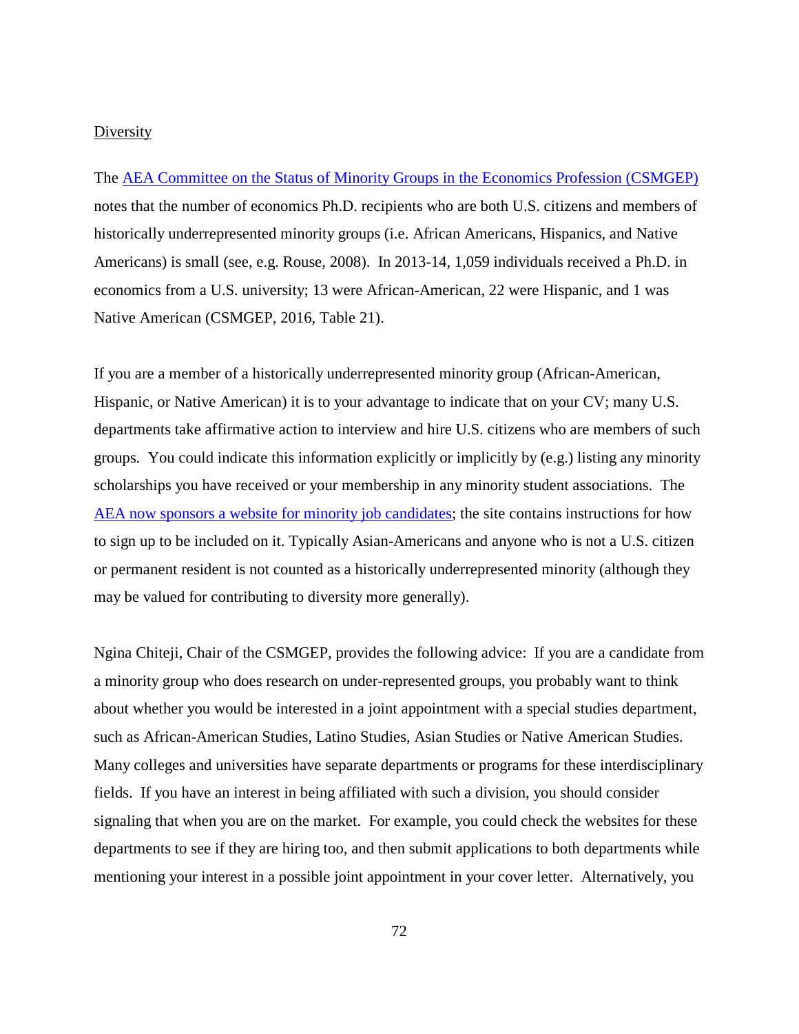Diversity

The AEA Committee on the Status of Minority Groups in the Economics Profession (CSMGEP) notes that the number of economics Ph.D. recipients who are both U.S. citizens and members of historically underrepresented minority groups (i.e. African Americans, Hispanics, and Native Americans) is small (see, e.g. Rouse, 2008). In 2013-14, 1,059 individuals received a Ph.D. in economics from a U.S. university; 13 were African-American, 22 were Hispanic, and 1 was Native American (CSMGEP, 2016, Table 21).

If you are a member of a historically underrepresented minority group (African-American, Hispanic, or Native American) it is to your advantage to indicate that on your CV; many U.S. departments take affirmative action to interview and hire U.S. citizens who are members of such groups. You could indicate this information explicitly or implicitly by (e.g.) listing any minority scholarships you have received or your membership in any minority student associations. The AEA now sponsors a website for minority job candidates; the site contains instructions for how to sign up to be included on it. Typically Asian-Americans and anyone who is not a U.S. citizen or permanent resident is not counted as a historically underrepresented minority (although they may be valued for contributing to diversity more generally).

Ngina Chiteji, Chair of the CSMGEP, provides the following advice: If you are a candidate from a minority group who does research on under-represented groups, you probably want to think about whether you would be interested in a joint appointment with a special studies department, such as African-American Studies, Latino Studies, Asian Studies or Native American Studies. Many colleges and universities have separate departments or programs for these interdisciplinary fields. If you have an interest in being affiliated with such a division, you should consider signaling that when you are on the market. For example, you could check the websites for these departments to see if they are hiring too, and then submit applications to both departments while mentioning your interest in a possible joint appointment in your cover letter. Alternatively, you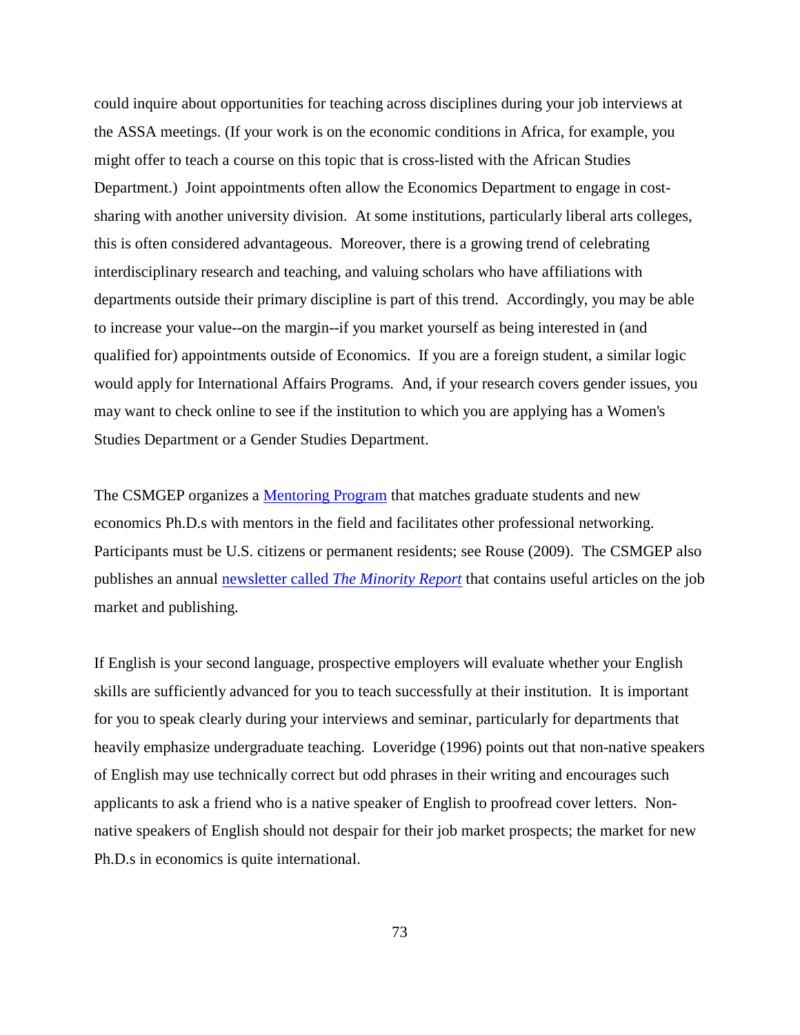could inquire about opportunities for teaching across disciplines during your job interviews at the ASSA meetings. (If your work is on the economic conditions in Africa, for example, you might offer to teach a course on this topic that is cross-listed with the African Studies Department.) Joint appointments often allow the Economics Department to engage in cost-sharing with another university division. At some institutions, particularly liberal arts colleges, this is often considered advantageous. Moreover, there is a growing trend of celebrating interdisciplinary research and teaching, and valuing scholars who have affiliations with departments outside their primary discipline is part of this trend. Accordingly, you may be able to increase your value--on the margin--if you market yourself as being interested in (and qualified for) appointments outside of Economics. If you are a foreign student, a similar logic would apply for International Affairs Programs. And, if your research covers gender issues, you may want to check online to see if the institution to which you are applying has a Women's Studies Department or a Gender Studies Department.

The CSMGEP organizes a Mentoring Program that matches graduate students and new economics Ph.D.s with mentors in the field and facilitates other professional networking. Participants must be U.S. citizens or permanent residents; see Rouse (2009). The CSMGEP also publishes an annual newsletter called *The Minority Report* that contains useful articles on the job market and publishing.

If English is your second language, prospective employers will evaluate whether your English skills are sufficiently advanced for you to teach successfully at their institution. It is important for you to speak clearly during your interviews and seminar, particularly for departments that heavily emphasize undergraduate teaching. Loveridge (1996) points out that non-native speakers of English may use technically correct but odd phrases in their writing and encourages such applicants to ask a friend who is a native speaker of English to proofread cover letters. Non-native speakers of English should not despair for their job market prospects; the market for new Ph.D.s in economics is quite international.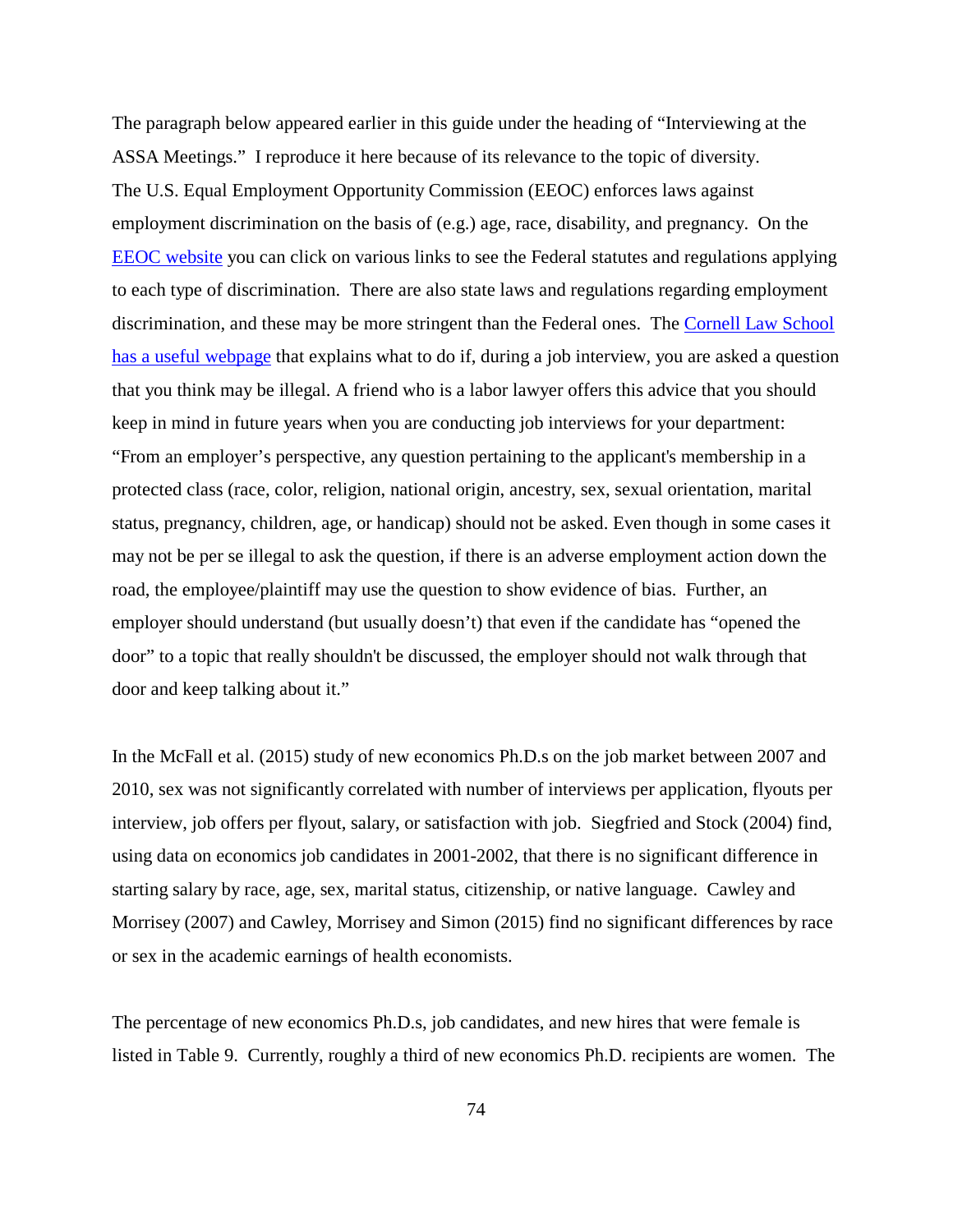The paragraph below appeared earlier in this guide under the heading of "Interviewing at the ASSA Meetings." I reproduce it here because of its relevance to the topic of diversity.

The U.S. Equal Employment Opportunity Commission (EEOC) enforces laws against employment discrimination on the basis of (e.g.) age, race, disability, and pregnancy. On the EEOC website you can click on various links to see the Federal statutes and regulations applying to each type of discrimination. There are also state laws and regulations regarding employment discrimination, and these may be more stringent than the Federal ones. The Cornell Law School has a useful webpage that explains what to do if, during a job interview, you are asked a question that you think may be illegal. A friend who is a labor lawyer offers this advice that you should keep in mind in future years when you are conducting job interviews for your department: "From an employer's perspective, any question pertaining to the applicant's membership in a protected class (race, color, religion, national origin, ancestry, sex, sexual orientation, marital status, pregnancy, children, age, or handicap) should not be asked. Even though in some cases it may not be per se illegal to ask the question, if there is an adverse employment action down the road, the employee/plaintiff may use the question to show evidence of bias. Further, an employer should understand (but usually doesn't) that even if the candidate has "opened the door" to a topic that really shouldn't be discussed, the employer should not walk through that door and keep talking about it."

In the McFall et al. (2015) study of new economics Ph.D.s on the job market between 2007 and 2010, sex was not significantly correlated with number of interviews per application, flyouts per interview, job offers per flyout, salary, or satisfaction with job. Siegfried and Stock (2004) find, using data on economics job candidates in 2001-2002, that there is no significant difference in starting salary by race, age, sex, marital status, citizenship, or native language. Cawley and Morrisey (2007) and Cawley, Morrisey and Simon (2015) find no significant differences by race or sex in the academic earnings of health economists.

The percentage of new economics Ph.D.s, job candidates, and new hires that were female is listed in Table 9. Currently, roughly a third of new economics Ph.D. recipients are women. The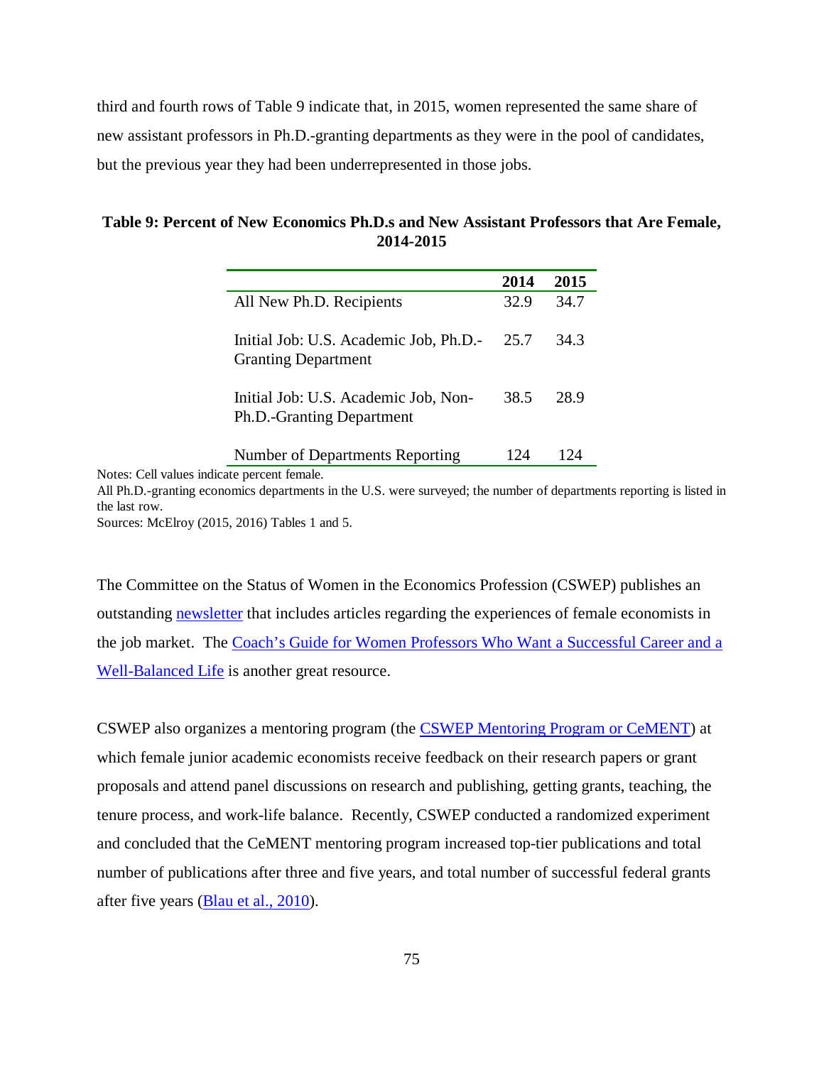third and fourth rows of Table 9 indicate that, in 2015, women represented the same share of new assistant professors in Ph.D.-granting departments as they were in the pool of candidates, but the previous year they had been underrepresented in those jobs.

**Table 9: Percent of New Economics Ph.D.s and New Assistant Professors that Are Female, 2014-2015**

| | 2014 | 2015 |
|---|---|---|
| All New Ph.D. Recipients | 32.9 | 34.7 |
| Initial Job: U.S. Academic Job, Ph.D.-Granting Department | 25.7 | 34.3 |
| Initial Job: U.S. Academic Job, Non-Ph.D.-Granting Department | 38.5 | 28.9 |
| Number of Departments Reporting | 124 | 124 |

Notes: Cell values indicate percent female.
All Ph.D.-granting economics departments in the U.S. were surveyed; the number of departments reporting is listed in the last row.
Sources: McElroy (2015, 2016) Tables 1 and 5.

The Committee on the Status of Women in the Economics Profession (CSWEP) publishes an outstanding newsletter that includes articles regarding the experiences of female economists in the job market. The Coach's Guide for Women Professors Who Want a Successful Career and a Well-Balanced Life is another great resource.

CSWEP also organizes a mentoring program (the CSWEP Mentoring Program or CeMENT) at which female junior academic economists receive feedback on their research papers or grant proposals and attend panel discussions on research and publishing, getting grants, teaching, the tenure process, and work-life balance. Recently, CSWEP conducted a randomized experiment and concluded that the CeMENT mentoring program increased top-tier publications and total number of publications after three and five years, and total number of successful federal grants after five years (Blau et al., 2010).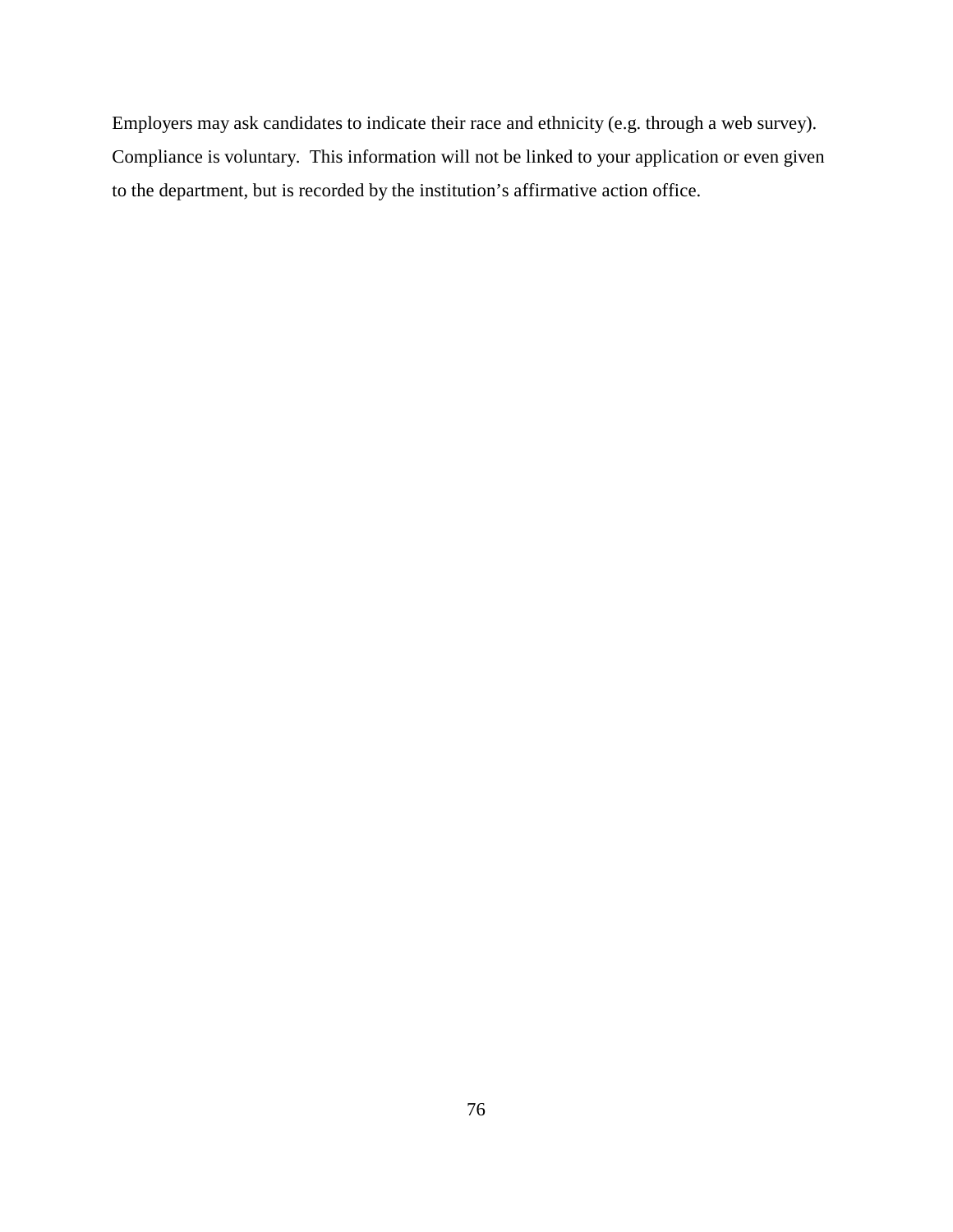Employers may ask candidates to indicate their race and ethnicity (e.g. through a web survey). Compliance is voluntary. This information will not be linked to your application or even given to the department, but is recorded by the institution's affirmative action office.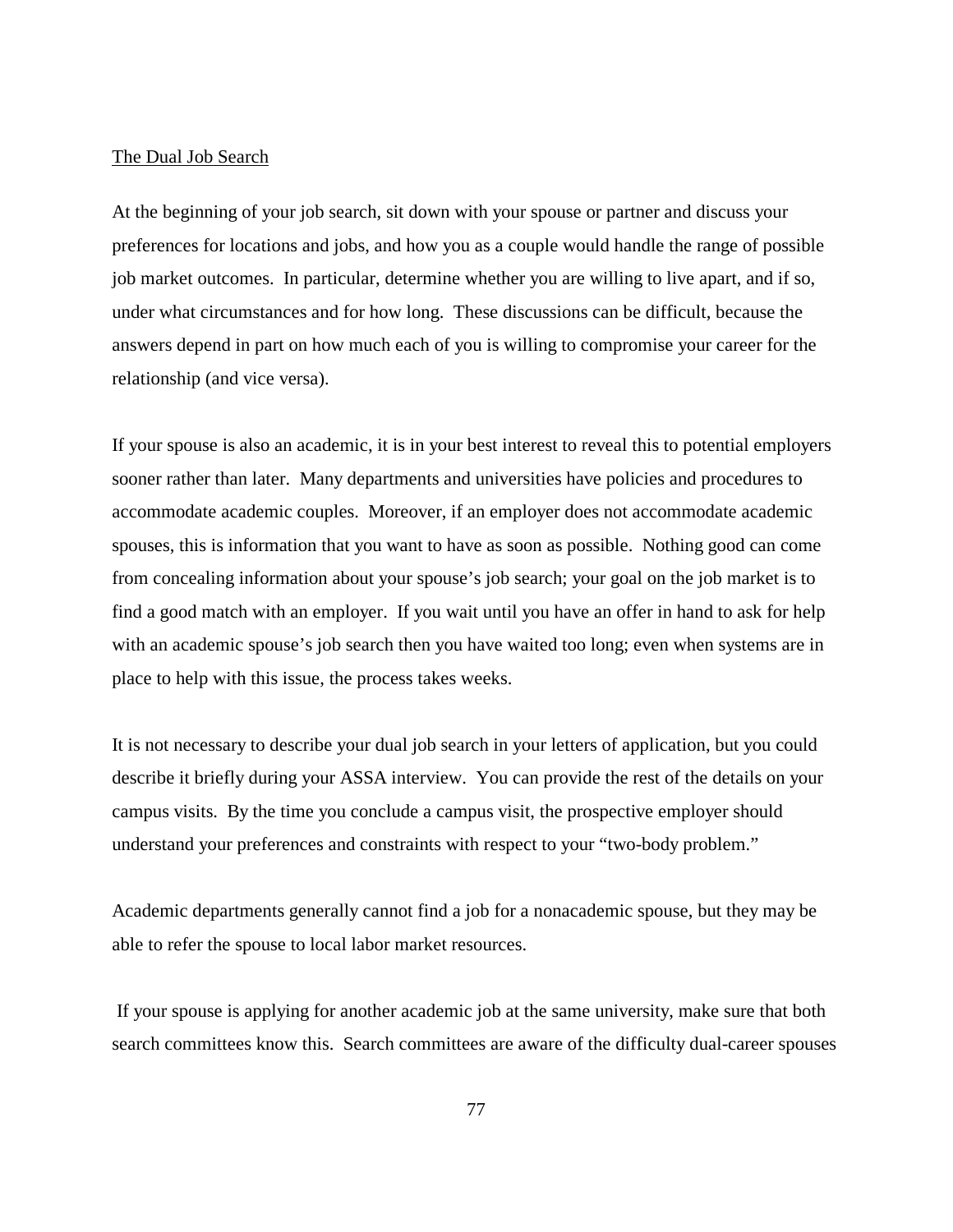The Dual Job Search

At the beginning of your job search, sit down with your spouse or partner and discuss your preferences for locations and jobs, and how you as a couple would handle the range of possible job market outcomes. In particular, determine whether you are willing to live apart, and if so, under what circumstances and for how long. These discussions can be difficult, because the answers depend in part on how much each of you is willing to compromise your career for the relationship (and vice versa).

If your spouse is also an academic, it is in your best interest to reveal this to potential employers sooner rather than later. Many departments and universities have policies and procedures to accommodate academic couples. Moreover, if an employer does not accommodate academic spouses, this is information that you want to have as soon as possible. Nothing good can come from concealing information about your spouse's job search; your goal on the job market is to find a good match with an employer. If you wait until you have an offer in hand to ask for help with an academic spouse's job search then you have waited too long; even when systems are in place to help with this issue, the process takes weeks.

It is not necessary to describe your dual job search in your letters of application, but you could describe it briefly during your ASSA interview. You can provide the rest of the details on your campus visits. By the time you conclude a campus visit, the prospective employer should understand your preferences and constraints with respect to your "two-body problem."

Academic departments generally cannot find a job for a nonacademic spouse, but they may be able to refer the spouse to local labor market resources.

If your spouse is applying for another academic job at the same university, make sure that both search committees know this. Search committees are aware of the difficulty dual-career spouses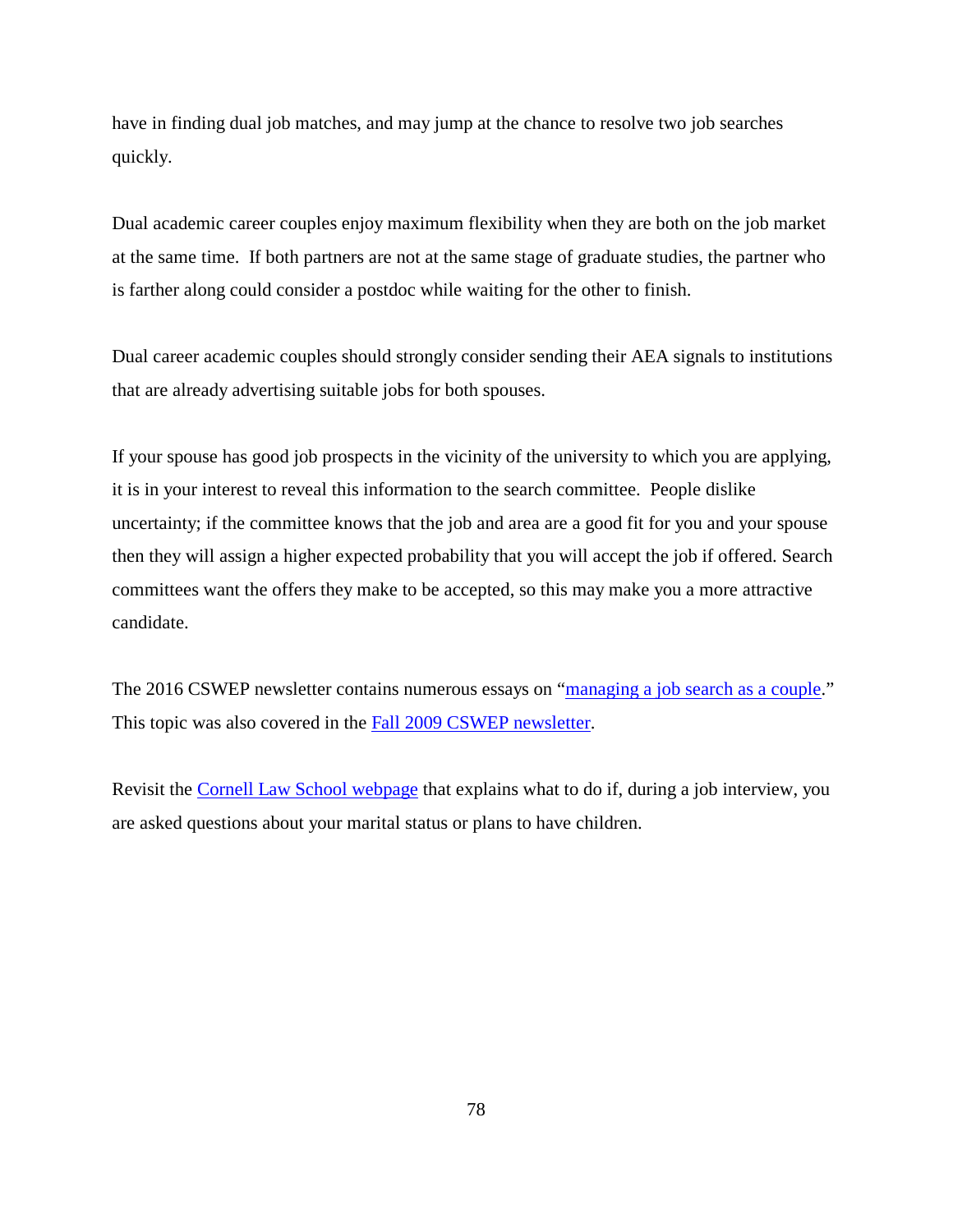have in finding dual job matches, and may jump at the chance to resolve two job searches quickly.

Dual academic career couples enjoy maximum flexibility when they are both on the job market at the same time. If both partners are not at the same stage of graduate studies, the partner who is farther along could consider a postdoc while waiting for the other to finish.

Dual career academic couples should strongly consider sending their AEA signals to institutions that are already advertising suitable jobs for both spouses.

If your spouse has good job prospects in the vicinity of the university to which you are applying, it is in your interest to reveal this information to the search committee. People dislike uncertainty; if the committee knows that the job and area are a good fit for you and your spouse then they will assign a higher expected probability that you will accept the job if offered. Search committees want the offers they make to be accepted, so this may make you a more attractive candidate.

The 2016 CSWEP newsletter contains numerous essays on "managing a job search as a couple." This topic was also covered in the Fall 2009 CSWEP newsletter.

Revisit the Cornell Law School webpage that explains what to do if, during a job interview, you are asked questions about your marital status or plans to have children.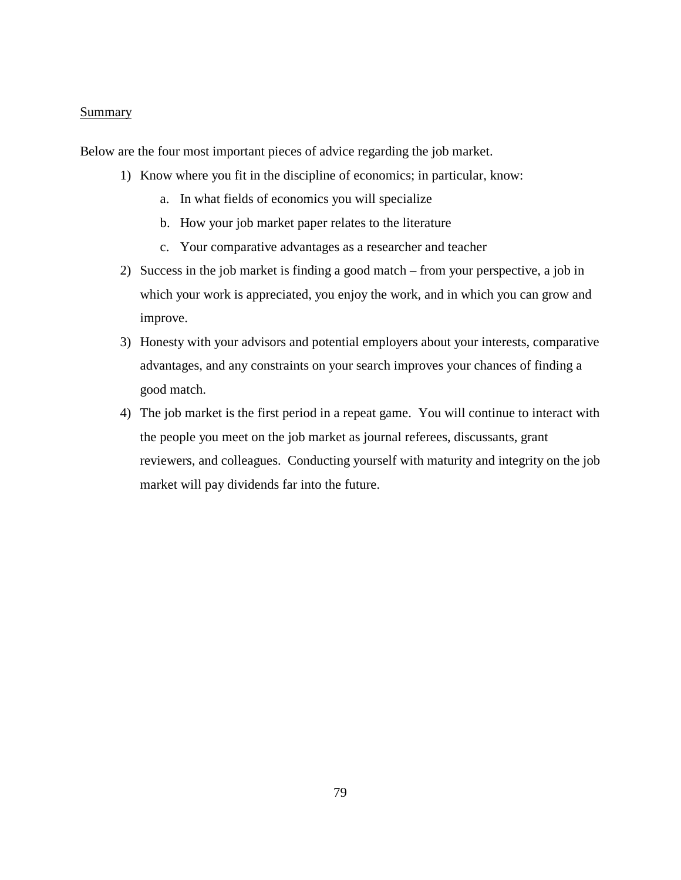## Summary

Below are the four most important pieces of advice regarding the job market.

1) Know where you fit in the discipline of economics; in particular, know:
   a. In what fields of economics you will specialize
   b. How your job market paper relates to the literature
   c. Your comparative advantages as a researcher and teacher
2) Success in the job market is finding a good match – from your perspective, a job in which your work is appreciated, you enjoy the work, and in which you can grow and improve.
3) Honesty with your advisors and potential employers about your interests, comparative advantages, and any constraints on your search improves your chances of finding a good match.
4) The job market is the first period in a repeat game. You will continue to interact with the people you meet on the job market as journal referees, discussants, grant reviewers, and colleagues. Conducting yourself with maturity and integrity on the job market will pay dividends far into the future.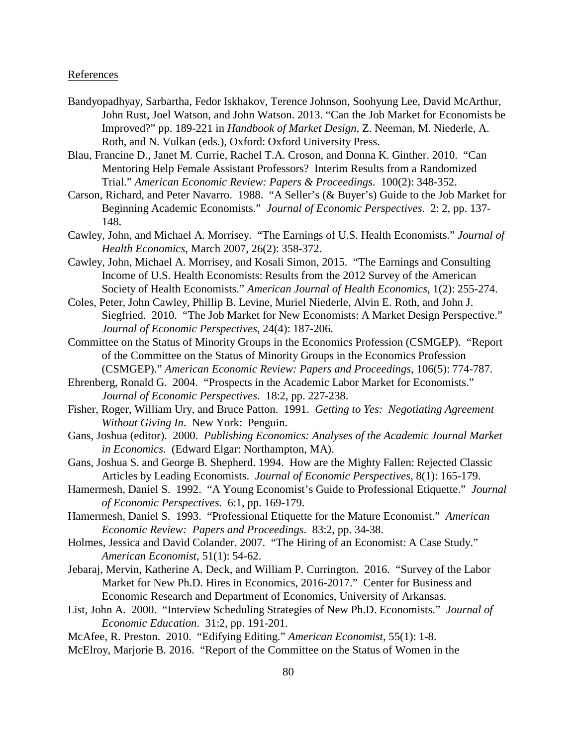References

Bandyopadhyay, Sarbartha, Fedor Iskhakov, Terence Johnson, Soohyung Lee, David McArthur, John Rust, Joel Watson, and John Watson. 2013. "Can the Job Market for Economists be Improved?" pp. 189-221 in *Handbook of Market Design*, Z. Neeman, M. Niederle, A. Roth, and N. Vulkan (eds.), Oxford: Oxford University Press.

Blau, Francine D., Janet M. Currie, Rachel T.A. Croson, and Donna K. Ginther. 2010. "Can Mentoring Help Female Assistant Professors? Interim Results from a Randomized Trial." *American Economic Review: Papers & Proceedings*. 100(2): 348-352.

Carson, Richard, and Peter Navarro. 1988. "A Seller's (& Buyer's) Guide to the Job Market for Beginning Academic Economists." *Journal of Economic Perspectives*. 2: 2, pp. 137-148.

Cawley, John, and Michael A. Morrisey. "The Earnings of U.S. Health Economists." *Journal of Health Economics*, March 2007, 26(2): 358-372.

Cawley, John, Michael A. Morrisey, and Kosali Simon, 2015. "The Earnings and Consulting Income of U.S. Health Economists: Results from the 2012 Survey of the American Society of Health Economists." *American Journal of Health Economics*, 1(2): 255-274.

Coles, Peter, John Cawley, Phillip B. Levine, Muriel Niederle, Alvin E. Roth, and John J. Siegfried. 2010. "The Job Market for New Economists: A Market Design Perspective." *Journal of Economic Perspectives*, 24(4): 187-206.

Committee on the Status of Minority Groups in the Economics Profession (CSMGEP). "Report of the Committee on the Status of Minority Groups in the Economics Profession (CSMGEP)." *American Economic Review: Papers and Proceedings*, 106(5): 774-787.

Ehrenberg, Ronald G. 2004. "Prospects in the Academic Labor Market for Economists." *Journal of Economic Perspectives*. 18:2, pp. 227-238.

Fisher, Roger, William Ury, and Bruce Patton. 1991. *Getting to Yes: Negotiating Agreement Without Giving In*. New York: Penguin.

Gans, Joshua (editor). 2000. *Publishing Economics: Analyses of the Academic Journal Market in Economics*. (Edward Elgar: Northampton, MA).

Gans, Joshua S. and George B. Shepherd. 1994. How are the Mighty Fallen: Rejected Classic Articles by Leading Economists. *Journal of Economic Perspectives*, 8(1): 165-179.

Hamermesh, Daniel S. 1992. "A Young Economist's Guide to Professional Etiquette." *Journal of Economic Perspectives*. 6:1, pp. 169-179.

Hamermesh, Daniel S. 1993. "Professional Etiquette for the Mature Economist." *American Economic Review: Papers and Proceedings*. 83:2, pp. 34-38.

Holmes, Jessica and David Colander. 2007. "The Hiring of an Economist: A Case Study." *American Economist*, 51(1): 54-62.

Jebaraj, Mervin, Katherine A. Deck, and William P. Currington. 2016. "Survey of the Labor Market for New Ph.D. Hires in Economics, 2016-2017." Center for Business and Economic Research and Department of Economics, University of Arkansas.

List, John A. 2000. "Interview Scheduling Strategies of New Ph.D. Economists." *Journal of Economic Education*. 31:2, pp. 191-201.

McAfee, R. Preston. 2010. "Edifying Editing." *American Economist*, 55(1): 1-8.

McElroy, Marjorie B. 2016. "Report of the Committee on the Status of Women in the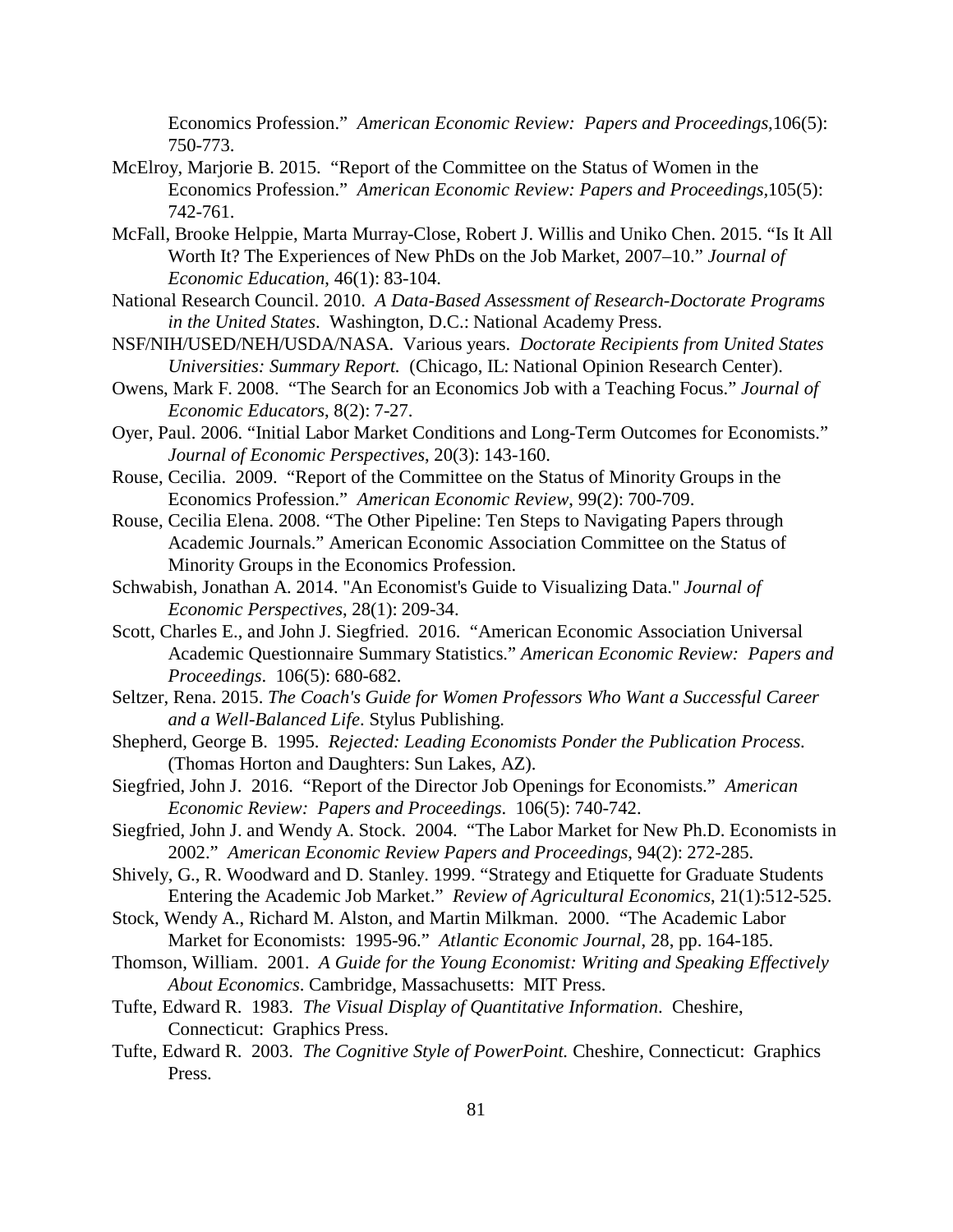Economics Profession." *American Economic Review: Papers and Proceedings*,106(5): 750-773.

McElroy, Marjorie B. 2015. "Report of the Committee on the Status of Women in the Economics Profession." *American Economic Review: Papers and Proceedings*,105(5): 742-761.

McFall, Brooke Helppie, Marta Murray-Close, Robert J. Willis and Uniko Chen. 2015. "Is It All Worth It? The Experiences of New PhDs on the Job Market, 2007–10." *Journal of Economic Education*, 46(1): 83-104.

National Research Council. 2010. *A Data-Based Assessment of Research-Doctorate Programs in the United States*. Washington, D.C.: National Academy Press.

NSF/NIH/USED/NEH/USDA/NASA. Various years. *Doctorate Recipients from United States Universities: Summary Report.* (Chicago, IL: National Opinion Research Center).

Owens, Mark F. 2008. "The Search for an Economics Job with a Teaching Focus." *Journal of Economic Educators*, 8(2): 7-27.

Oyer, Paul. 2006. "Initial Labor Market Conditions and Long-Term Outcomes for Economists." *Journal of Economic Perspectives*, 20(3): 143-160.

Rouse, Cecilia. 2009. "Report of the Committee on the Status of Minority Groups in the Economics Profession." *American Economic Review*, 99(2): 700-709.

Rouse, Cecilia Elena. 2008. "The Other Pipeline: Ten Steps to Navigating Papers through Academic Journals." American Economic Association Committee on the Status of Minority Groups in the Economics Profession.

Schwabish, Jonathan A. 2014. "An Economist's Guide to Visualizing Data." *Journal of Economic Perspectives*, 28(1): 209-34.

Scott, Charles E., and John J. Siegfried. 2016. "American Economic Association Universal Academic Questionnaire Summary Statistics." *American Economic Review: Papers and Proceedings*. 106(5): 680-682.

Seltzer, Rena. 2015. *The Coach's Guide for Women Professors Who Want a Successful Career and a Well-Balanced Life*. Stylus Publishing.

Shepherd, George B. 1995. *Rejected: Leading Economists Ponder the Publication Process*. (Thomas Horton and Daughters: Sun Lakes, AZ).

Siegfried, John J. 2016. "Report of the Director Job Openings for Economists." *American Economic Review: Papers and Proceedings*. 106(5): 740-742.

Siegfried, John J. and Wendy A. Stock. 2004. "The Labor Market for New Ph.D. Economists in 2002." *American Economic Review Papers and Proceedings*, 94(2): 272-285.

Shively, G., R. Woodward and D. Stanley. 1999. "Strategy and Etiquette for Graduate Students Entering the Academic Job Market." *Review of Agricultural Economics*, 21(1):512-525.

Stock, Wendy A., Richard M. Alston, and Martin Milkman. 2000. "The Academic Labor Market for Economists: 1995-96." *Atlantic Economic Journal*, 28, pp. 164-185.

Thomson, William. 2001. *A Guide for the Young Economist: Writing and Speaking Effectively About Economics*. Cambridge, Massachusetts: MIT Press.

Tufte, Edward R. 1983. *The Visual Display of Quantitative Information*. Cheshire, Connecticut: Graphics Press.

Tufte, Edward R. 2003. *The Cognitive Style of PowerPoint.* Cheshire, Connecticut: Graphics Press.